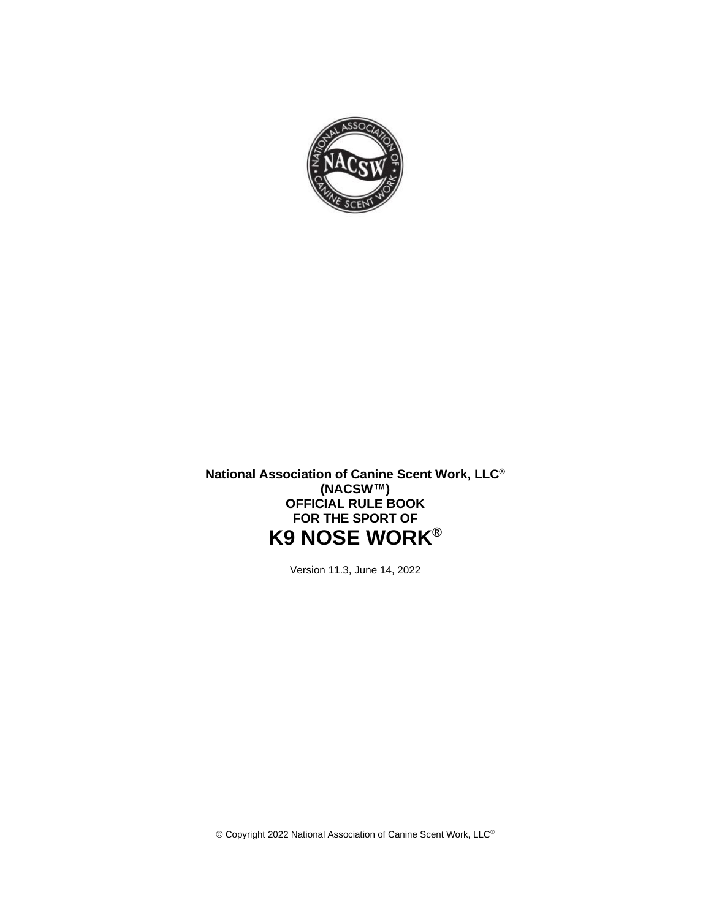**National Association of Canine Scent Work, LLC®**
**(NACSW™)**
**OFFICIAL RULE BOOK**
**FOR THE SPORT OF**

# K9 NOSE WORK®

Version 11.3, June 14, 2022

© Copyright 2022 National Association of Canine Scent Work, LLC®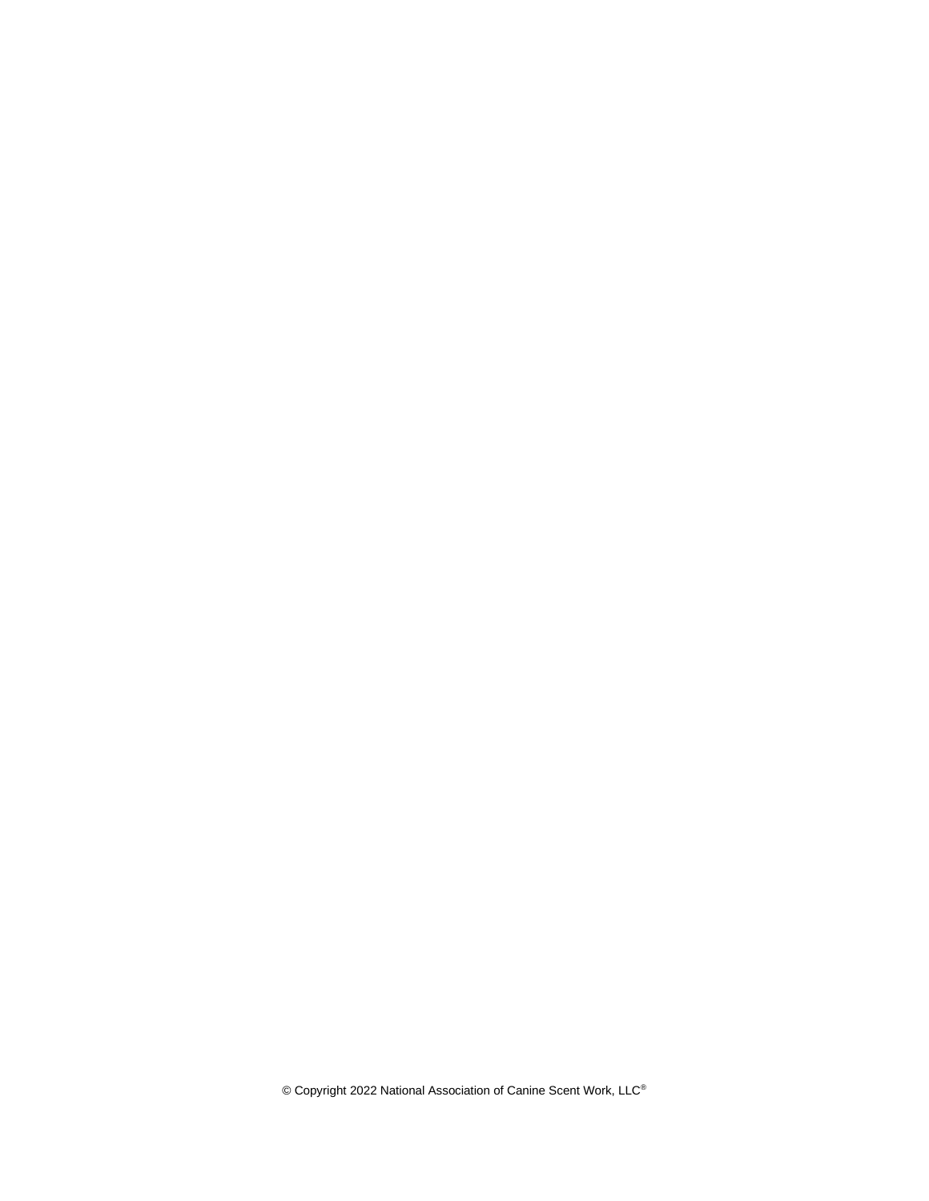© Copyright 2022 National Association of Canine Scent Work, LLC®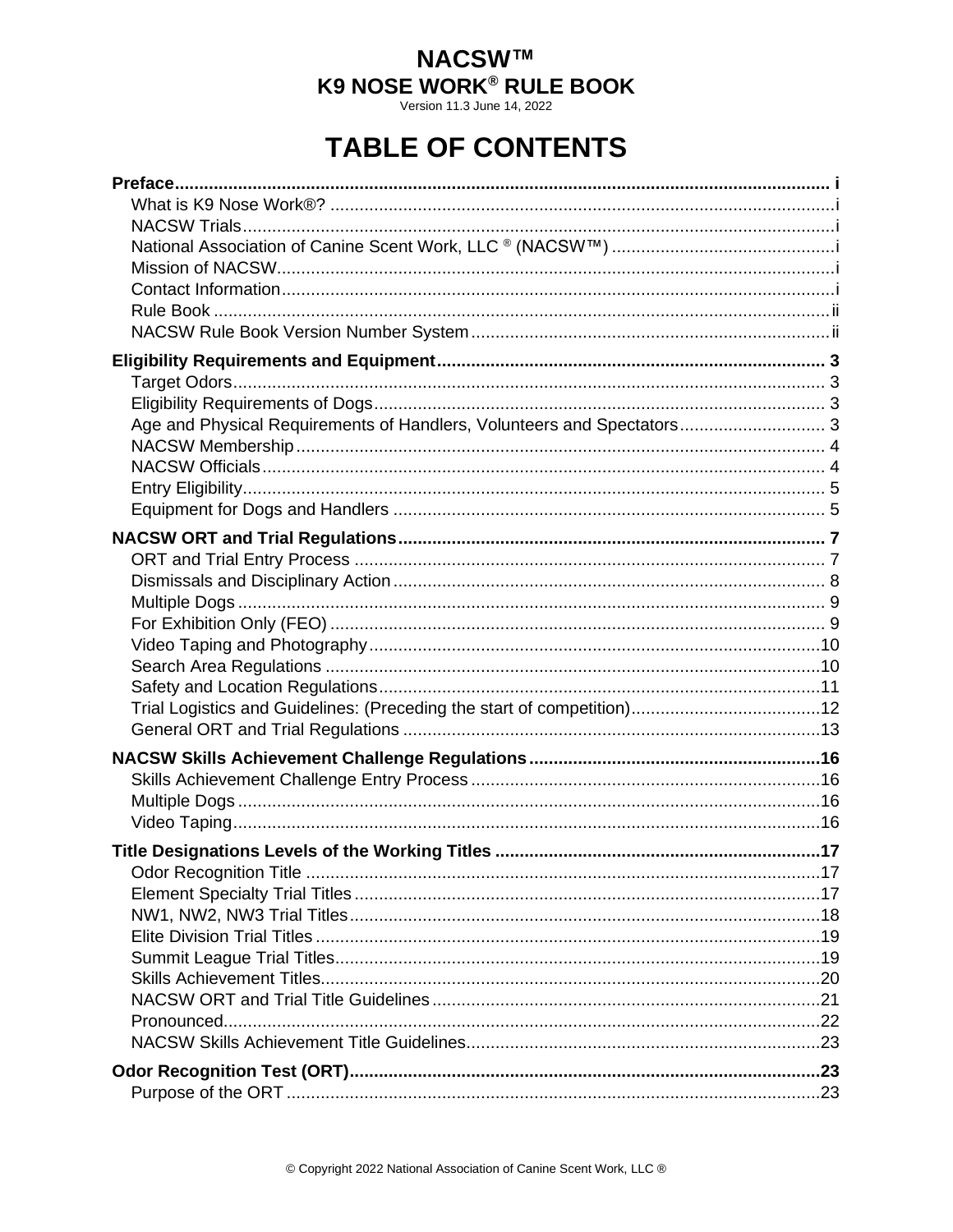# NACSW™
## K9 NOSE WORK® RULE BOOK

Version 11.3 June 14, 2022

# TABLE OF CONTENTS

**Preface** ..... i
- What is K9 Nose Work®? ..... i
- NACSW Trials ..... i
- National Association of Canine Scent Work, LLC ® (NACSW™) ..... i
- Mission of NACSW ..... i
- Contact Information ..... i
- Rule Book ..... ii
- NACSW Rule Book Version Number System ..... ii

**Eligibility Requirements and Equipment** ..... 3
- Target Odors ..... 3
- Eligibility Requirements of Dogs ..... 3
- Age and Physical Requirements of Handlers, Volunteers and Spectators ..... 3
- NACSW Membership ..... 4
- NACSW Officials ..... 4
- Entry Eligibility ..... 5
- Equipment for Dogs and Handlers ..... 5

**NACSW ORT and Trial Regulations** ..... 7
- ORT and Trial Entry Process ..... 7
- Dismissals and Disciplinary Action ..... 8
- Multiple Dogs ..... 9
- For Exhibition Only (FEO) ..... 9
- Video Taping and Photography ..... 10
- Search Area Regulations ..... 10
- Safety and Location Regulations ..... 11
- Trial Logistics and Guidelines: (Preceding the start of competition) ..... 12
- General ORT and Trial Regulations ..... 13

**NACSW Skills Achievement Challenge Regulations** ..... 16
- Skills Achievement Challenge Entry Process ..... 16
- Multiple Dogs ..... 16
- Video Taping ..... 16

**Title Designations Levels of the Working Titles** ..... 17
- Odor Recognition Title ..... 17
- Element Specialty Trial Titles ..... 17
- NW1, NW2, NW3 Trial Titles ..... 18
- Elite Division Trial Titles ..... 19
- Summit League Trial Titles ..... 19
- Skills Achievement Titles ..... 20
- NACSW ORT and Trial Title Guidelines ..... 21
- Pronounced ..... 22
- NACSW Skills Achievement Title Guidelines ..... 23

**Odor Recognition Test (ORT)** ..... 23
- Purpose of the ORT ..... 23

© Copyright 2022 National Association of Canine Scent Work, LLC ®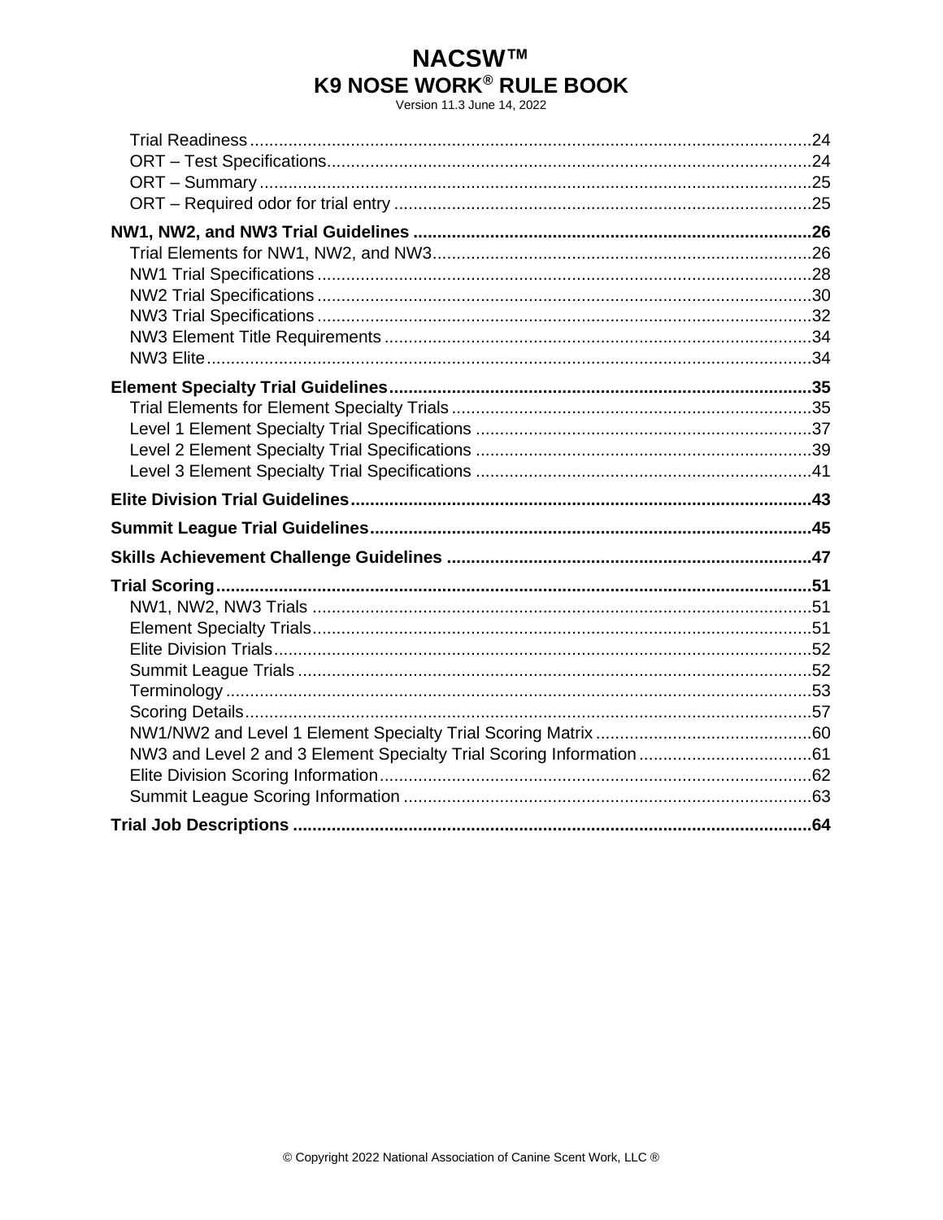Trial Readiness .....24
ORT – Test Specifications.....24
ORT – Summary .....25
ORT – Required odor for trial entry .....25

**NW1, NW2, and NW3 Trial Guidelines .....26**

Trial Elements for NW1, NW2, and NW3.....26
NW1 Trial Specifications .....28
NW2 Trial Specifications .....30
NW3 Trial Specifications .....32
NW3 Element Title Requirements .....34
NW3 Elite.....34

**Element Specialty Trial Guidelines.....35**

Trial Elements for Element Specialty Trials .....35
Level 1 Element Specialty Trial Specifications .....37
Level 2 Element Specialty Trial Specifications .....39
Level 3 Element Specialty Trial Specifications .....41

**Elite Division Trial Guidelines.....43**

**Summit League Trial Guidelines.....45**

**Skills Achievement Challenge Guidelines .....47**

**Trial Scoring.....51**

NW1, NW2, NW3 Trials .....51
Element Specialty Trials.....51
Elite Division Trials.....52
Summit League Trials .....52
Terminology .....53
Scoring Details.....57
NW1/NW2 and Level 1 Element Specialty Trial Scoring Matrix .....60
NW3 and Level 2 and 3 Element Specialty Trial Scoring Information .....61
Elite Division Scoring Information.....62
Summit League Scoring Information .....63

**Trial Job Descriptions .....64**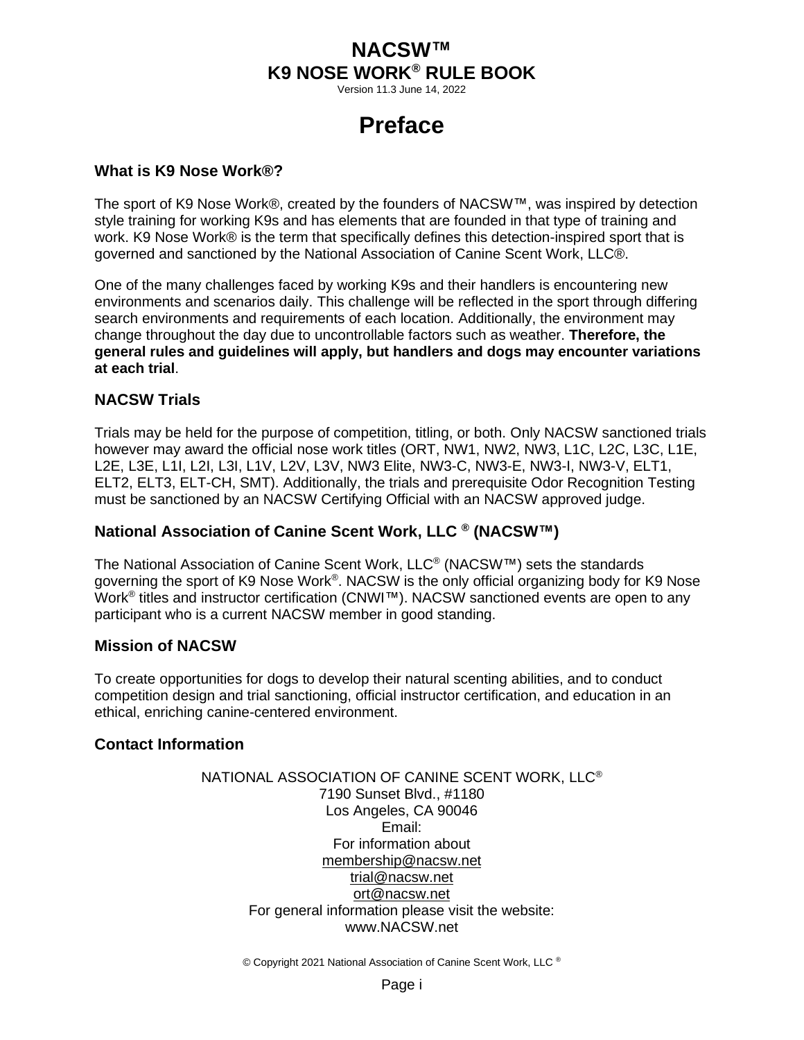# NACSW™
# K9 NOSE WORK® RULE BOOK

Version 11.3 June 14, 2022

# Preface

### What is K9 Nose Work®?

The sport of K9 Nose Work®, created by the founders of NACSW™, was inspired by detection style training for working K9s and has elements that are founded in that type of training and work. K9 Nose Work® is the term that specifically defines this detection-inspired sport that is governed and sanctioned by the National Association of Canine Scent Work, LLC®.

One of the many challenges faced by working K9s and their handlers is encountering new environments and scenarios daily. This challenge will be reflected in the sport through differing search environments and requirements of each location. Additionally, the environment may change throughout the day due to uncontrollable factors such as weather. **Therefore, the general rules and guidelines will apply, but handlers and dogs may encounter variations at each trial**.

### NACSW Trials

Trials may be held for the purpose of competition, titling, or both. Only NACSW sanctioned trials however may award the official nose work titles (ORT, NW1, NW2, NW3, L1C, L2C, L3C, L1E, L2E, L3E, L1I, L2I, L3I, L1V, L2V, L3V, NW3 Elite, NW3-C, NW3-E, NW3-I, NW3-V, ELT1, ELT2, ELT3, ELT-CH, SMT). Additionally, the trials and prerequisite Odor Recognition Testing must be sanctioned by an NACSW Certifying Official with an NACSW approved judge.

### National Association of Canine Scent Work, LLC ® (NACSW™)

The National Association of Canine Scent Work, LLC® (NACSW™) sets the standards governing the sport of K9 Nose Work®. NACSW is the only official organizing body for K9 Nose Work® titles and instructor certification (CNWI™). NACSW sanctioned events are open to any participant who is a current NACSW member in good standing.

### Mission of NACSW

To create opportunities for dogs to develop their natural scenting abilities, and to conduct competition design and trial sanctioning, official instructor certification, and education in an ethical, enriching canine-centered environment.

### Contact Information

NATIONAL ASSOCIATION OF CANINE SCENT WORK, LLC®
7190 Sunset Blvd., #1180
Los Angeles, CA 90046
Email:
For information about
membership@nacsw.net
trial@nacsw.net
ort@nacsw.net
For general information please visit the website:
www.NACSW.net

© Copyright 2021 National Association of Canine Scent Work, LLC ®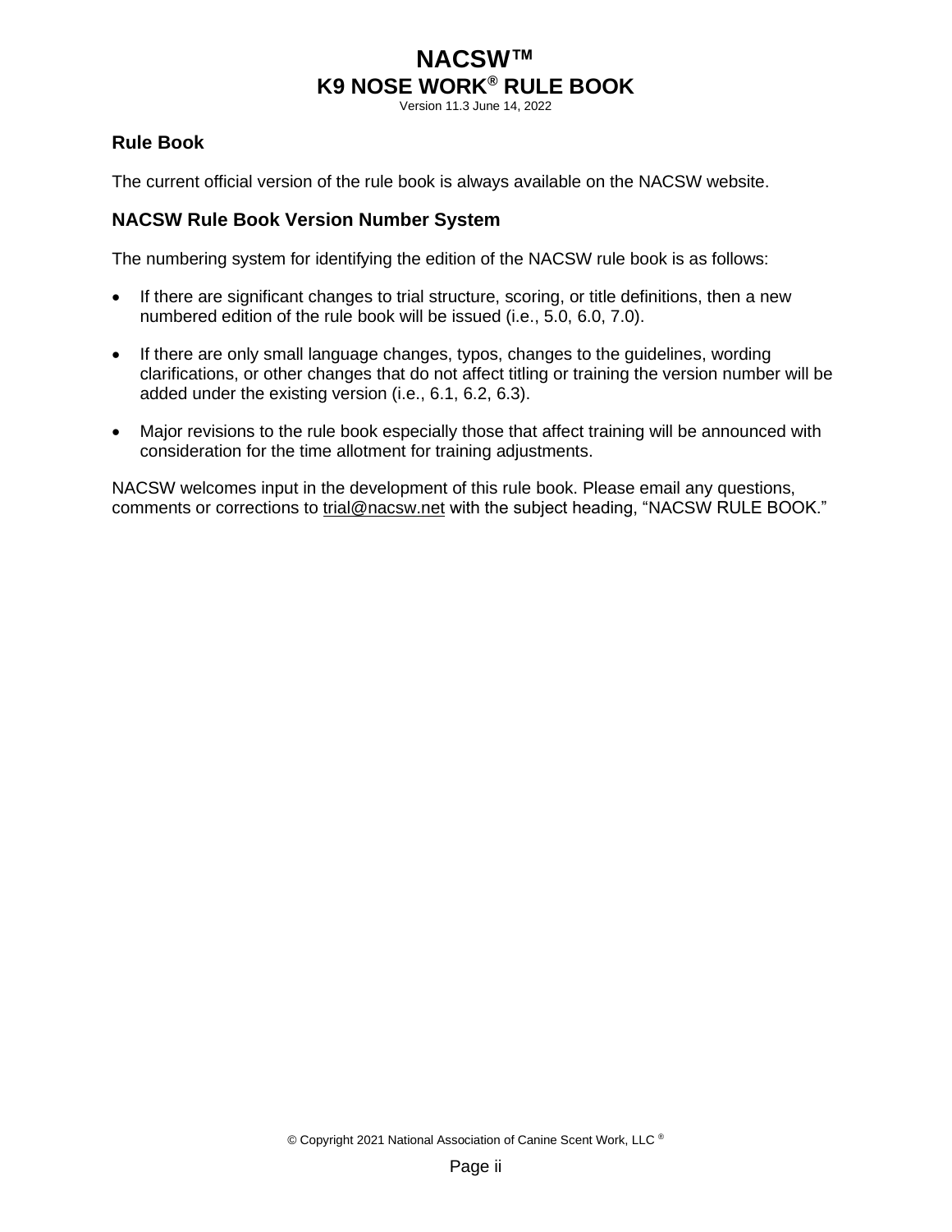## Rule Book

The current official version of the rule book is always available on the NACSW website.

## NACSW Rule Book Version Number System

The numbering system for identifying the edition of the NACSW rule book is as follows:

- If there are significant changes to trial structure, scoring, or title definitions, then a new numbered edition of the rule book will be issued (i.e., 5.0, 6.0, 7.0).
- If there are only small language changes, typos, changes to the guidelines, wording clarifications, or other changes that do not affect titling or training the version number will be added under the existing version (i.e., 6.1, 6.2, 6.3).
- Major revisions to the rule book especially those that affect training will be announced with consideration for the time allotment for training adjustments.

NACSW welcomes input in the development of this rule book. Please email any questions, comments or corrections to trial@nacsw.net with the subject heading, "NACSW RULE BOOK."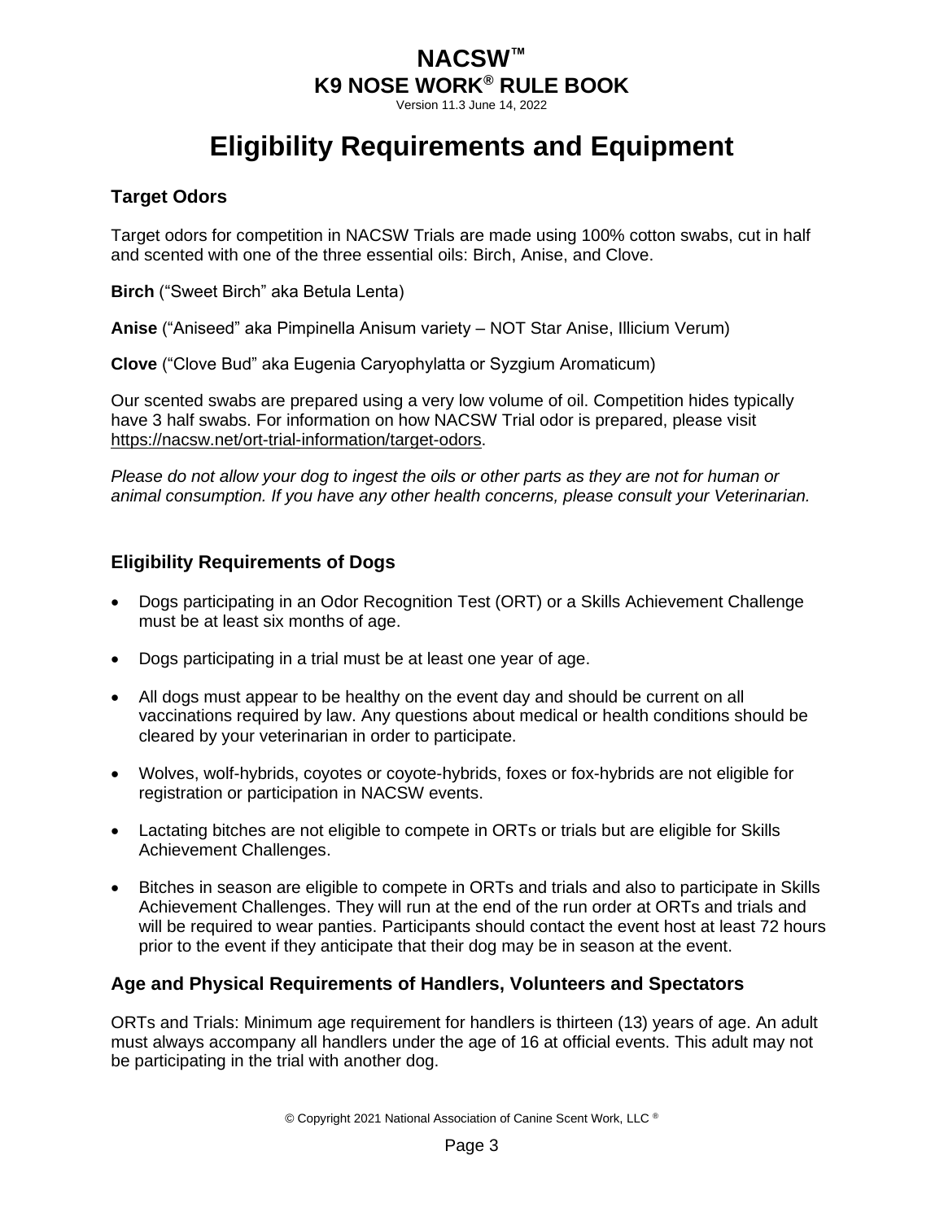# Eligibility Requirements and Equipment

## Target Odors

Target odors for competition in NACSW Trials are made using 100% cotton swabs, cut in half and scented with one of the three essential oils: Birch, Anise, and Clove.

**Birch** ("Sweet Birch" aka Betula Lenta)

**Anise** ("Aniseed" aka Pimpinella Anisum variety – NOT Star Anise, Illicium Verum)

**Clove** ("Clove Bud" aka Eugenia Caryophylatta or Syzgium Aromaticum)

Our scented swabs are prepared using a very low volume of oil. Competition hides typically have 3 half swabs. For information on how NACSW Trial odor is prepared, please visit https://nacsw.net/ort-trial-information/target-odors.

*Please do not allow your dog to ingest the oils or other parts as they are not for human or animal consumption. If you have any other health concerns, please consult your Veterinarian.*

## Eligibility Requirements of Dogs

- Dogs participating in an Odor Recognition Test (ORT) or a Skills Achievement Challenge must be at least six months of age.
- Dogs participating in a trial must be at least one year of age.
- All dogs must appear to be healthy on the event day and should be current on all vaccinations required by law. Any questions about medical or health conditions should be cleared by your veterinarian in order to participate.
- Wolves, wolf-hybrids, coyotes or coyote-hybrids, foxes or fox-hybrids are not eligible for registration or participation in NACSW events.
- Lactating bitches are not eligible to compete in ORTs or trials but are eligible for Skills Achievement Challenges.
- Bitches in season are eligible to compete in ORTs and trials and also to participate in Skills Achievement Challenges. They will run at the end of the run order at ORTs and trials and will be required to wear panties. Participants should contact the event host at least 72 hours prior to the event if they anticipate that their dog may be in season at the event.

## Age and Physical Requirements of Handlers, Volunteers and Spectators

ORTs and Trials: Minimum age requirement for handlers is thirteen (13) years of age. An adult must always accompany all handlers under the age of 16 at official events. This adult may not be participating in the trial with another dog.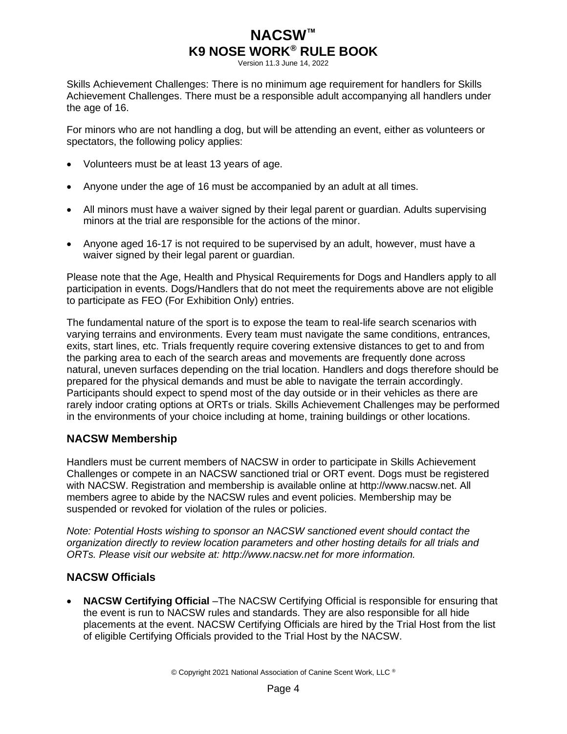Skills Achievement Challenges: There is no minimum age requirement for handlers for Skills Achievement Challenges. There must be a responsible adult accompanying all handlers under the age of 16.

For minors who are not handling a dog, but will be attending an event, either as volunteers or spectators, the following policy applies:

- Volunteers must be at least 13 years of age.
- Anyone under the age of 16 must be accompanied by an adult at all times.
- All minors must have a waiver signed by their legal parent or guardian. Adults supervising minors at the trial are responsible for the actions of the minor.
- Anyone aged 16-17 is not required to be supervised by an adult, however, must have a waiver signed by their legal parent or guardian.

Please note that the Age, Health and Physical Requirements for Dogs and Handlers apply to all participation in events. Dogs/Handlers that do not meet the requirements above are not eligible to participate as FEO (For Exhibition Only) entries.

The fundamental nature of the sport is to expose the team to real-life search scenarios with varying terrains and environments. Every team must navigate the same conditions, entrances, exits, start lines, etc. Trials frequently require covering extensive distances to get to and from the parking area to each of the search areas and movements are frequently done across natural, uneven surfaces depending on the trial location. Handlers and dogs therefore should be prepared for the physical demands and must be able to navigate the terrain accordingly. Participants should expect to spend most of the day outside or in their vehicles as there are rarely indoor crating options at ORTs or trials. Skills Achievement Challenges may be performed in the environments of your choice including at home, training buildings or other locations.

## NACSW Membership

Handlers must be current members of NACSW in order to participate in Skills Achievement Challenges or compete in an NACSW sanctioned trial or ORT event. Dogs must be registered with NACSW. Registration and membership is available online at http://www.nacsw.net. All members agree to abide by the NACSW rules and event policies. Membership may be suspended or revoked for violation of the rules or policies.

*Note: Potential Hosts wishing to sponsor an NACSW sanctioned event should contact the organization directly to review location parameters and other hosting details for all trials and ORTs. Please visit our website at: http://www.nacsw.net for more information.*

## NACSW Officials

- **NACSW Certifying Official** –The NACSW Certifying Official is responsible for ensuring that the event is run to NACSW rules and standards. They are also responsible for all hide placements at the event. NACSW Certifying Officials are hired by the Trial Host from the list of eligible Certifying Officials provided to the Trial Host by the NACSW.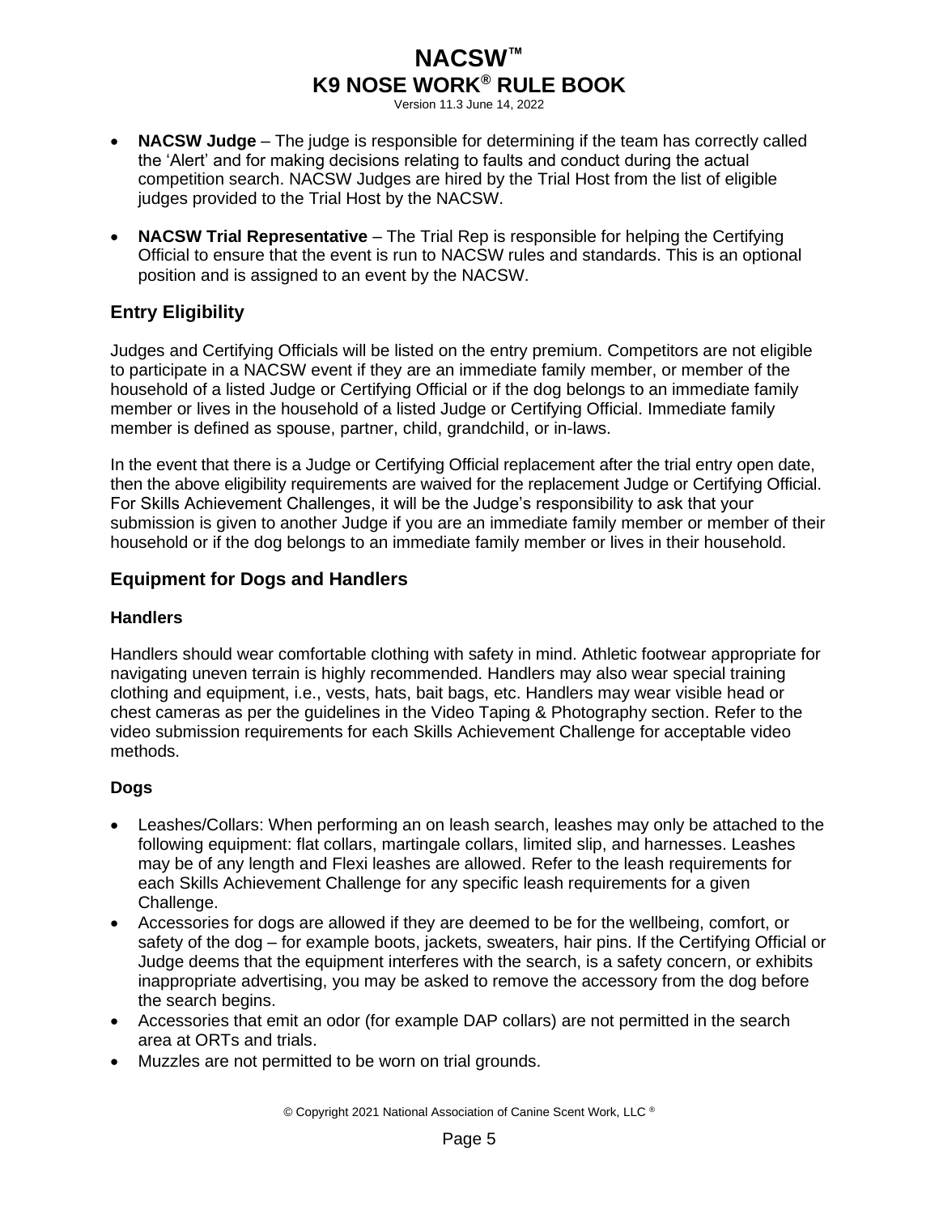- **NACSW Judge** – The judge is responsible for determining if the team has correctly called the 'Alert' and for making decisions relating to faults and conduct during the actual competition search. NACSW Judges are hired by the Trial Host from the list of eligible judges provided to the Trial Host by the NACSW.

- **NACSW Trial Representative** – The Trial Rep is responsible for helping the Certifying Official to ensure that the event is run to NACSW rules and standards. This is an optional position and is assigned to an event by the NACSW.

## Entry Eligibility

Judges and Certifying Officials will be listed on the entry premium. Competitors are not eligible to participate in a NACSW event if they are an immediate family member, or member of the household of a listed Judge or Certifying Official or if the dog belongs to an immediate family member or lives in the household of a listed Judge or Certifying Official. Immediate family member is defined as spouse, partner, child, grandchild, or in-laws.

In the event that there is a Judge or Certifying Official replacement after the trial entry open date, then the above eligibility requirements are waived for the replacement Judge or Certifying Official. For Skills Achievement Challenges, it will be the Judge's responsibility to ask that your submission is given to another Judge if you are an immediate family member or member of their household or if the dog belongs to an immediate family member or lives in their household.

## Equipment for Dogs and Handlers

### Handlers

Handlers should wear comfortable clothing with safety in mind. Athletic footwear appropriate for navigating uneven terrain is highly recommended. Handlers may also wear special training clothing and equipment, i.e., vests, hats, bait bags, etc. Handlers may wear visible head or chest cameras as per the guidelines in the Video Taping & Photography section. Refer to the video submission requirements for each Skills Achievement Challenge for acceptable video methods.

### Dogs

- Leashes/Collars: When performing an on leash search, leashes may only be attached to the following equipment: flat collars, martingale collars, limited slip, and harnesses. Leashes may be of any length and Flexi leashes are allowed. Refer to the leash requirements for each Skills Achievement Challenge for any specific leash requirements for a given Challenge.
- Accessories for dogs are allowed if they are deemed to be for the wellbeing, comfort, or safety of the dog – for example boots, jackets, sweaters, hair pins. If the Certifying Official or Judge deems that the equipment interferes with the search, is a safety concern, or exhibits inappropriate advertising, you may be asked to remove the accessory from the dog before the search begins.
- Accessories that emit an odor (for example DAP collars) are not permitted in the search area at ORTs and trials.
- Muzzles are not permitted to be worn on trial grounds.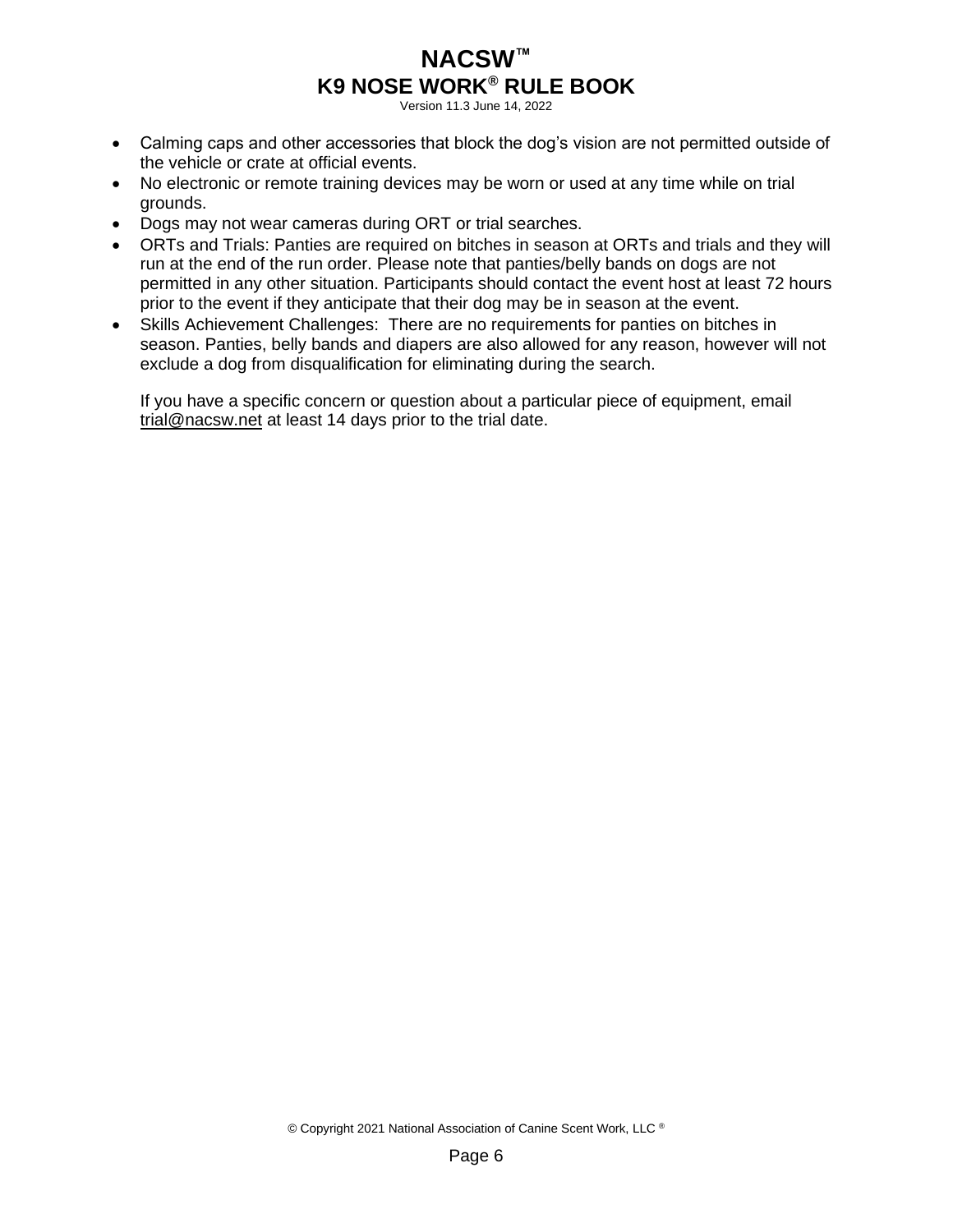- Calming caps and other accessories that block the dog's vision are not permitted outside of the vehicle or crate at official events.
- No electronic or remote training devices may be worn or used at any time while on trial grounds.
- Dogs may not wear cameras during ORT or trial searches.
- ORTs and Trials: Panties are required on bitches in season at ORTs and trials and they will run at the end of the run order. Please note that panties/belly bands on dogs are not permitted in any other situation. Participants should contact the event host at least 72 hours prior to the event if they anticipate that their dog may be in season at the event.
- Skills Achievement Challenges: There are no requirements for panties on bitches in season. Panties, belly bands and diapers are also allowed for any reason, however will not exclude a dog from disqualification for eliminating during the search.

  If you have a specific concern or question about a particular piece of equipment, email trial@nacsw.net at least 14 days prior to the trial date.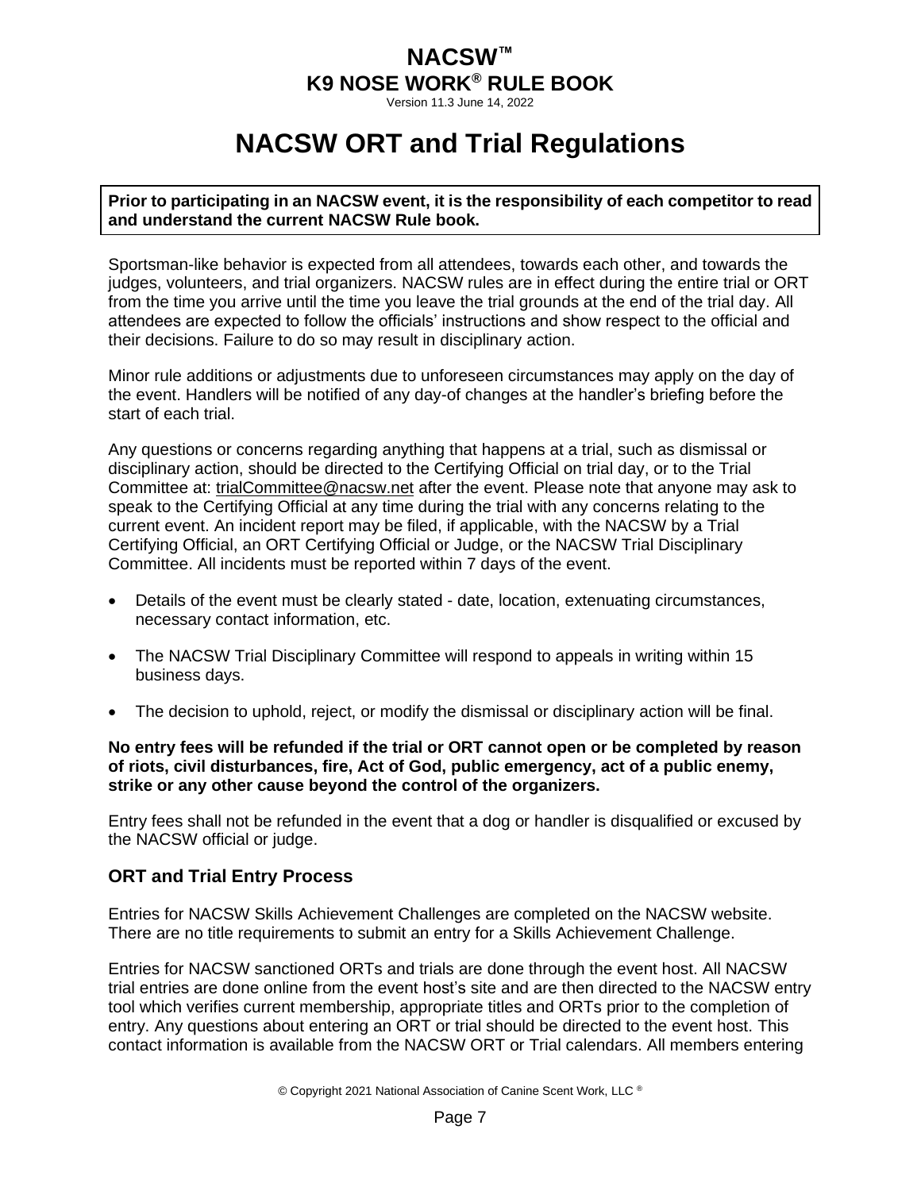# NACSW ORT and Trial Regulations

**Prior to participating in an NACSW event, it is the responsibility of each competitor to read and understand the current NACSW Rule book.**

Sportsman-like behavior is expected from all attendees, towards each other, and towards the judges, volunteers, and trial organizers. NACSW rules are in effect during the entire trial or ORT from the time you arrive until the time you leave the trial grounds at the end of the trial day. All attendees are expected to follow the officials' instructions and show respect to the official and their decisions. Failure to do so may result in disciplinary action.

Minor rule additions or adjustments due to unforeseen circumstances may apply on the day of the event. Handlers will be notified of any day-of changes at the handler's briefing before the start of each trial.

Any questions or concerns regarding anything that happens at a trial, such as dismissal or disciplinary action, should be directed to the Certifying Official on trial day, or to the Trial Committee at: trialCommittee@nacsw.net after the event. Please note that anyone may ask to speak to the Certifying Official at any time during the trial with any concerns relating to the current event. An incident report may be filed, if applicable, with the NACSW by a Trial Certifying Official, an ORT Certifying Official or Judge, or the NACSW Trial Disciplinary Committee. All incidents must be reported within 7 days of the event.

- Details of the event must be clearly stated - date, location, extenuating circumstances, necessary contact information, etc.
- The NACSW Trial Disciplinary Committee will respond to appeals in writing within 15 business days.
- The decision to uphold, reject, or modify the dismissal or disciplinary action will be final.

**No entry fees will be refunded if the trial or ORT cannot open or be completed by reason of riots, civil disturbances, fire, Act of God, public emergency, act of a public enemy, strike or any other cause beyond the control of the organizers.**

Entry fees shall not be refunded in the event that a dog or handler is disqualified or excused by the NACSW official or judge.

## ORT and Trial Entry Process

Entries for NACSW Skills Achievement Challenges are completed on the NACSW website. There are no title requirements to submit an entry for a Skills Achievement Challenge.

Entries for NACSW sanctioned ORTs and trials are done through the event host. All NACSW trial entries are done online from the event host's site and are then directed to the NACSW entry tool which verifies current membership, appropriate titles and ORTs prior to the completion of entry. Any questions about entering an ORT or trial should be directed to the event host. This contact information is available from the NACSW ORT or Trial calendars. All members entering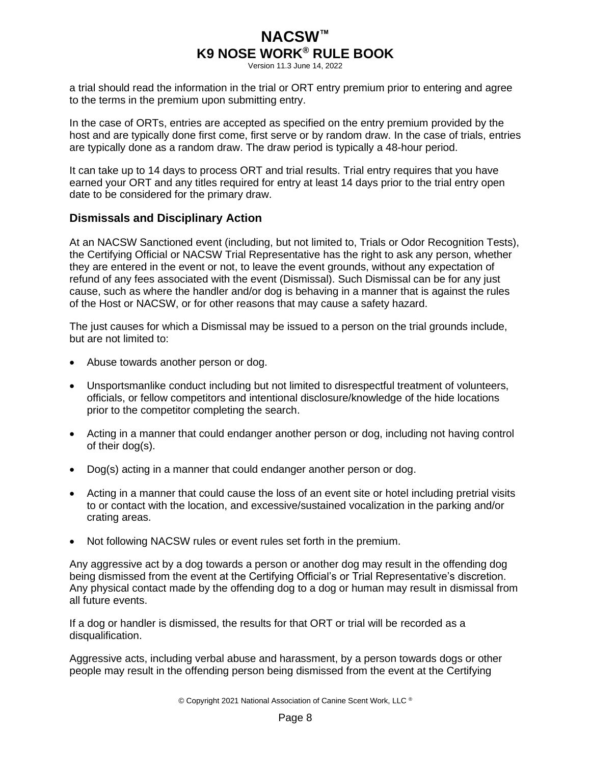a trial should read the information in the trial or ORT entry premium prior to entering and agree to the terms in the premium upon submitting entry.

In the case of ORTs, entries are accepted as specified on the entry premium provided by the host and are typically done first come, first serve or by random draw. In the case of trials, entries are typically done as a random draw. The draw period is typically a 48-hour period.

It can take up to 14 days to process ORT and trial results. Trial entry requires that you have earned your ORT and any titles required for entry at least 14 days prior to the trial entry open date to be considered for the primary draw.

### Dismissals and Disciplinary Action

At an NACSW Sanctioned event (including, but not limited to, Trials or Odor Recognition Tests), the Certifying Official or NACSW Trial Representative has the right to ask any person, whether they are entered in the event or not, to leave the event grounds, without any expectation of refund of any fees associated with the event (Dismissal). Such Dismissal can be for any just cause, such as where the handler and/or dog is behaving in a manner that is against the rules of the Host or NACSW, or for other reasons that may cause a safety hazard.

The just causes for which a Dismissal may be issued to a person on the trial grounds include, but are not limited to:

- Abuse towards another person or dog.
- Unsportsmanlike conduct including but not limited to disrespectful treatment of volunteers, officials, or fellow competitors and intentional disclosure/knowledge of the hide locations prior to the competitor completing the search.
- Acting in a manner that could endanger another person or dog, including not having control of their dog(s).
- Dog(s) acting in a manner that could endanger another person or dog.
- Acting in a manner that could cause the loss of an event site or hotel including pretrial visits to or contact with the location, and excessive/sustained vocalization in the parking and/or crating areas.
- Not following NACSW rules or event rules set forth in the premium.

Any aggressive act by a dog towards a person or another dog may result in the offending dog being dismissed from the event at the Certifying Official's or Trial Representative's discretion. Any physical contact made by the offending dog to a dog or human may result in dismissal from all future events.

If a dog or handler is dismissed, the results for that ORT or trial will be recorded as a disqualification.

Aggressive acts, including verbal abuse and harassment, by a person towards dogs or other people may result in the offending person being dismissed from the event at the Certifying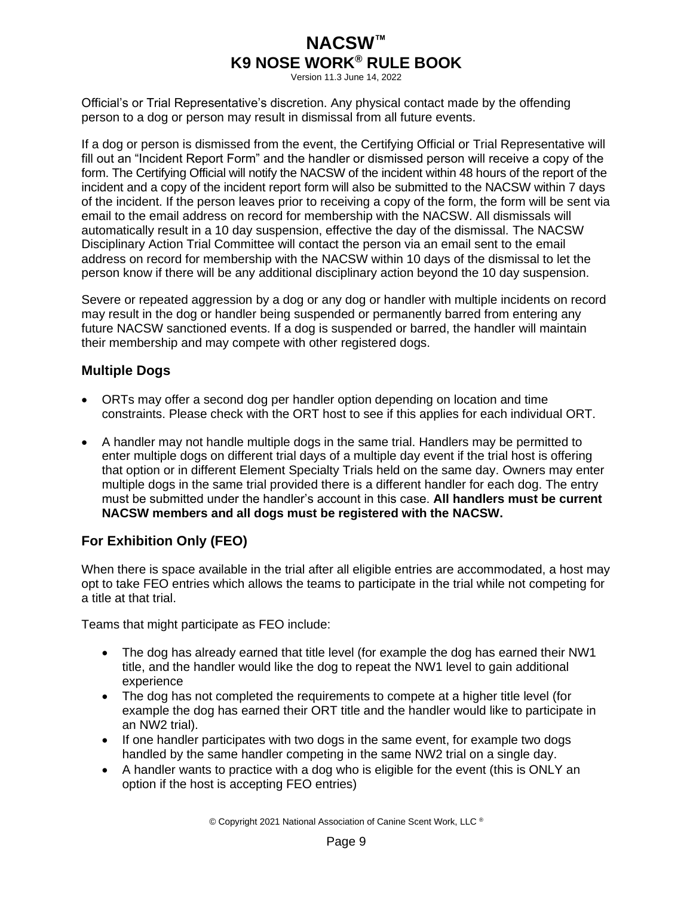Official's or Trial Representative's discretion. Any physical contact made by the offending person to a dog or person may result in dismissal from all future events.

If a dog or person is dismissed from the event, the Certifying Official or Trial Representative will fill out an "Incident Report Form" and the handler or dismissed person will receive a copy of the form. The Certifying Official will notify the NACSW of the incident within 48 hours of the report of the incident and a copy of the incident report form will also be submitted to the NACSW within 7 days of the incident. If the person leaves prior to receiving a copy of the form, the form will be sent via email to the email address on record for membership with the NACSW. All dismissals will automatically result in a 10 day suspension, effective the day of the dismissal. The NACSW Disciplinary Action Trial Committee will contact the person via an email sent to the email address on record for membership with the NACSW within 10 days of the dismissal to let the person know if there will be any additional disciplinary action beyond the 10 day suspension.

Severe or repeated aggression by a dog or any dog or handler with multiple incidents on record may result in the dog or handler being suspended or permanently barred from entering any future NACSW sanctioned events. If a dog is suspended or barred, the handler will maintain their membership and may compete with other registered dogs.

### Multiple Dogs

- ORTs may offer a second dog per handler option depending on location and time constraints. Please check with the ORT host to see if this applies for each individual ORT.
- A handler may not handle multiple dogs in the same trial. Handlers may be permitted to enter multiple dogs on different trial days of a multiple day event if the trial host is offering that option or in different Element Specialty Trials held on the same day. Owners may enter multiple dogs in the same trial provided there is a different handler for each dog. The entry must be submitted under the handler's account in this case. **All handlers must be current NACSW members and all dogs must be registered with the NACSW.**

### For Exhibition Only (FEO)

When there is space available in the trial after all eligible entries are accommodated, a host may opt to take FEO entries which allows the teams to participate in the trial while not competing for a title at that trial.

Teams that might participate as FEO include:

- The dog has already earned that title level (for example the dog has earned their NW1 title, and the handler would like the dog to repeat the NW1 level to gain additional experience
- The dog has not completed the requirements to compete at a higher title level (for example the dog has earned their ORT title and the handler would like to participate in an NW2 trial).
- If one handler participates with two dogs in the same event, for example two dogs handled by the same handler competing in the same NW2 trial on a single day.
- A handler wants to practice with a dog who is eligible for the event (this is ONLY an option if the host is accepting FEO entries)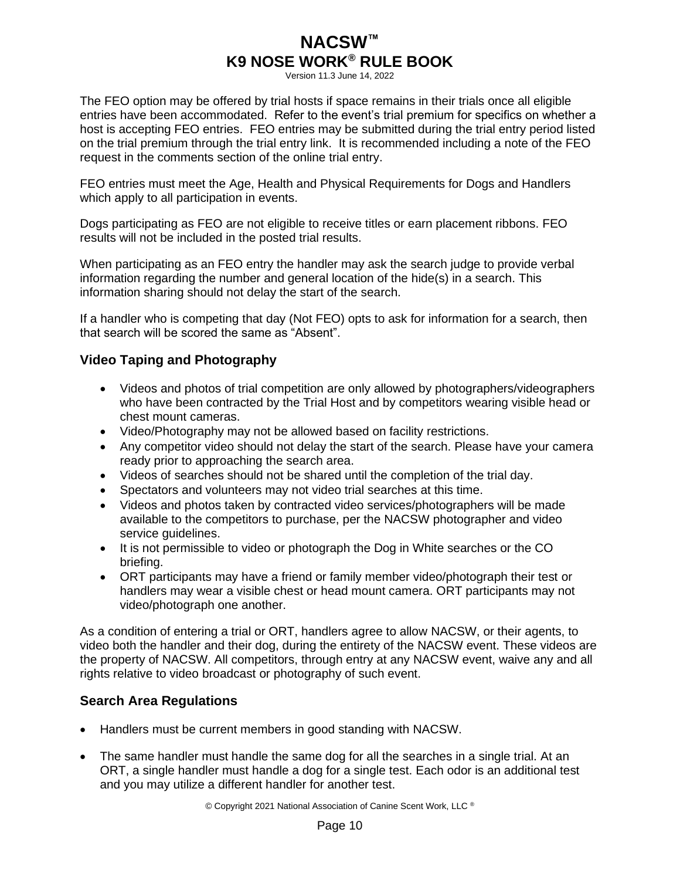The FEO option may be offered by trial hosts if space remains in their trials once all eligible entries have been accommodated. Refer to the event's trial premium for specifics on whether a host is accepting FEO entries. FEO entries may be submitted during the trial entry period listed on the trial premium through the trial entry link. It is recommended including a note of the FEO request in the comments section of the online trial entry.

FEO entries must meet the Age, Health and Physical Requirements for Dogs and Handlers which apply to all participation in events.

Dogs participating as FEO are not eligible to receive titles or earn placement ribbons. FEO results will not be included in the posted trial results.

When participating as an FEO entry the handler may ask the search judge to provide verbal information regarding the number and general location of the hide(s) in a search. This information sharing should not delay the start of the search.

If a handler who is competing that day (Not FEO) opts to ask for information for a search, then that search will be scored the same as "Absent".

### Video Taping and Photography

- Videos and photos of trial competition are only allowed by photographers/videographers who have been contracted by the Trial Host and by competitors wearing visible head or chest mount cameras.
- Video/Photography may not be allowed based on facility restrictions.
- Any competitor video should not delay the start of the search. Please have your camera ready prior to approaching the search area.
- Videos of searches should not be shared until the completion of the trial day.
- Spectators and volunteers may not video trial searches at this time.
- Videos and photos taken by contracted video services/photographers will be made available to the competitors to purchase, per the NACSW photographer and video service guidelines.
- It is not permissible to video or photograph the Dog in White searches or the CO briefing.
- ORT participants may have a friend or family member video/photograph their test or handlers may wear a visible chest or head mount camera. ORT participants may not video/photograph one another.

As a condition of entering a trial or ORT, handlers agree to allow NACSW, or their agents, to video both the handler and their dog, during the entirety of the NACSW event. These videos are the property of NACSW. All competitors, through entry at any NACSW event, waive any and all rights relative to video broadcast or photography of such event.

### Search Area Regulations

- Handlers must be current members in good standing with NACSW.
- The same handler must handle the same dog for all the searches in a single trial. At an ORT, a single handler must handle a dog for a single test. Each odor is an additional test and you may utilize a different handler for another test.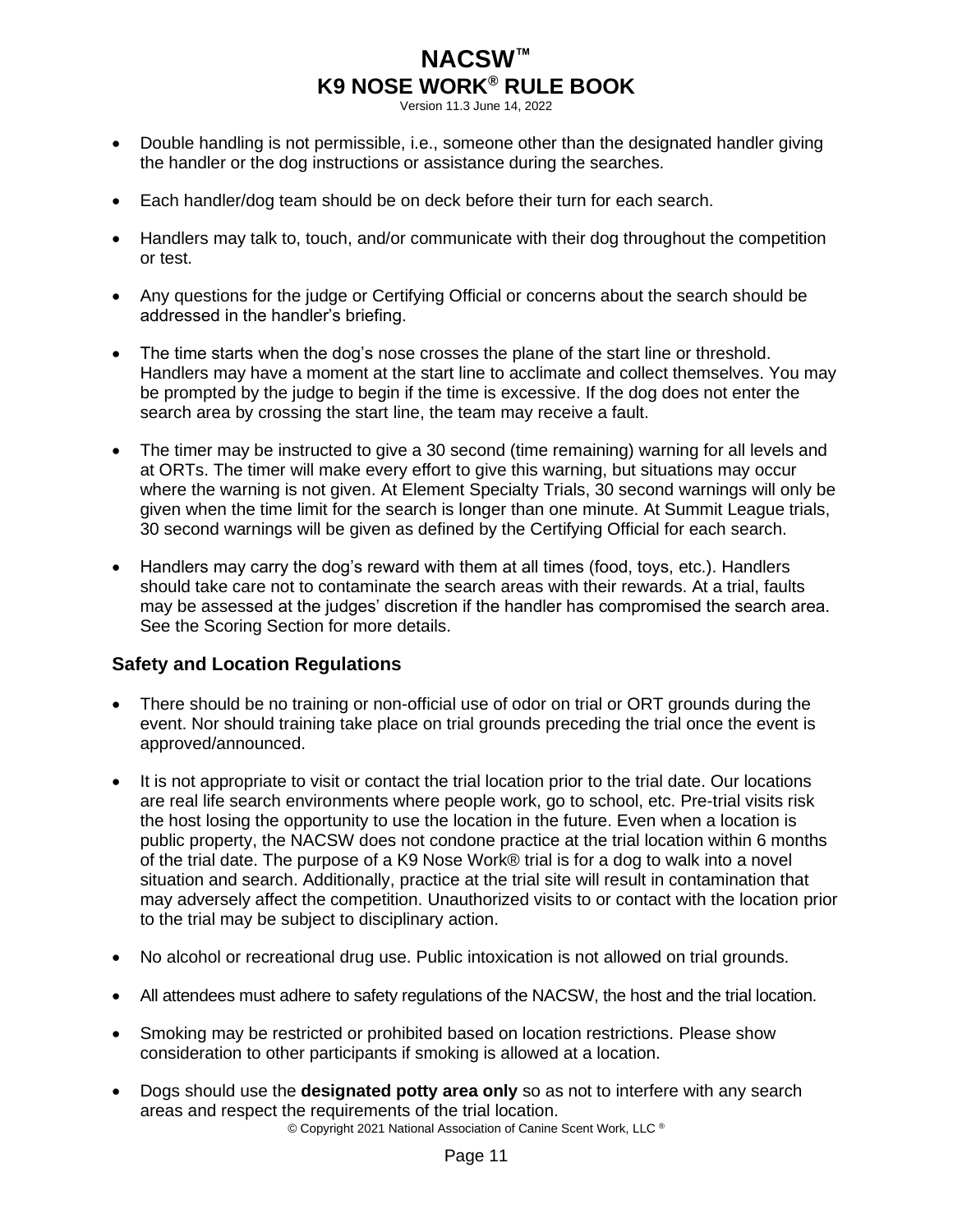- Double handling is not permissible, i.e., someone other than the designated handler giving the handler or the dog instructions or assistance during the searches.
- Each handler/dog team should be on deck before their turn for each search.
- Handlers may talk to, touch, and/or communicate with their dog throughout the competition or test.
- Any questions for the judge or Certifying Official or concerns about the search should be addressed in the handler's briefing.
- The time starts when the dog's nose crosses the plane of the start line or threshold. Handlers may have a moment at the start line to acclimate and collect themselves. You may be prompted by the judge to begin if the time is excessive. If the dog does not enter the search area by crossing the start line, the team may receive a fault.
- The timer may be instructed to give a 30 second (time remaining) warning for all levels and at ORTs. The timer will make every effort to give this warning, but situations may occur where the warning is not given. At Element Specialty Trials, 30 second warnings will only be given when the time limit for the search is longer than one minute. At Summit League trials, 30 second warnings will be given as defined by the Certifying Official for each search.
- Handlers may carry the dog's reward with them at all times (food, toys, etc.). Handlers should take care not to contaminate the search areas with their rewards. At a trial, faults may be assessed at the judges' discretion if the handler has compromised the search area. See the Scoring Section for more details.

### Safety and Location Regulations

- There should be no training or non-official use of odor on trial or ORT grounds during the event. Nor should training take place on trial grounds preceding the trial once the event is approved/announced.
- It is not appropriate to visit or contact the trial location prior to the trial date. Our locations are real life search environments where people work, go to school, etc. Pre-trial visits risk the host losing the opportunity to use the location in the future. Even when a location is public property, the NACSW does not condone practice at the trial location within 6 months of the trial date. The purpose of a K9 Nose Work® trial is for a dog to walk into a novel situation and search. Additionally, practice at the trial site will result in contamination that may adversely affect the competition. Unauthorized visits to or contact with the location prior to the trial may be subject to disciplinary action.
- No alcohol or recreational drug use. Public intoxication is not allowed on trial grounds.
- All attendees must adhere to safety regulations of the NACSW, the host and the trial location.
- Smoking may be restricted or prohibited based on location restrictions. Please show consideration to other participants if smoking is allowed at a location.
- Dogs should use the **designated potty area only** so as not to interfere with any search areas and respect the requirements of the trial location.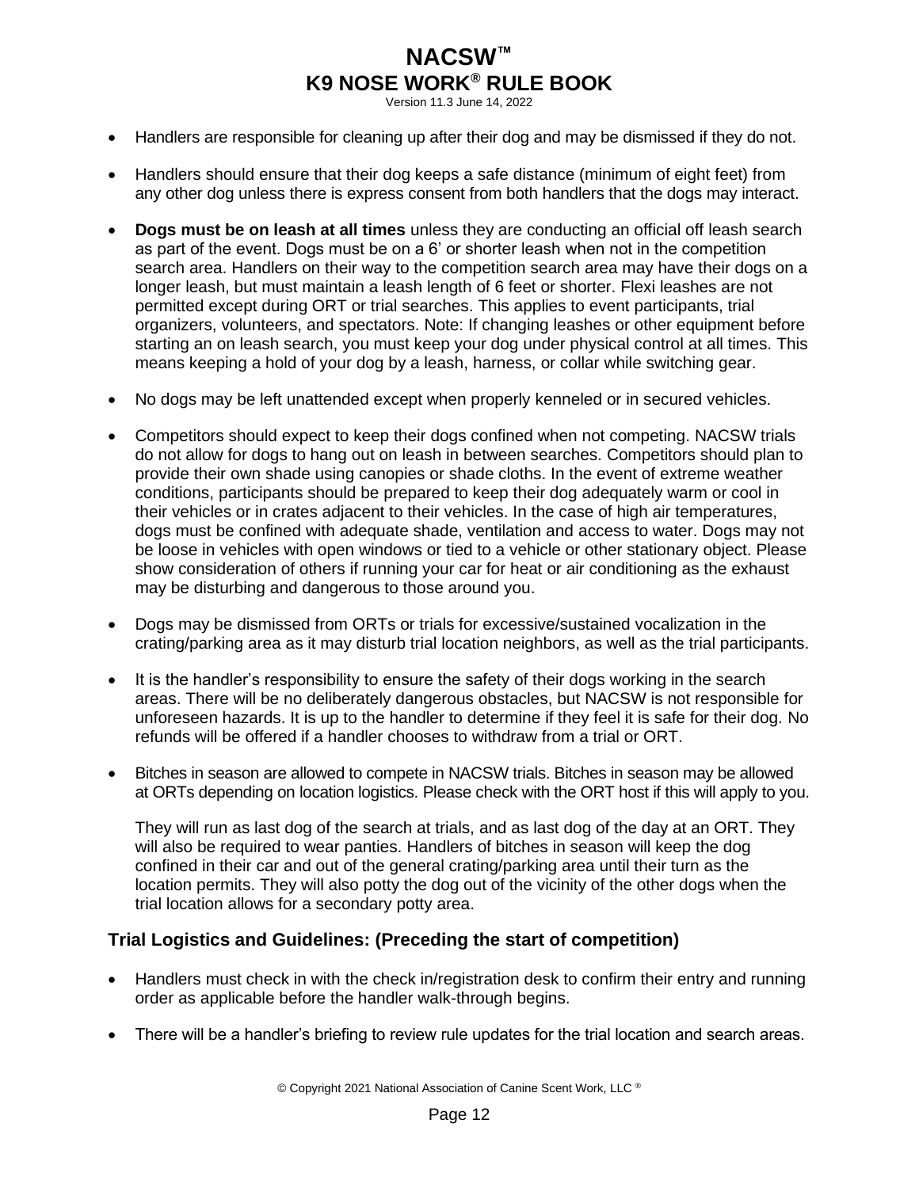- Handlers are responsible for cleaning up after their dog and may be dismissed if they do not.

- Handlers should ensure that their dog keeps a safe distance (minimum of eight feet) from any other dog unless there is express consent from both handlers that the dogs may interact.

- **Dogs must be on leash at all times** unless they are conducting an official off leash search as part of the event. Dogs must be on a 6' or shorter leash when not in the competition search area. Handlers on their way to the competition search area may have their dogs on a longer leash, but must maintain a leash length of 6 feet or shorter. Flexi leashes are not permitted except during ORT or trial searches. This applies to event participants, trial organizers, volunteers, and spectators. Note: If changing leashes or other equipment before starting an on leash search, you must keep your dog under physical control at all times. This means keeping a hold of your dog by a leash, harness, or collar while switching gear.

- No dogs may be left unattended except when properly kenneled or in secured vehicles.

- Competitors should expect to keep their dogs confined when not competing. NACSW trials do not allow for dogs to hang out on leash in between searches. Competitors should plan to provide their own shade using canopies or shade cloths. In the event of extreme weather conditions, participants should be prepared to keep their dog adequately warm or cool in their vehicles or in crates adjacent to their vehicles. In the case of high air temperatures, dogs must be confined with adequate shade, ventilation and access to water. Dogs may not be loose in vehicles with open windows or tied to a vehicle or other stationary object. Please show consideration of others if running your car for heat or air conditioning as the exhaust may be disturbing and dangerous to those around you.

- Dogs may be dismissed from ORTs or trials for excessive/sustained vocalization in the crating/parking area as it may disturb trial location neighbors, as well as the trial participants.

- It is the handler's responsibility to ensure the safety of their dogs working in the search areas. There will be no deliberately dangerous obstacles, but NACSW is not responsible for unforeseen hazards. It is up to the handler to determine if they feel it is safe for their dog. No refunds will be offered if a handler chooses to withdraw from a trial or ORT.

- Bitches in season are allowed to compete in NACSW trials. Bitches in season may be allowed at ORTs depending on location logistics. Please check with the ORT host if this will apply to you.

  They will run as last dog of the search at trials, and as last dog of the day at an ORT. They will also be required to wear panties. Handlers of bitches in season will keep the dog confined in their car and out of the general crating/parking area until their turn as the location permits. They will also potty the dog out of the vicinity of the other dogs when the trial location allows for a secondary potty area.

### Trial Logistics and Guidelines: (Preceding the start of competition)

- Handlers must check in with the check in/registration desk to confirm their entry and running order as applicable before the handler walk-through begins.

- There will be a handler's briefing to review rule updates for the trial location and search areas.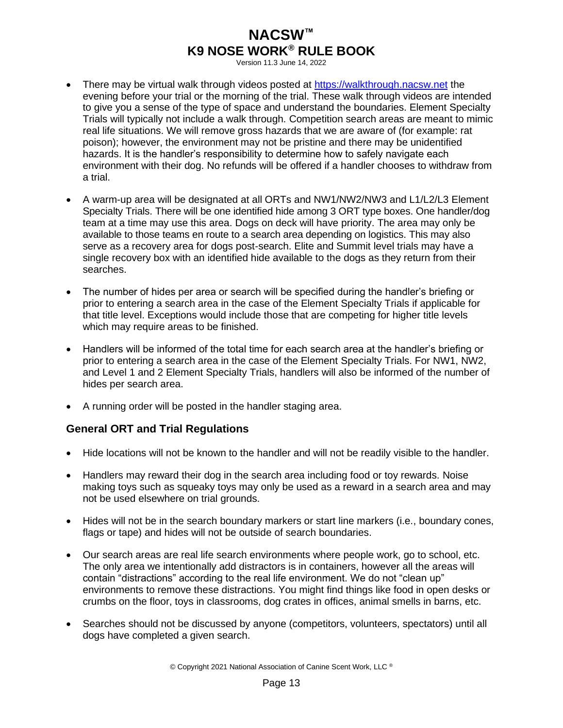- There may be virtual walk through videos posted at https://walkthrough.nacsw.net the evening before your trial or the morning of the trial. These walk through videos are intended to give you a sense of the type of space and understand the boundaries. Element Specialty Trials will typically not include a walk through. Competition search areas are meant to mimic real life situations. We will remove gross hazards that we are aware of (for example: rat poison); however, the environment may not be pristine and there may be unidentified hazards. It is the handler's responsibility to determine how to safely navigate each environment with their dog. No refunds will be offered if a handler chooses to withdraw from a trial.

- A warm-up area will be designated at all ORTs and NW1/NW2/NW3 and L1/L2/L3 Element Specialty Trials. There will be one identified hide among 3 ORT type boxes. One handler/dog team at a time may use this area. Dogs on deck will have priority. The area may only be available to those teams en route to a search area depending on logistics. This may also serve as a recovery area for dogs post-search. Elite and Summit level trials may have a single recovery box with an identified hide available to the dogs as they return from their searches.

- The number of hides per area or search will be specified during the handler's briefing or prior to entering a search area in the case of the Element Specialty Trials if applicable for that title level. Exceptions would include those that are competing for higher title levels which may require areas to be finished.

- Handlers will be informed of the total time for each search area at the handler's briefing or prior to entering a search area in the case of the Element Specialty Trials. For NW1, NW2, and Level 1 and 2 Element Specialty Trials, handlers will also be informed of the number of hides per search area.

- A running order will be posted in the handler staging area.

### General ORT and Trial Regulations

- Hide locations will not be known to the handler and will not be readily visible to the handler.

- Handlers may reward their dog in the search area including food or toy rewards. Noise making toys such as squeaky toys may only be used as a reward in a search area and may not be used elsewhere on trial grounds.

- Hides will not be in the search boundary markers or start line markers (i.e., boundary cones, flags or tape) and hides will not be outside of search boundaries.

- Our search areas are real life search environments where people work, go to school, etc. The only area we intentionally add distractors is in containers, however all the areas will contain "distractions" according to the real life environment. We do not "clean up" environments to remove these distractions. You might find things like food in open desks or crumbs on the floor, toys in classrooms, dog crates in offices, animal smells in barns, etc.

- Searches should not be discussed by anyone (competitors, volunteers, spectators) until all dogs have completed a given search.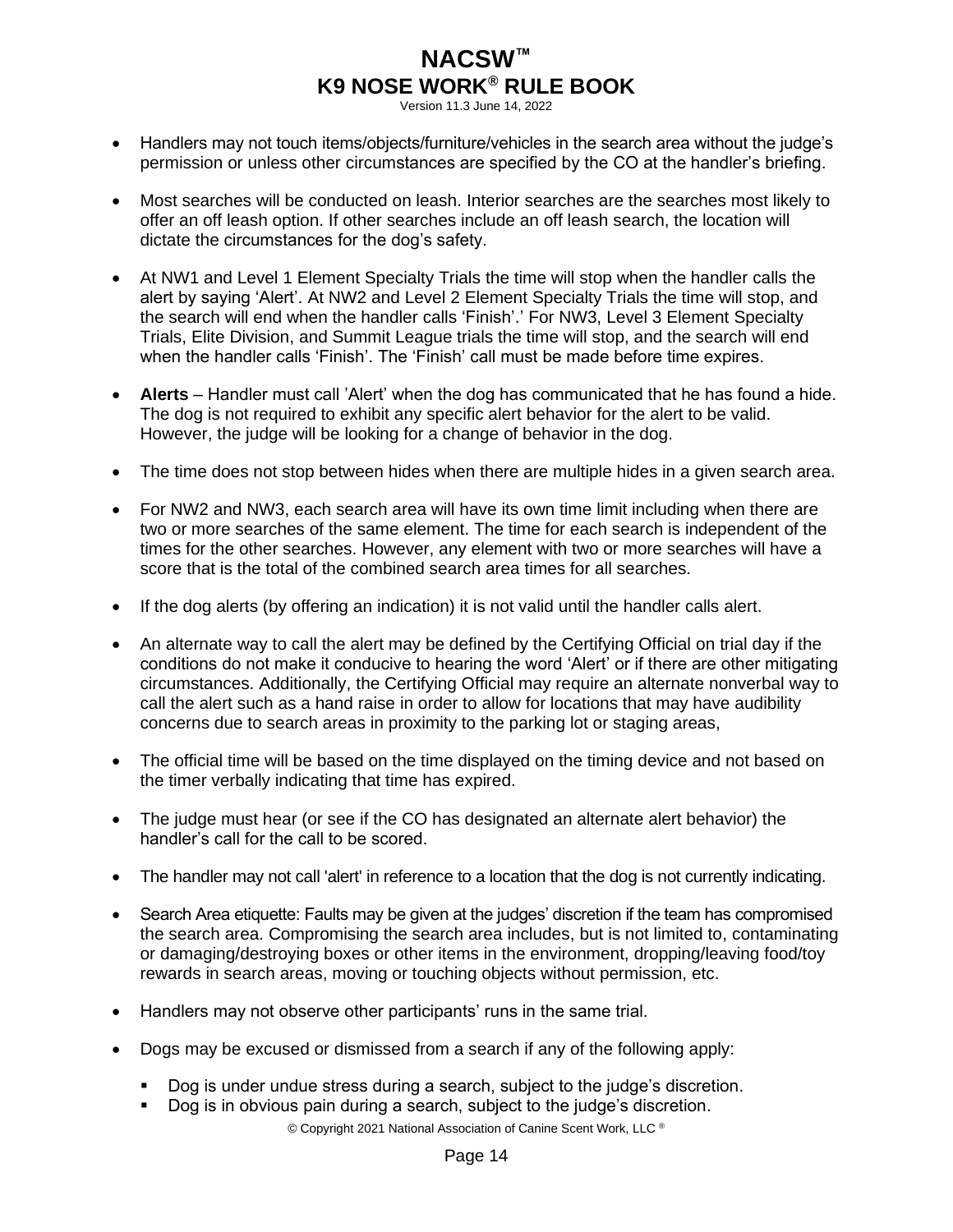- Handlers may not touch items/objects/furniture/vehicles in the search area without the judge's permission or unless other circumstances are specified by the CO at the handler's briefing.

- Most searches will be conducted on leash. Interior searches are the searches most likely to offer an off leash option. If other searches include an off leash search, the location will dictate the circumstances for the dog's safety.

- At NW1 and Level 1 Element Specialty Trials the time will stop when the handler calls the alert by saying 'Alert'. At NW2 and Level 2 Element Specialty Trials the time will stop, and the search will end when the handler calls 'Finish'.' For NW3, Level 3 Element Specialty Trials, Elite Division, and Summit League trials the time will stop, and the search will end when the handler calls 'Finish'. The 'Finish' call must be made before time expires.

- **Alerts** – Handler must call 'Alert' when the dog has communicated that he has found a hide. The dog is not required to exhibit any specific alert behavior for the alert to be valid. However, the judge will be looking for a change of behavior in the dog.

- The time does not stop between hides when there are multiple hides in a given search area.

- For NW2 and NW3, each search area will have its own time limit including when there are two or more searches of the same element. The time for each search is independent of the times for the other searches. However, any element with two or more searches will have a score that is the total of the combined search area times for all searches.

- If the dog alerts (by offering an indication) it is not valid until the handler calls alert.

- An alternate way to call the alert may be defined by the Certifying Official on trial day if the conditions do not make it conducive to hearing the word 'Alert' or if there are other mitigating circumstances. Additionally, the Certifying Official may require an alternate nonverbal way to call the alert such as a hand raise in order to allow for locations that may have audibility concerns due to search areas in proximity to the parking lot or staging areas,

- The official time will be based on the time displayed on the timing device and not based on the timer verbally indicating that time has expired.

- The judge must hear (or see if the CO has designated an alternate alert behavior) the handler's call for the call to be scored.

- The handler may not call 'alert' in reference to a location that the dog is not currently indicating.

- Search Area etiquette: Faults may be given at the judges' discretion if the team has compromised the search area. Compromising the search area includes, but is not limited to, contaminating or damaging/destroying boxes or other items in the environment, dropping/leaving food/toy rewards in search areas, moving or touching objects without permission, etc.

- Handlers may not observe other participants' runs in the same trial.

- Dogs may be excused or dismissed from a search if any of the following apply:
  - Dog is under undue stress during a search, subject to the judge's discretion.
  - Dog is in obvious pain during a search, subject to the judge's discretion.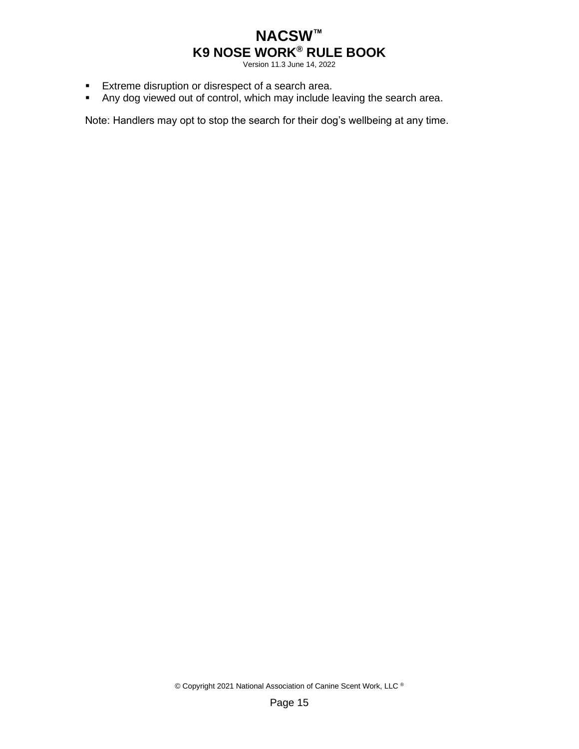- Extreme disruption or disrespect of a search area.
- Any dog viewed out of control, which may include leaving the search area.

Note: Handlers may opt to stop the search for their dog's wellbeing at any time.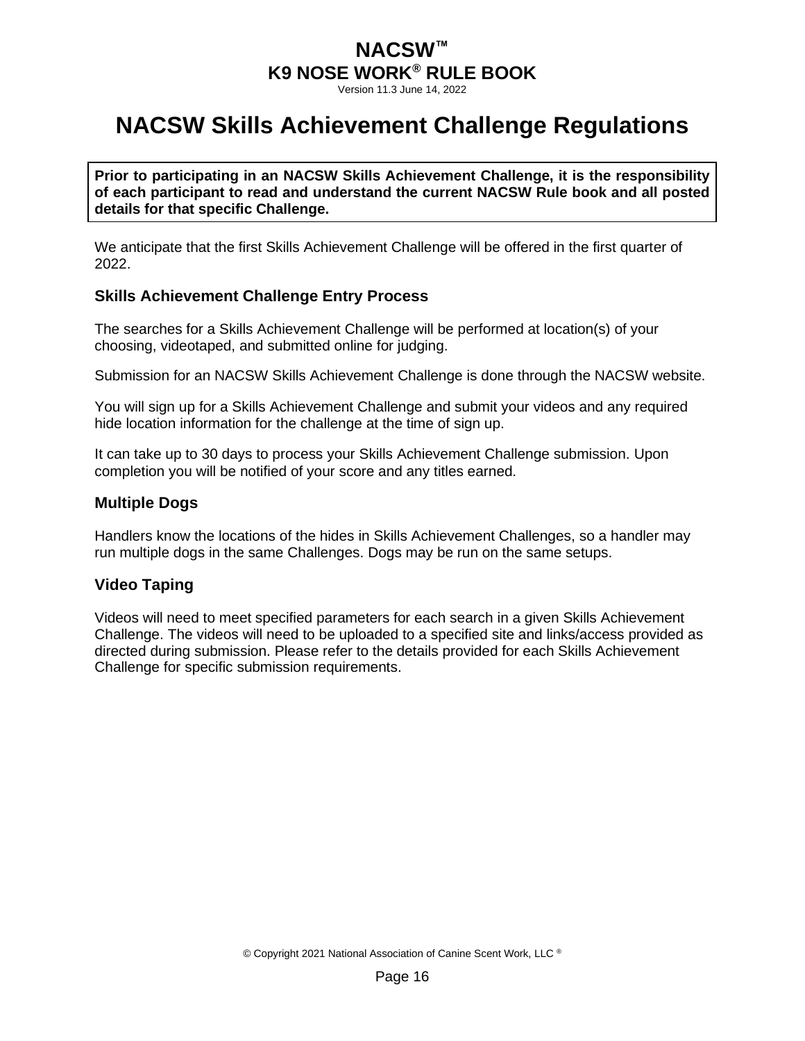# NACSW Skills Achievement Challenge Regulations

**Prior to participating in an NACSW Skills Achievement Challenge, it is the responsibility of each participant to read and understand the current NACSW Rule book and all posted details for that specific Challenge.**

We anticipate that the first Skills Achievement Challenge will be offered in the first quarter of 2022.

### Skills Achievement Challenge Entry Process

The searches for a Skills Achievement Challenge will be performed at location(s) of your choosing, videotaped, and submitted online for judging.

Submission for an NACSW Skills Achievement Challenge is done through the NACSW website.

You will sign up for a Skills Achievement Challenge and submit your videos and any required hide location information for the challenge at the time of sign up.

It can take up to 30 days to process your Skills Achievement Challenge submission. Upon completion you will be notified of your score and any titles earned.

### Multiple Dogs

Handlers know the locations of the hides in Skills Achievement Challenges, so a handler may run multiple dogs in the same Challenges. Dogs may be run on the same setups.

### Video Taping

Videos will need to meet specified parameters for each search in a given Skills Achievement Challenge. The videos will need to be uploaded to a specified site and links/access provided as directed during submission. Please refer to the details provided for each Skills Achievement Challenge for specific submission requirements.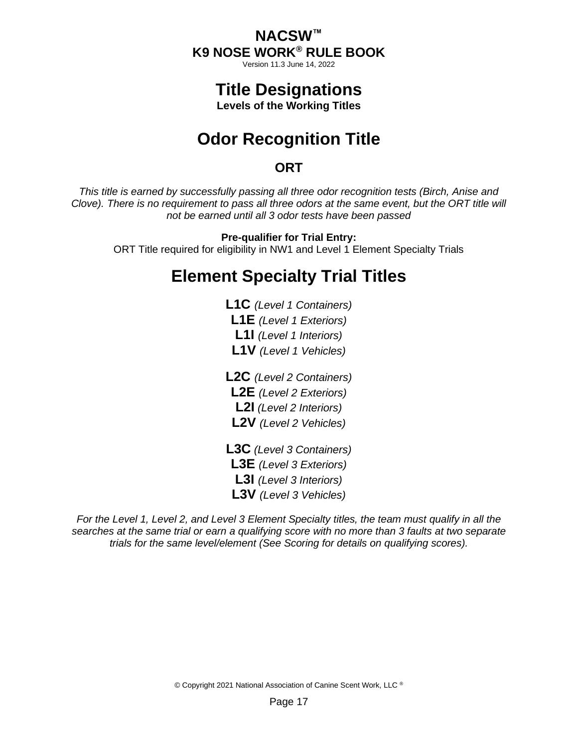# Title Designations

**Levels of the Working Titles**

## Odor Recognition Title

### ORT

*This title is earned by successfully passing all three odor recognition tests (Birch, Anise and Clove). There is no requirement to pass all three odors at the same event, but the ORT title will not be earned until all 3 odor tests have been passed*

**Pre-qualifier for Trial Entry:**
ORT Title required for eligibility in NW1 and Level 1 Element Specialty Trials

## Element Specialty Trial Titles

**L1C** *(Level 1 Containers)*
**L1E** *(Level 1 Exteriors)*
**L1I** *(Level 1 Interiors)*
**L1V** *(Level 1 Vehicles)*

**L2C** *(Level 2 Containers)*
**L2E** *(Level 2 Exteriors)*
**L2I** *(Level 2 Interiors)*
**L2V** *(Level 2 Vehicles)*

**L3C** *(Level 3 Containers)*
**L3E** *(Level 3 Exteriors)*
**L3I** *(Level 3 Interiors)*
**L3V** *(Level 3 Vehicles)*

*For the Level 1, Level 2, and Level 3 Element Specialty titles, the team must qualify in all the searches at the same trial or earn a qualifying score with no more than 3 faults at two separate trials for the same level/element (See Scoring for details on qualifying scores).*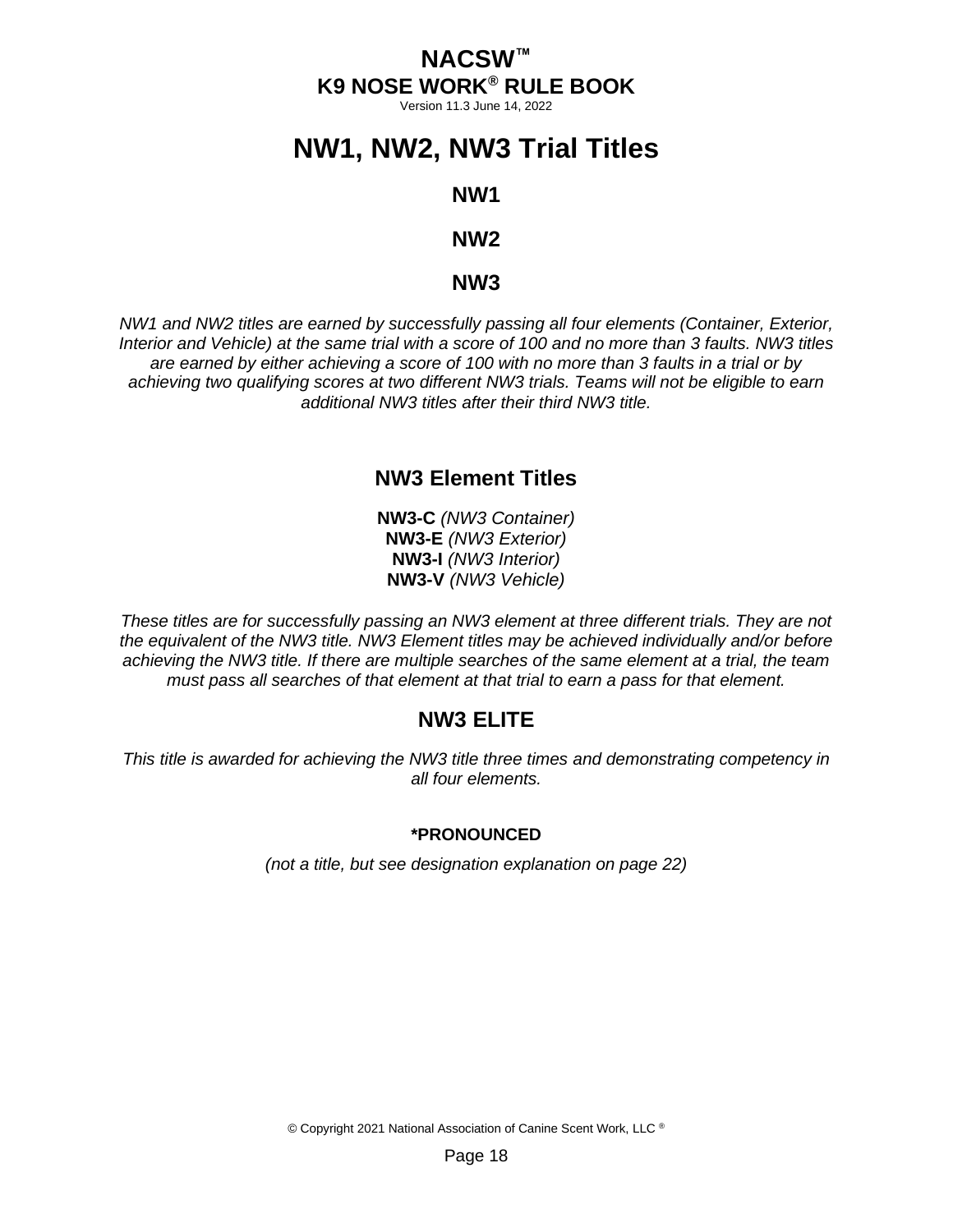# NW1, NW2, NW3 Trial Titles

## NW1

## NW2

## NW3

*NW1 and NW2 titles are earned by successfully passing all four elements (Container, Exterior, Interior and Vehicle) at the same trial with a score of 100 and no more than 3 faults. NW3 titles are earned by either achieving a score of 100 with no more than 3 faults in a trial or by achieving two qualifying scores at two different NW3 trials. Teams will not be eligible to earn additional NW3 titles after their third NW3 title.*

## NW3 Element Titles

**NW3-C** *(NW3 Container)*
**NW3-E** *(NW3 Exterior)*
**NW3-I** *(NW3 Interior)*
**NW3-V** *(NW3 Vehicle)*

*These titles are for successfully passing an NW3 element at three different trials. They are not the equivalent of the NW3 title. NW3 Element titles may be achieved individually and/or before achieving the NW3 title. If there are multiple searches of the same element at a trial, the team must pass all searches of that element at that trial to earn a pass for that element.*

## NW3 ELITE

*This title is awarded for achieving the NW3 title three times and demonstrating competency in all four elements.*

### *PRONOUNCED

*(not a title, but see designation explanation on page 22)*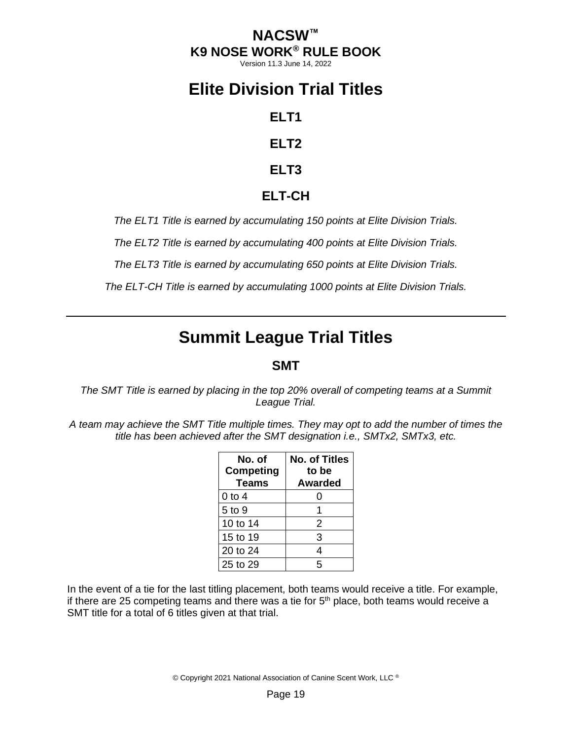# Elite Division Trial Titles

### ELT1

### ELT2

### ELT3

### ELT-CH

*The ELT1 Title is earned by accumulating 150 points at Elite Division Trials.*

*The ELT2 Title is earned by accumulating 400 points at Elite Division Trials.*

*The ELT3 Title is earned by accumulating 650 points at Elite Division Trials.*

*The ELT-CH Title is earned by accumulating 1000 points at Elite Division Trials.*

---

# Summit League Trial Titles

### SMT

*The SMT Title is earned by placing in the top 20% overall of competing teams at a Summit League Trial.*

*A team may achieve the SMT Title multiple times. They may opt to add the number of times the title has been achieved after the SMT designation i.e., SMTx2, SMTx3, etc.*

| No. of Competing Teams | No. of Titles to be Awarded |
|---|---|
| 0 to 4 | 0 |
| 5 to 9 | 1 |
| 10 to 14 | 2 |
| 15 to 19 | 3 |
| 20 to 24 | 4 |
| 25 to 29 | 5 |

In the event of a tie for the last titling placement, both teams would receive a title. For example, if there are 25 competing teams and there was a tie for 5th place, both teams would receive a SMT title for a total of 6 titles given at that trial.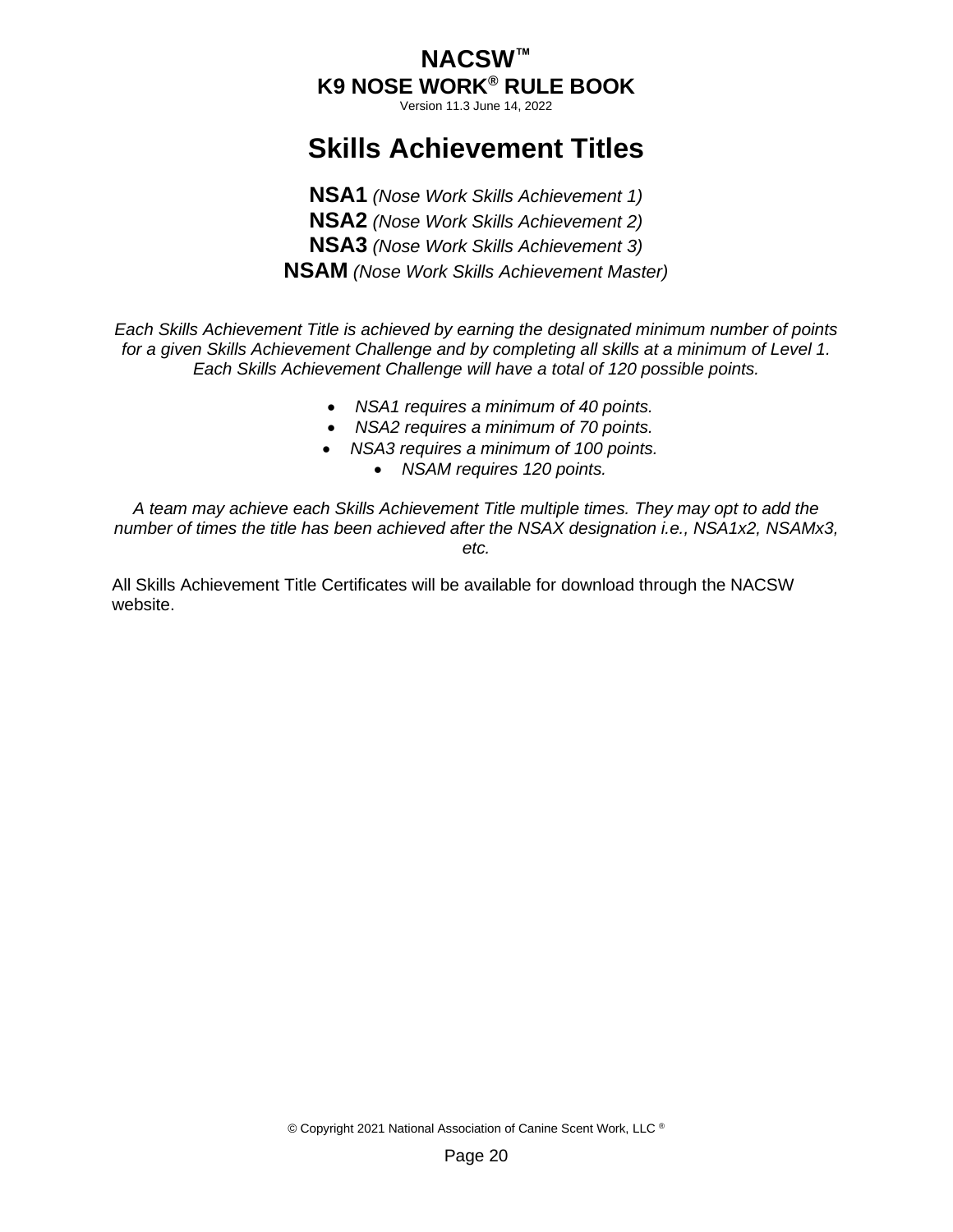# Skills Achievement Titles

**NSA1** *(Nose Work Skills Achievement 1)*
**NSA2** *(Nose Work Skills Achievement 2)*
**NSA3** *(Nose Work Skills Achievement 3)*
**NSAM** *(Nose Work Skills Achievement Master)*

*Each Skills Achievement Title is achieved by earning the designated minimum number of points for a given Skills Achievement Challenge and by completing all skills at a minimum of Level 1. Each Skills Achievement Challenge will have a total of 120 possible points.*

- *NSA1 requires a minimum of 40 points.*
- *NSA2 requires a minimum of 70 points.*
- *NSA3 requires a minimum of 100 points.*
- *NSAM requires 120 points.*

*A team may achieve each Skills Achievement Title multiple times. They may opt to add the number of times the title has been achieved after the NSAX designation i.e., NSA1x2, NSAMx3, etc.*

All Skills Achievement Title Certificates will be available for download through the NACSW website.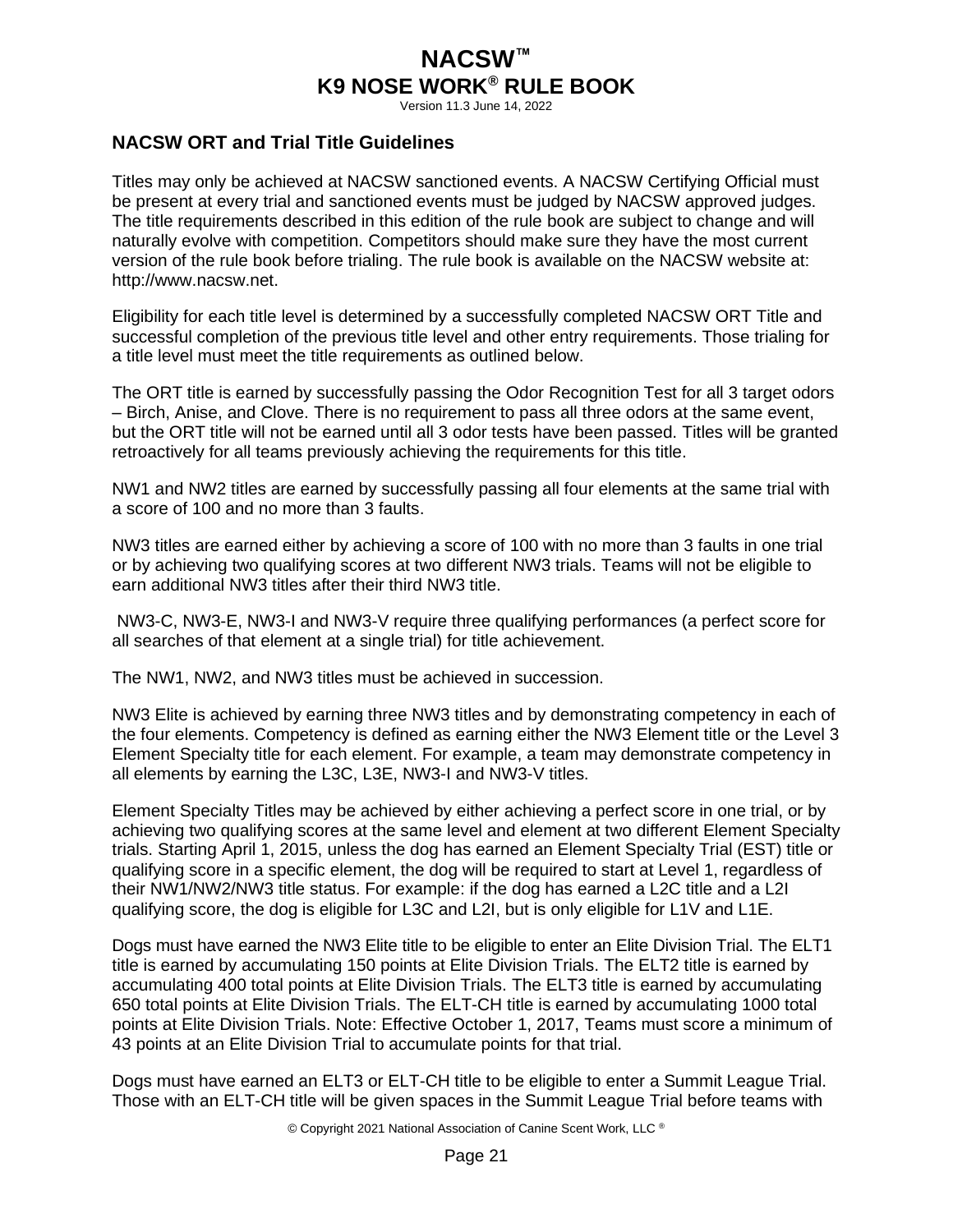## NACSW ORT and Trial Title Guidelines

Titles may only be achieved at NACSW sanctioned events. A NACSW Certifying Official must be present at every trial and sanctioned events must be judged by NACSW approved judges. The title requirements described in this edition of the rule book are subject to change and will naturally evolve with competition. Competitors should make sure they have the most current version of the rule book before trialing. The rule book is available on the NACSW website at: http://www.nacsw.net.

Eligibility for each title level is determined by a successfully completed NACSW ORT Title and successful completion of the previous title level and other entry requirements. Those trialing for a title level must meet the title requirements as outlined below.

The ORT title is earned by successfully passing the Odor Recognition Test for all 3 target odors – Birch, Anise, and Clove. There is no requirement to pass all three odors at the same event, but the ORT title will not be earned until all 3 odor tests have been passed. Titles will be granted retroactively for all teams previously achieving the requirements for this title.

NW1 and NW2 titles are earned by successfully passing all four elements at the same trial with a score of 100 and no more than 3 faults.

NW3 titles are earned either by achieving a score of 100 with no more than 3 faults in one trial or by achieving two qualifying scores at two different NW3 trials. Teams will not be eligible to earn additional NW3 titles after their third NW3 title.

NW3-C, NW3-E, NW3-I and NW3-V require three qualifying performances (a perfect score for all searches of that element at a single trial) for title achievement.

The NW1, NW2, and NW3 titles must be achieved in succession.

NW3 Elite is achieved by earning three NW3 titles and by demonstrating competency in each of the four elements. Competency is defined as earning either the NW3 Element title or the Level 3 Element Specialty title for each element. For example, a team may demonstrate competency in all elements by earning the L3C, L3E, NW3-I and NW3-V titles.

Element Specialty Titles may be achieved by either achieving a perfect score in one trial, or by achieving two qualifying scores at the same level and element at two different Element Specialty trials. Starting April 1, 2015, unless the dog has earned an Element Specialty Trial (EST) title or qualifying score in a specific element, the dog will be required to start at Level 1, regardless of their NW1/NW2/NW3 title status. For example: if the dog has earned a L2C title and a L2I qualifying score, the dog is eligible for L3C and L2I, but is only eligible for L1V and L1E.

Dogs must have earned the NW3 Elite title to be eligible to enter an Elite Division Trial. The ELT1 title is earned by accumulating 150 points at Elite Division Trials. The ELT2 title is earned by accumulating 400 total points at Elite Division Trials. The ELT3 title is earned by accumulating 650 total points at Elite Division Trials. The ELT-CH title is earned by accumulating 1000 total points at Elite Division Trials. Note: Effective October 1, 2017, Teams must score a minimum of 43 points at an Elite Division Trial to accumulate points for that trial.

Dogs must have earned an ELT3 or ELT-CH title to be eligible to enter a Summit League Trial. Those with an ELT-CH title will be given spaces in the Summit League Trial before teams with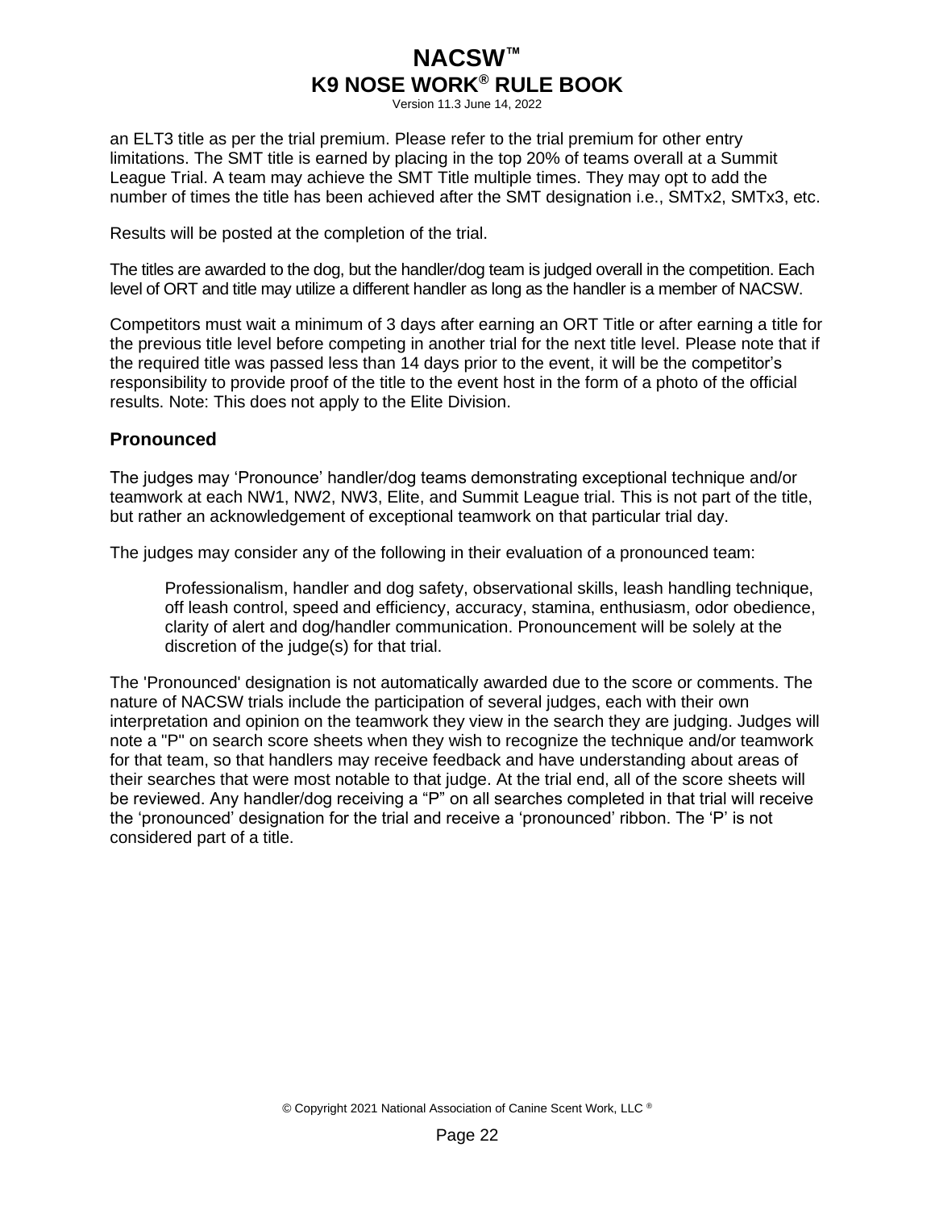an ELT3 title as per the trial premium. Please refer to the trial premium for other entry limitations. The SMT title is earned by placing in the top 20% of teams overall at a Summit League Trial. A team may achieve the SMT Title multiple times. They may opt to add the number of times the title has been achieved after the SMT designation i.e., SMTx2, SMTx3, etc.

Results will be posted at the completion of the trial.

The titles are awarded to the dog, but the handler/dog team is judged overall in the competition. Each level of ORT and title may utilize a different handler as long as the handler is a member of NACSW.

Competitors must wait a minimum of 3 days after earning an ORT Title or after earning a title for the previous title level before competing in another trial for the next title level. Please note that if the required title was passed less than 14 days prior to the event, it will be the competitor's responsibility to provide proof of the title to the event host in the form of a photo of the official results. Note: This does not apply to the Elite Division.

### Pronounced

The judges may 'Pronounce' handler/dog teams demonstrating exceptional technique and/or teamwork at each NW1, NW2, NW3, Elite, and Summit League trial. This is not part of the title, but rather an acknowledgement of exceptional teamwork on that particular trial day.

The judges may consider any of the following in their evaluation of a pronounced team:

> Professionalism, handler and dog safety, observational skills, leash handling technique, off leash control, speed and efficiency, accuracy, stamina, enthusiasm, odor obedience, clarity of alert and dog/handler communication. Pronouncement will be solely at the discretion of the judge(s) for that trial.

The 'Pronounced' designation is not automatically awarded due to the score or comments. The nature of NACSW trials include the participation of several judges, each with their own interpretation and opinion on the teamwork they view in the search they are judging. Judges will note a "P" on search score sheets when they wish to recognize the technique and/or teamwork for that team, so that handlers may receive feedback and have understanding about areas of their searches that were most notable to that judge. At the trial end, all of the score sheets will be reviewed. Any handler/dog receiving a "P" on all searches completed in that trial will receive the 'pronounced' designation for the trial and receive a 'pronounced' ribbon. The 'P' is not considered part of a title.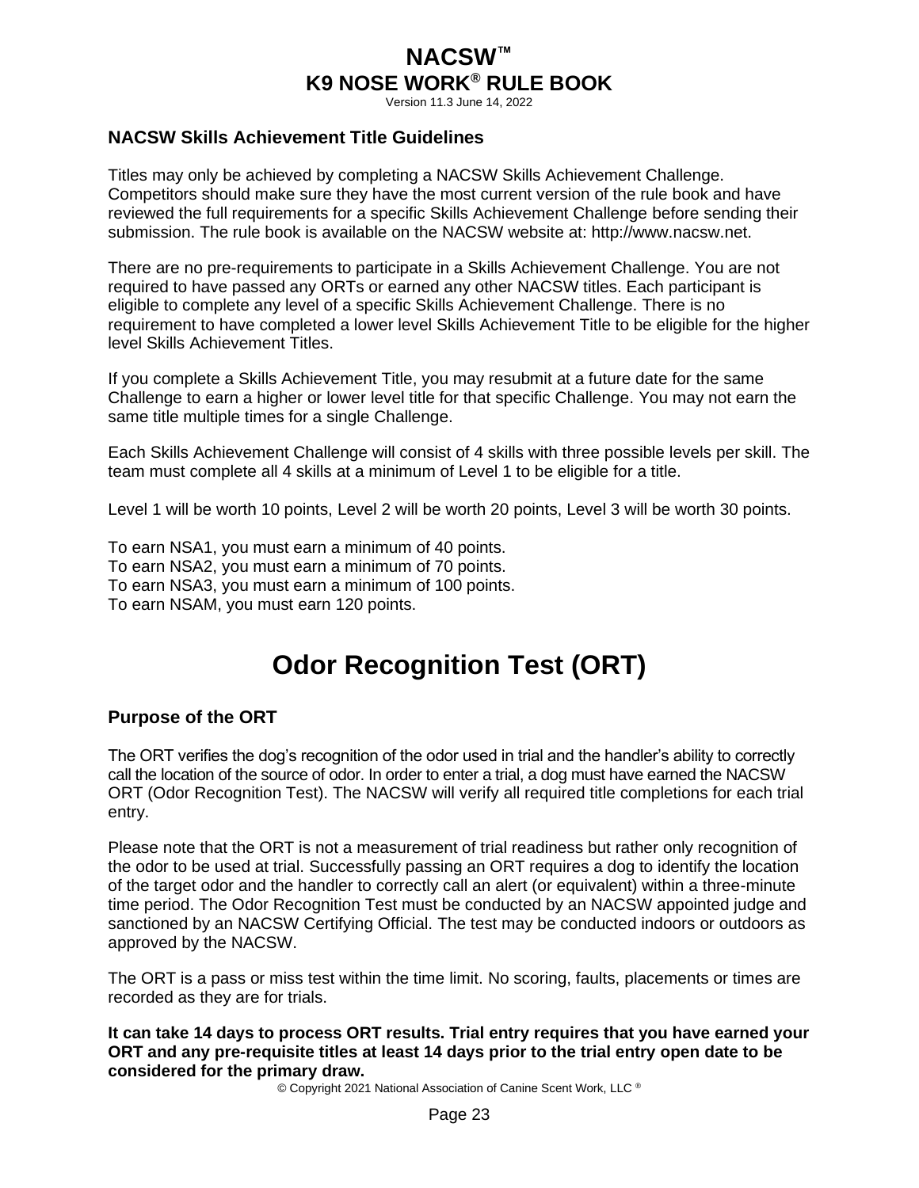### NACSW Skills Achievement Title Guidelines

Titles may only be achieved by completing a NACSW Skills Achievement Challenge. Competitors should make sure they have the most current version of the rule book and have reviewed the full requirements for a specific Skills Achievement Challenge before sending their submission. The rule book is available on the NACSW website at: http://www.nacsw.net.

There are no pre-requirements to participate in a Skills Achievement Challenge. You are not required to have passed any ORTs or earned any other NACSW titles. Each participant is eligible to complete any level of a specific Skills Achievement Challenge. There is no requirement to have completed a lower level Skills Achievement Title to be eligible for the higher level Skills Achievement Titles.

If you complete a Skills Achievement Title, you may resubmit at a future date for the same Challenge to earn a higher or lower level title for that specific Challenge. You may not earn the same title multiple times for a single Challenge.

Each Skills Achievement Challenge will consist of 4 skills with three possible levels per skill. The team must complete all 4 skills at a minimum of Level 1 to be eligible for a title.

Level 1 will be worth 10 points, Level 2 will be worth 20 points, Level 3 will be worth 30 points.

To earn NSA1, you must earn a minimum of 40 points.
To earn NSA2, you must earn a minimum of 70 points.
To earn NSA3, you must earn a minimum of 100 points.
To earn NSAM, you must earn 120 points.

# Odor Recognition Test (ORT)

### Purpose of the ORT

The ORT verifies the dog's recognition of the odor used in trial and the handler's ability to correctly call the location of the source of odor. In order to enter a trial, a dog must have earned the NACSW ORT (Odor Recognition Test). The NACSW will verify all required title completions for each trial entry.

Please note that the ORT is not a measurement of trial readiness but rather only recognition of the odor to be used at trial. Successfully passing an ORT requires a dog to identify the location of the target odor and the handler to correctly call an alert (or equivalent) within a three-minute time period. The Odor Recognition Test must be conducted by an NACSW appointed judge and sanctioned by an NACSW Certifying Official. The test may be conducted indoors or outdoors as approved by the NACSW.

The ORT is a pass or miss test within the time limit. No scoring, faults, placements or times are recorded as they are for trials.

**It can take 14 days to process ORT results. Trial entry requires that you have earned your ORT and any pre-requisite titles at least 14 days prior to the trial entry open date to be considered for the primary draw.**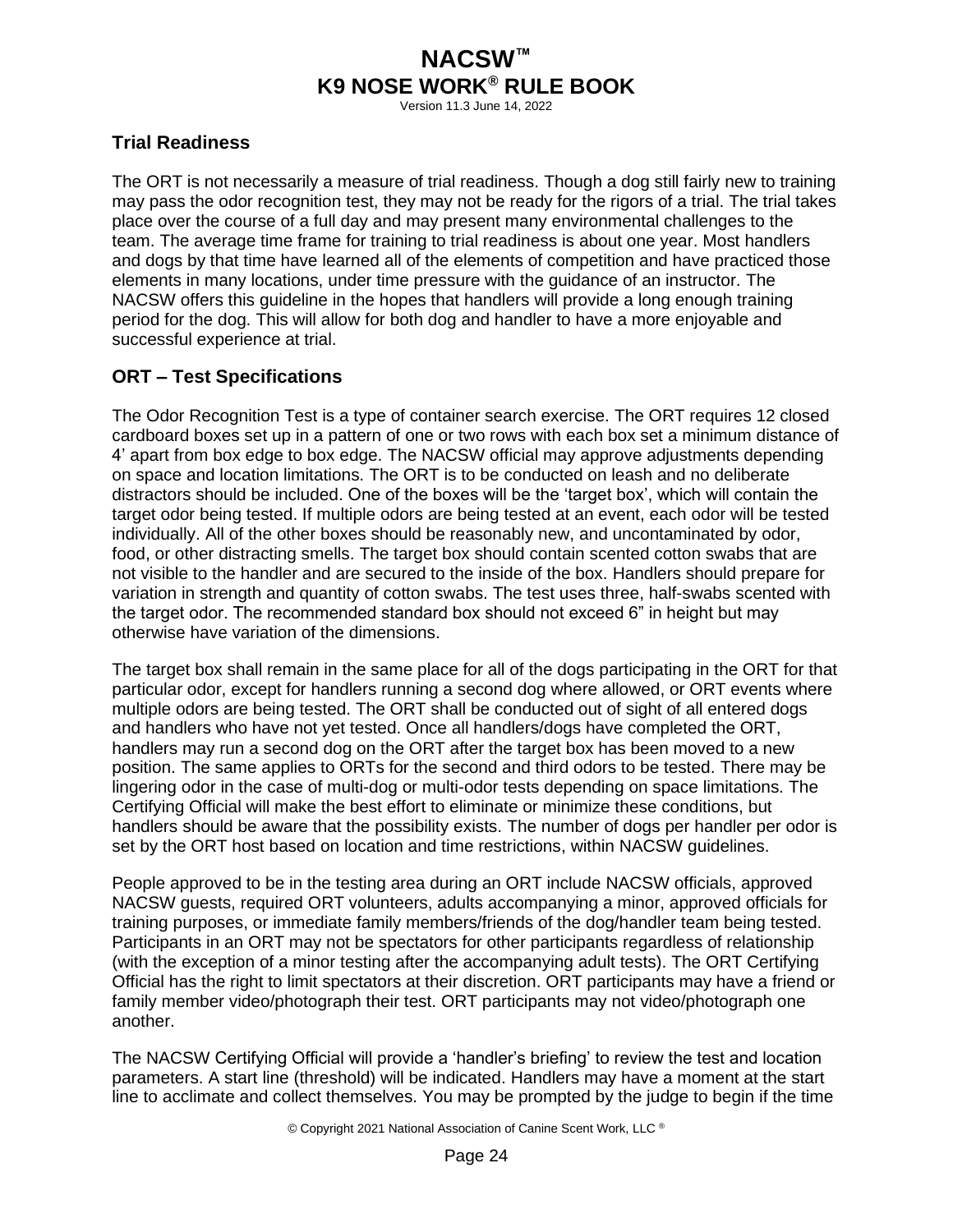## Trial Readiness

The ORT is not necessarily a measure of trial readiness. Though a dog still fairly new to training may pass the odor recognition test, they may not be ready for the rigors of a trial. The trial takes place over the course of a full day and may present many environmental challenges to the team. The average time frame for training to trial readiness is about one year. Most handlers and dogs by that time have learned all of the elements of competition and have practiced those elements in many locations, under time pressure with the guidance of an instructor. The NACSW offers this guideline in the hopes that handlers will provide a long enough training period for the dog. This will allow for both dog and handler to have a more enjoyable and successful experience at trial.

## ORT – Test Specifications

The Odor Recognition Test is a type of container search exercise. The ORT requires 12 closed cardboard boxes set up in a pattern of one or two rows with each box set a minimum distance of 4' apart from box edge to box edge. The NACSW official may approve adjustments depending on space and location limitations. The ORT is to be conducted on leash and no deliberate distractors should be included. One of the boxes will be the 'target box', which will contain the target odor being tested. If multiple odors are being tested at an event, each odor will be tested individually. All of the other boxes should be reasonably new, and uncontaminated by odor, food, or other distracting smells. The target box should contain scented cotton swabs that are not visible to the handler and are secured to the inside of the box. Handlers should prepare for variation in strength and quantity of cotton swabs. The test uses three, half-swabs scented with the target odor. The recommended standard box should not exceed 6" in height but may otherwise have variation of the dimensions.

The target box shall remain in the same place for all of the dogs participating in the ORT for that particular odor, except for handlers running a second dog where allowed, or ORT events where multiple odors are being tested. The ORT shall be conducted out of sight of all entered dogs and handlers who have not yet tested. Once all handlers/dogs have completed the ORT, handlers may run a second dog on the ORT after the target box has been moved to a new position. The same applies to ORTs for the second and third odors to be tested. There may be lingering odor in the case of multi-dog or multi-odor tests depending on space limitations. The Certifying Official will make the best effort to eliminate or minimize these conditions, but handlers should be aware that the possibility exists. The number of dogs per handler per odor is set by the ORT host based on location and time restrictions, within NACSW guidelines.

People approved to be in the testing area during an ORT include NACSW officials, approved NACSW guests, required ORT volunteers, adults accompanying a minor, approved officials for training purposes, or immediate family members/friends of the dog/handler team being tested. Participants in an ORT may not be spectators for other participants regardless of relationship (with the exception of a minor testing after the accompanying adult tests). The ORT Certifying Official has the right to limit spectators at their discretion. ORT participants may have a friend or family member video/photograph their test. ORT participants may not video/photograph one another.

The NACSW Certifying Official will provide a 'handler's briefing' to review the test and location parameters. A start line (threshold) will be indicated. Handlers may have a moment at the start line to acclimate and collect themselves. You may be prompted by the judge to begin if the time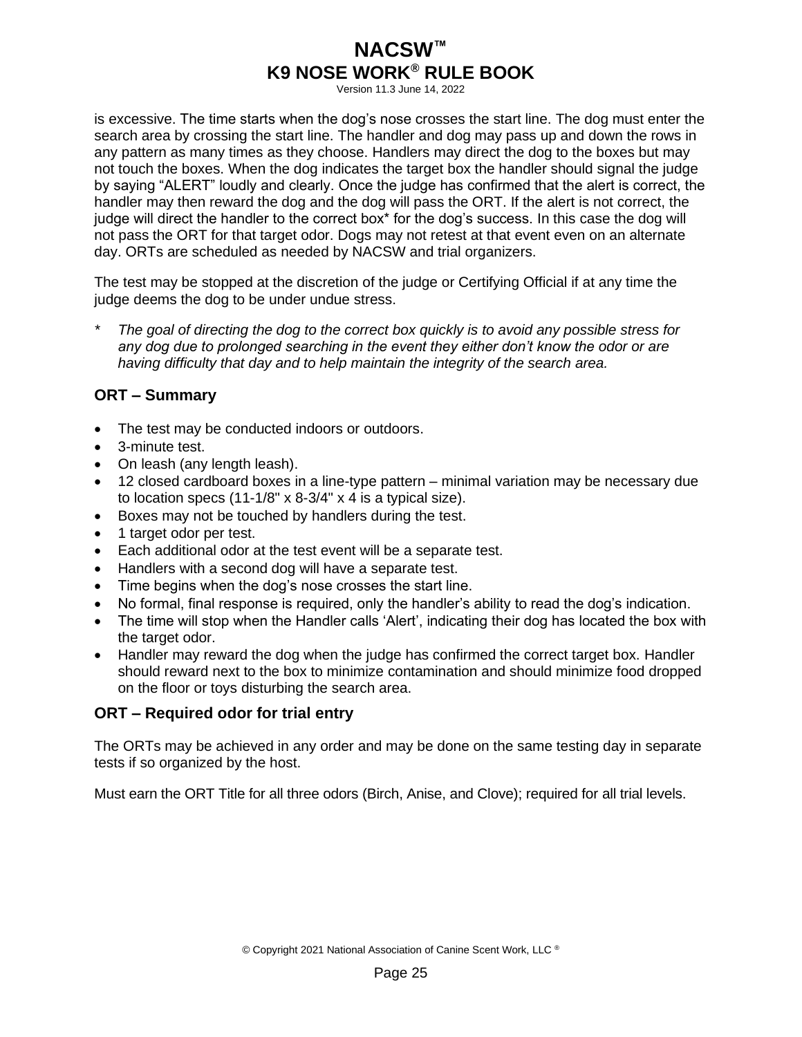is excessive. The time starts when the dog's nose crosses the start line. The dog must enter the search area by crossing the start line. The handler and dog may pass up and down the rows in any pattern as many times as they choose. Handlers may direct the dog to the boxes but may not touch the boxes. When the dog indicates the target box the handler should signal the judge by saying "ALERT" loudly and clearly. Once the judge has confirmed that the alert is correct, the handler may then reward the dog and the dog will pass the ORT. If the alert is not correct, the judge will direct the handler to the correct box* for the dog's success. In this case the dog will not pass the ORT for that target odor. Dogs may not retest at that event even on an alternate day. ORTs are scheduled as needed by NACSW and trial organizers.

The test may be stopped at the discretion of the judge or Certifying Official if at any time the judge deems the dog to be under undue stress.

\* *The goal of directing the dog to the correct box quickly is to avoid any possible stress for any dog due to prolonged searching in the event they either don't know the odor or are having difficulty that day and to help maintain the integrity of the search area.*

### ORT – Summary

- The test may be conducted indoors or outdoors.
- 3-minute test.
- On leash (any length leash).
- 12 closed cardboard boxes in a line-type pattern – minimal variation may be necessary due to location specs (11-1/8" x 8-3/4" x 4 is a typical size).
- Boxes may not be touched by handlers during the test.
- 1 target odor per test.
- Each additional odor at the test event will be a separate test.
- Handlers with a second dog will have a separate test.
- Time begins when the dog's nose crosses the start line.
- No formal, final response is required, only the handler's ability to read the dog's indication.
- The time will stop when the Handler calls 'Alert', indicating their dog has located the box with the target odor.
- Handler may reward the dog when the judge has confirmed the correct target box. Handler should reward next to the box to minimize contamination and should minimize food dropped on the floor or toys disturbing the search area.

### ORT – Required odor for trial entry

The ORTs may be achieved in any order and may be done on the same testing day in separate tests if so organized by the host.

Must earn the ORT Title for all three odors (Birch, Anise, and Clove); required for all trial levels.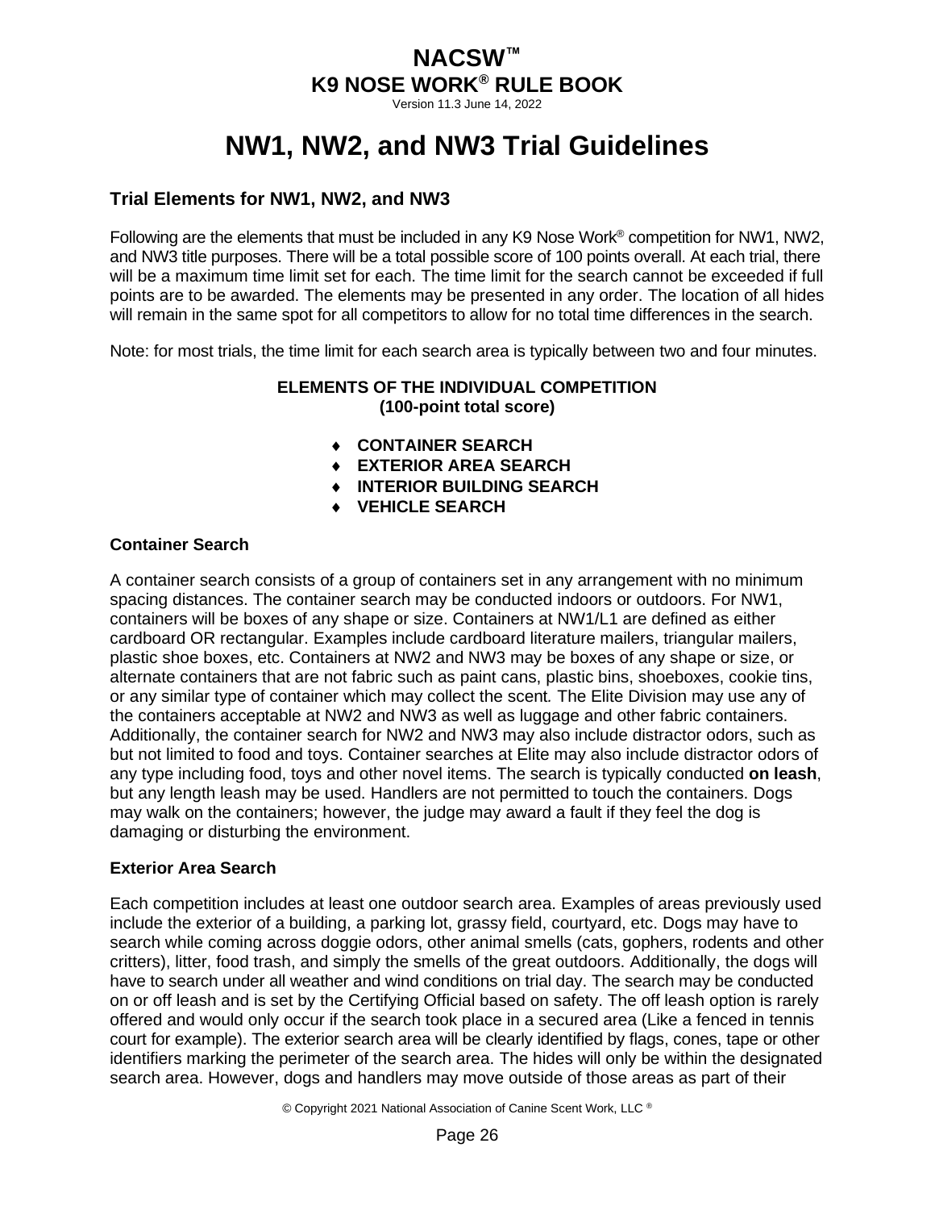# NW1, NW2, and NW3 Trial Guidelines

## Trial Elements for NW1, NW2, and NW3

Following are the elements that must be included in any K9 Nose Work® competition for NW1, NW2, and NW3 title purposes. There will be a total possible score of 100 points overall. At each trial, there will be a maximum time limit set for each. The time limit for the search cannot be exceeded if full points are to be awarded. The elements may be presented in any order. The location of all hides will remain in the same spot for all competitors to allow for no total time differences in the search.

Note: for most trials, the time limit for each search area is typically between two and four minutes.

**ELEMENTS OF THE INDIVIDUAL COMPETITION**
**(100-point total score)**

- **CONTAINER SEARCH**
- **EXTERIOR AREA SEARCH**
- **INTERIOR BUILDING SEARCH**
- **VEHICLE SEARCH**

### Container Search

A container search consists of a group of containers set in any arrangement with no minimum spacing distances. The container search may be conducted indoors or outdoors. For NW1, containers will be boxes of any shape or size. Containers at NW1/L1 are defined as either cardboard OR rectangular. Examples include cardboard literature mailers, triangular mailers, plastic shoe boxes, etc. Containers at NW2 and NW3 may be boxes of any shape or size, or alternate containers that are not fabric such as paint cans, plastic bins, shoeboxes, cookie tins, or any similar type of container which may collect the scent. The Elite Division may use any of the containers acceptable at NW2 and NW3 as well as luggage and other fabric containers. Additionally, the container search for NW2 and NW3 may also include distractor odors, such as but not limited to food and toys. Container searches at Elite may also include distractor odors of any type including food, toys and other novel items. The search is typically conducted **on leash**, but any length leash may be used. Handlers are not permitted to touch the containers. Dogs may walk on the containers; however, the judge may award a fault if they feel the dog is damaging or disturbing the environment.

### Exterior Area Search

Each competition includes at least one outdoor search area. Examples of areas previously used include the exterior of a building, a parking lot, grassy field, courtyard, etc. Dogs may have to search while coming across doggie odors, other animal smells (cats, gophers, rodents and other critters), litter, food trash, and simply the smells of the great outdoors. Additionally, the dogs will have to search under all weather and wind conditions on trial day. The search may be conducted on or off leash and is set by the Certifying Official based on safety. The off leash option is rarely offered and would only occur if the search took place in a secured area (Like a fenced in tennis court for example). The exterior search area will be clearly identified by flags, cones, tape or other identifiers marking the perimeter of the search area. The hides will only be within the designated search area. However, dogs and handlers may move outside of those areas as part of their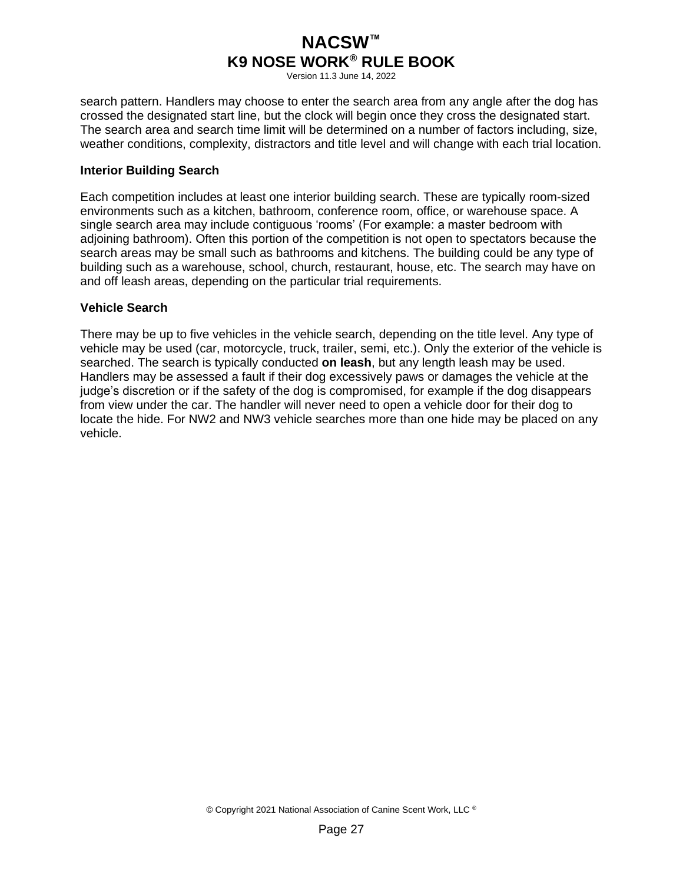search pattern. Handlers may choose to enter the search area from any angle after the dog has crossed the designated start line, but the clock will begin once they cross the designated start. The search area and search time limit will be determined on a number of factors including, size, weather conditions, complexity, distractors and title level and will change with each trial location.

**Interior Building Search**

Each competition includes at least one interior building search. These are typically room-sized environments such as a kitchen, bathroom, conference room, office, or warehouse space. A single search area may include contiguous ‘rooms’ (For example: a master bedroom with adjoining bathroom). Often this portion of the competition is not open to spectators because the search areas may be small such as bathrooms and kitchens. The building could be any type of building such as a warehouse, school, church, restaurant, house, etc. The search may have on and off leash areas, depending on the particular trial requirements.

**Vehicle Search**

There may be up to five vehicles in the vehicle search, depending on the title level. Any type of vehicle may be used (car, motorcycle, truck, trailer, semi, etc.). Only the exterior of the vehicle is searched. The search is typically conducted **on leash**, but any length leash may be used. Handlers may be assessed a fault if their dog excessively paws or damages the vehicle at the judge’s discretion or if the safety of the dog is compromised, for example if the dog disappears from view under the car. The handler will never need to open a vehicle door for their dog to locate the hide. For NW2 and NW3 vehicle searches more than one hide may be placed on any vehicle.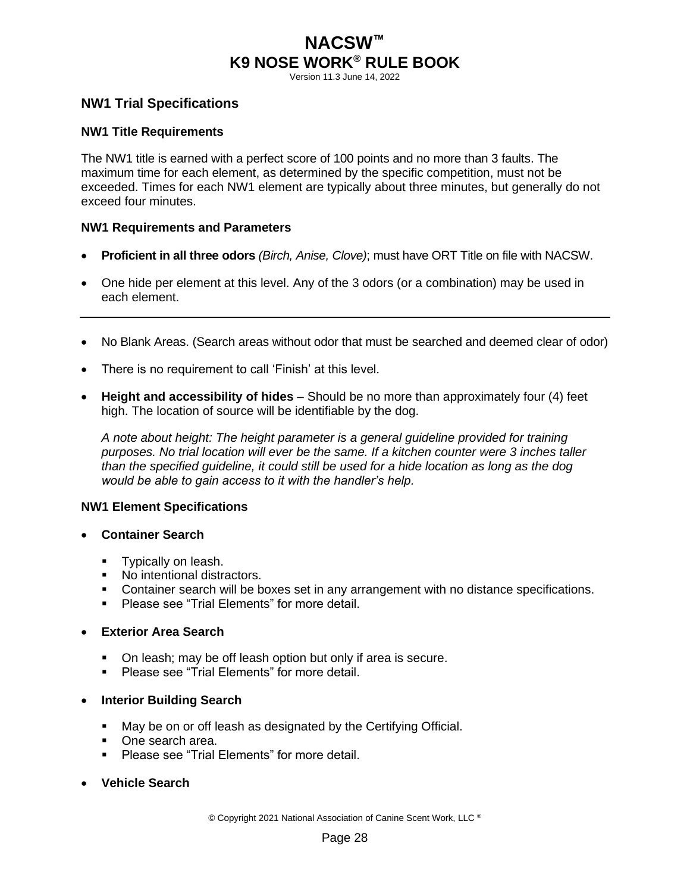## NW1 Trial Specifications

### NW1 Title Requirements

The NW1 title is earned with a perfect score of 100 points and no more than 3 faults. The maximum time for each element, as determined by the specific competition, must not be exceeded. Times for each NW1 element are typically about three minutes, but generally do not exceed four minutes.

### NW1 Requirements and Parameters

- **Proficient in all three odors** *(Birch, Anise, Clove)*; must have ORT Title on file with NACSW.
- One hide per element at this level. Any of the 3 odors (or a combination) may be used in each element.

---

- No Blank Areas. (Search areas without odor that must be searched and deemed clear of odor)
- There is no requirement to call 'Finish' at this level.
- **Height and accessibility of hides** – Should be no more than approximately four (4) feet high. The location of source will be identifiable by the dog.

  *A note about height: The height parameter is a general guideline provided for training purposes. No trial location will ever be the same. If a kitchen counter were 3 inches taller than the specified guideline, it could still be used for a hide location as long as the dog would be able to gain access to it with the handler's help.*

### NW1 Element Specifications

- **Container Search**
  - Typically on leash.
  - No intentional distractors.
  - Container search will be boxes set in any arrangement with no distance specifications.
  - Please see "Trial Elements" for more detail.
- **Exterior Area Search**
  - On leash; may be off leash option but only if area is secure.
  - Please see "Trial Elements" for more detail.
- **Interior Building Search**
  - May be on or off leash as designated by the Certifying Official.
  - One search area.
  - Please see "Trial Elements" for more detail.
- **Vehicle Search**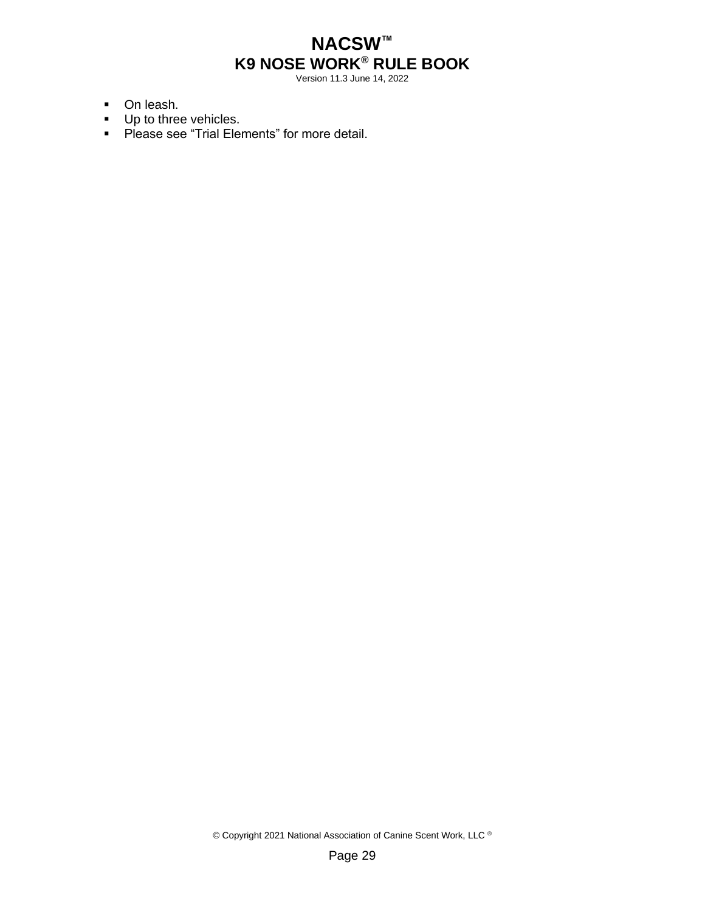- On leash.
- Up to three vehicles.
- Please see “Trial Elements” for more detail.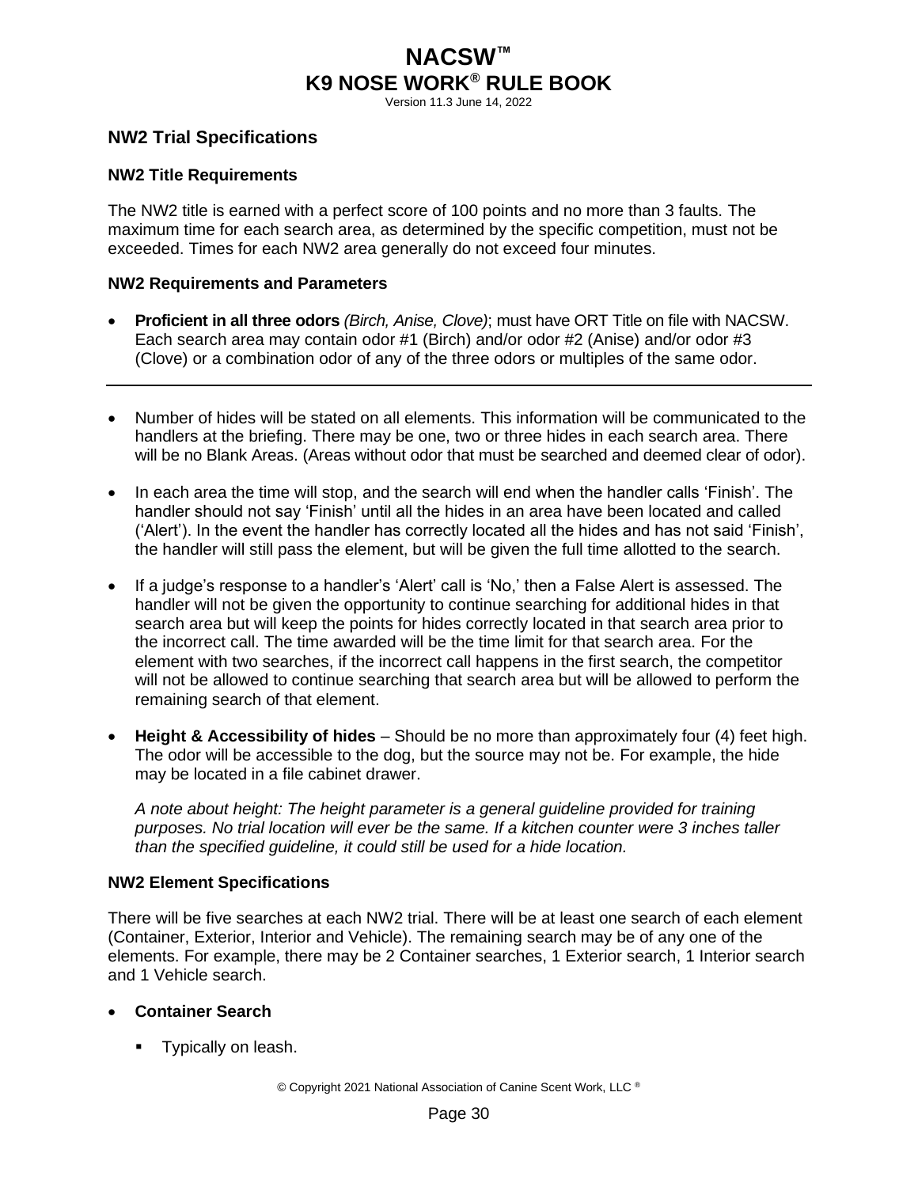## NW2 Trial Specifications

### NW2 Title Requirements

The NW2 title is earned with a perfect score of 100 points and no more than 3 faults. The maximum time for each search area, as determined by the specific competition, must not be exceeded. Times for each NW2 area generally do not exceed four minutes.

### NW2 Requirements and Parameters

- **Proficient in all three odors** *(Birch, Anise, Clove)*; must have ORT Title on file with NACSW. Each search area may contain odor #1 (Birch) and/or odor #2 (Anise) and/or odor #3 (Clove) or a combination odor of any of the three odors or multiples of the same odor.

---

- Number of hides will be stated on all elements. This information will be communicated to the handlers at the briefing. There may be one, two or three hides in each search area. There will be no Blank Areas. (Areas without odor that must be searched and deemed clear of odor).
- In each area the time will stop, and the search will end when the handler calls 'Finish'. The handler should not say 'Finish' until all the hides in an area have been located and called ('Alert'). In the event the handler has correctly located all the hides and has not said 'Finish', the handler will still pass the element, but will be given the full time allotted to the search.
- If a judge's response to a handler's 'Alert' call is 'No,' then a False Alert is assessed. The handler will not be given the opportunity to continue searching for additional hides in that search area but will keep the points for hides correctly located in that search area prior to the incorrect call. The time awarded will be the time limit for that search area. For the element with two searches, if the incorrect call happens in the first search, the competitor will not be allowed to continue searching that search area but will be allowed to perform the remaining search of that element.
- **Height & Accessibility of hides** – Should be no more than approximately four (4) feet high. The odor will be accessible to the dog, but the source may not be. For example, the hide may be located in a file cabinet drawer.

  *A note about height: The height parameter is a general guideline provided for training purposes. No trial location will ever be the same. If a kitchen counter were 3 inches taller than the specified guideline, it could still be used for a hide location.*

### NW2 Element Specifications

There will be five searches at each NW2 trial. There will be at least one search of each element (Container, Exterior, Interior and Vehicle). The remaining search may be of any one of the elements. For example, there may be 2 Container searches, 1 Exterior search, 1 Interior search and 1 Vehicle search.

- **Container Search**
  - Typically on leash.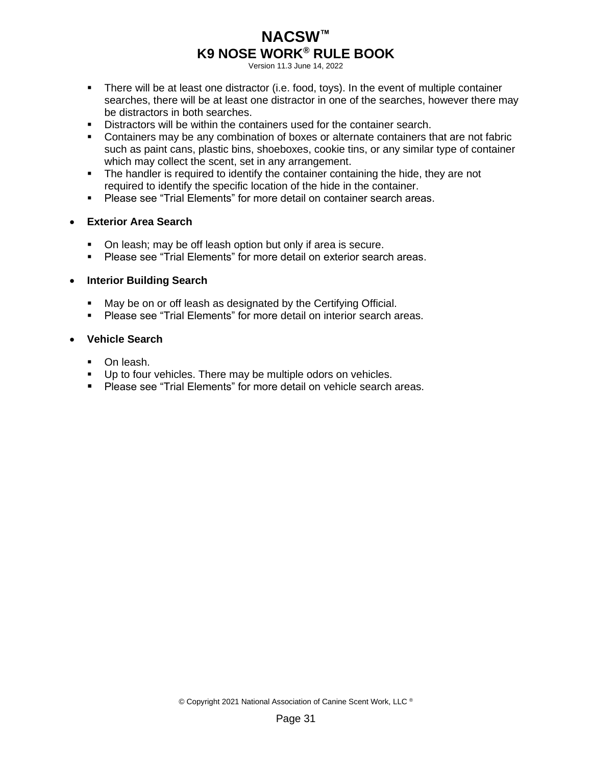- There will be at least one distractor (i.e. food, toys). In the event of multiple container searches, there will be at least one distractor in one of the searches, however there may be distractors in both searches.
- Distractors will be within the containers used for the container search.
- Containers may be any combination of boxes or alternate containers that are not fabric such as paint cans, plastic bins, shoeboxes, cookie tins, or any similar type of container which may collect the scent, set in any arrangement.
- The handler is required to identify the container containing the hide, they are not required to identify the specific location of the hide in the container.
- Please see “Trial Elements” for more detail on container search areas.

- **Exterior Area Search**

  - On leash; may be off leash option but only if area is secure.
  - Please see “Trial Elements” for more detail on exterior search areas.

- **Interior Building Search**

  - May be on or off leash as designated by the Certifying Official.
  - Please see “Trial Elements” for more detail on interior search areas.

- **Vehicle Search**

  - On leash.
  - Up to four vehicles. There may be multiple odors on vehicles.
  - Please see “Trial Elements” for more detail on vehicle search areas.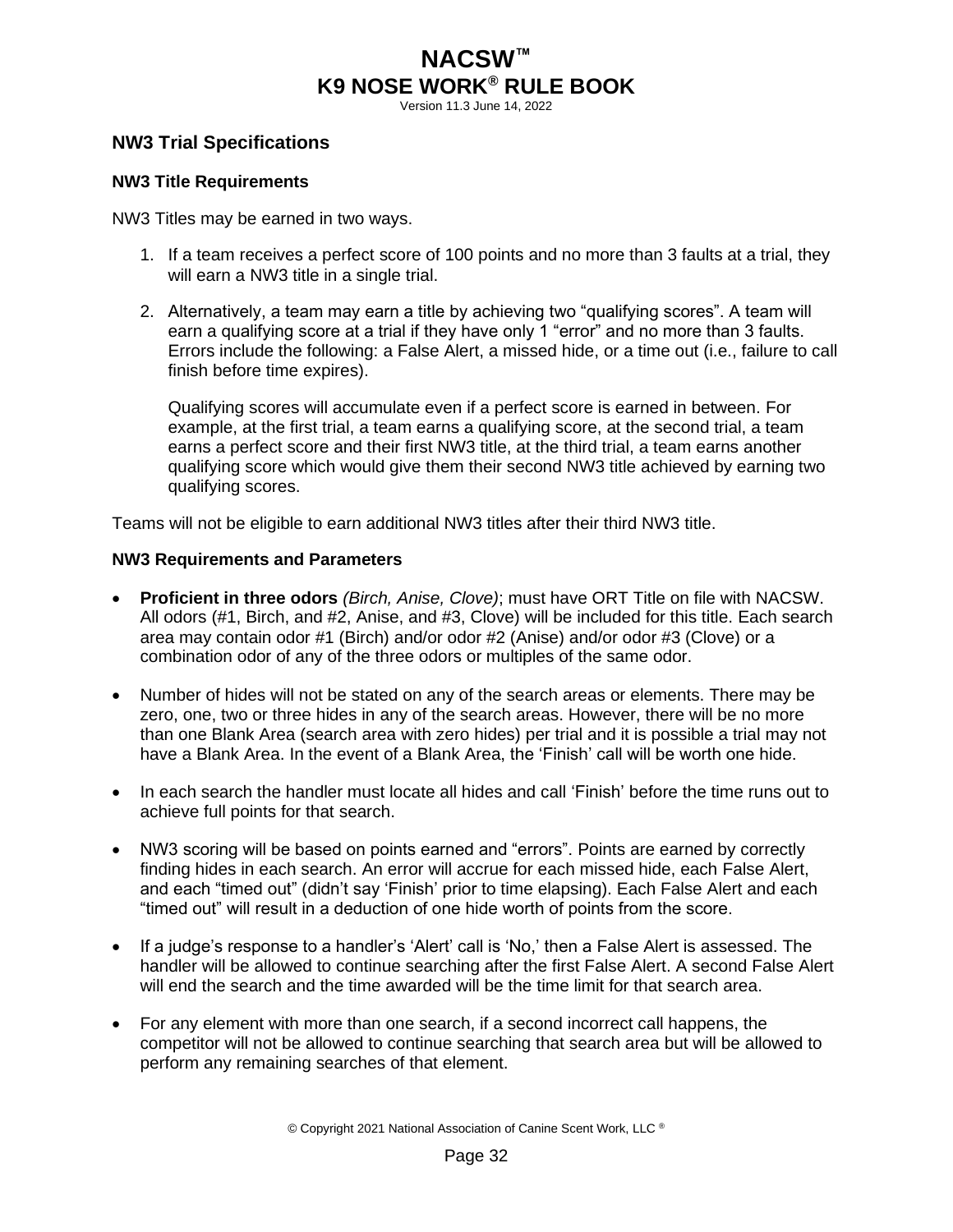## NW3 Trial Specifications

### NW3 Title Requirements

NW3 Titles may be earned in two ways.

1. If a team receives a perfect score of 100 points and no more than 3 faults at a trial, they will earn a NW3 title in a single trial.
2. Alternatively, a team may earn a title by achieving two "qualifying scores". A team will earn a qualifying score at a trial if they have only 1 "error" and no more than 3 faults. Errors include the following: a False Alert, a missed hide, or a time out (i.e., failure to call finish before time expires).

   Qualifying scores will accumulate even if a perfect score is earned in between. For example, at the first trial, a team earns a qualifying score, at the second trial, a team earns a perfect score and their first NW3 title, at the third trial, a team earns another qualifying score which would give them their second NW3 title achieved by earning two qualifying scores.

Teams will not be eligible to earn additional NW3 titles after their third NW3 title.

### NW3 Requirements and Parameters

- **Proficient in three odors** *(Birch, Anise, Clove)*; must have ORT Title on file with NACSW. All odors (#1, Birch, and #2, Anise, and #3, Clove) will be included for this title. Each search area may contain odor #1 (Birch) and/or odor #2 (Anise) and/or odor #3 (Clove) or a combination odor of any of the three odors or multiples of the same odor.
- Number of hides will not be stated on any of the search areas or elements. There may be zero, one, two or three hides in any of the search areas. However, there will be no more than one Blank Area (search area with zero hides) per trial and it is possible a trial may not have a Blank Area. In the event of a Blank Area, the 'Finish' call will be worth one hide.
- In each search the handler must locate all hides and call 'Finish' before the time runs out to achieve full points for that search.
- NW3 scoring will be based on points earned and "errors". Points are earned by correctly finding hides in each search. An error will accrue for each missed hide, each False Alert, and each "timed out" (didn't say 'Finish' prior to time elapsing). Each False Alert and each "timed out" will result in a deduction of one hide worth of points from the score.
- If a judge's response to a handler's 'Alert' call is 'No,' then a False Alert is assessed. The handler will be allowed to continue searching after the first False Alert. A second False Alert will end the search and the time awarded will be the time limit for that search area.
- For any element with more than one search, if a second incorrect call happens, the competitor will not be allowed to continue searching that search area but will be allowed to perform any remaining searches of that element.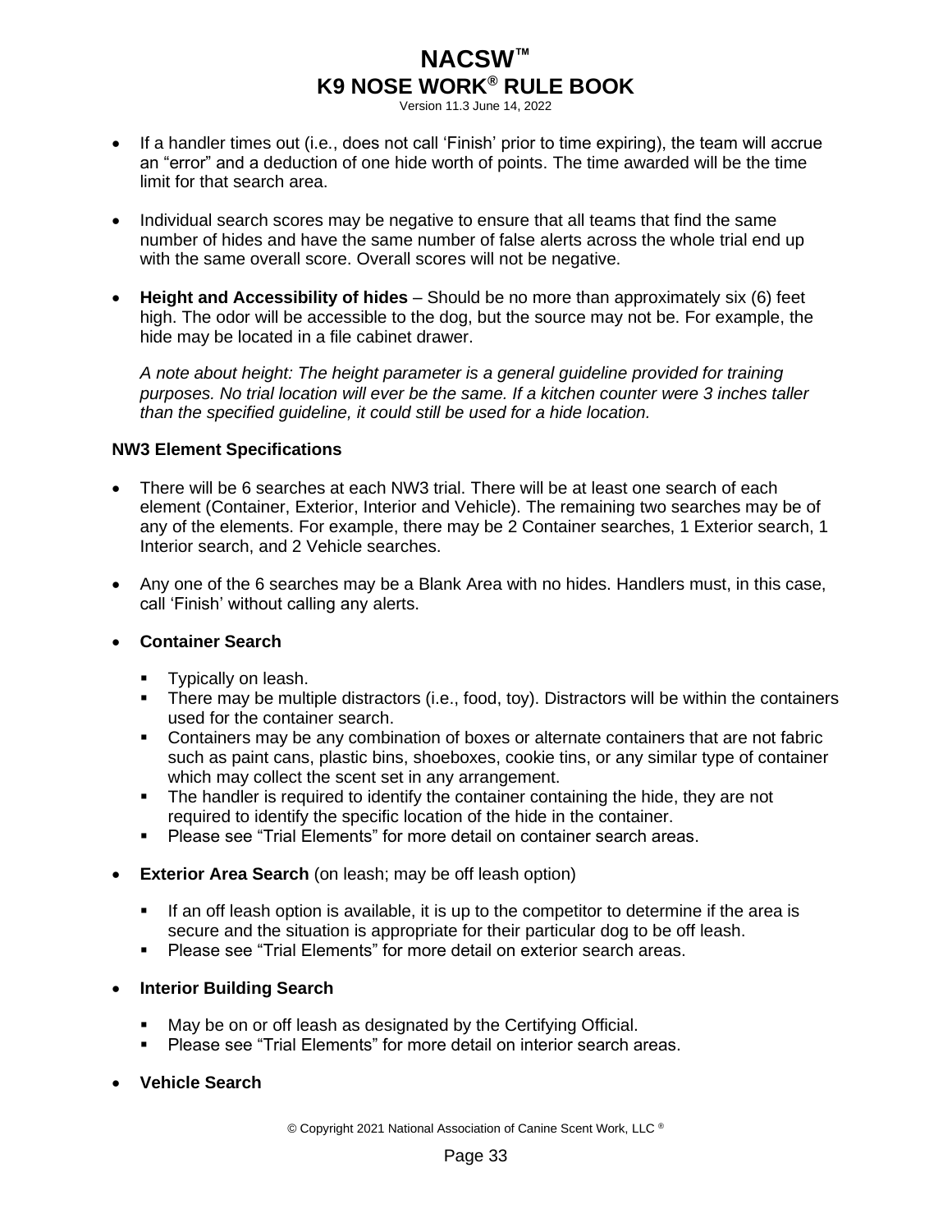- If a handler times out (i.e., does not call 'Finish' prior to time expiring), the team will accrue an "error" and a deduction of one hide worth of points. The time awarded will be the time limit for that search area.
- Individual search scores may be negative to ensure that all teams that find the same number of hides and have the same number of false alerts across the whole trial end up with the same overall score. Overall scores will not be negative.
- **Height and Accessibility of hides** – Should be no more than approximately six (6) feet high. The odor will be accessible to the dog, but the source may not be. For example, the hide may be located in a file cabinet drawer.

  *A note about height: The height parameter is a general guideline provided for training purposes. No trial location will ever be the same. If a kitchen counter were 3 inches taller than the specified guideline, it could still be used for a hide location.*

**NW3 Element Specifications**

- There will be 6 searches at each NW3 trial. There will be at least one search of each element (Container, Exterior, Interior and Vehicle). The remaining two searches may be of any of the elements. For example, there may be 2 Container searches, 1 Exterior search, 1 Interior search, and 2 Vehicle searches.
- Any one of the 6 searches may be a Blank Area with no hides. Handlers must, in this case, call 'Finish' without calling any alerts.
- **Container Search**
  - Typically on leash.
  - There may be multiple distractors (i.e., food, toy). Distractors will be within the containers used for the container search.
  - Containers may be any combination of boxes or alternate containers that are not fabric such as paint cans, plastic bins, shoeboxes, cookie tins, or any similar type of container which may collect the scent set in any arrangement.
  - The handler is required to identify the container containing the hide, they are not required to identify the specific location of the hide in the container.
  - Please see "Trial Elements" for more detail on container search areas.
- **Exterior Area Search** (on leash; may be off leash option)
  - If an off leash option is available, it is up to the competitor to determine if the area is secure and the situation is appropriate for their particular dog to be off leash.
  - Please see "Trial Elements" for more detail on exterior search areas.
- **Interior Building Search**
  - May be on or off leash as designated by the Certifying Official.
  - Please see "Trial Elements" for more detail on interior search areas.
- **Vehicle Search**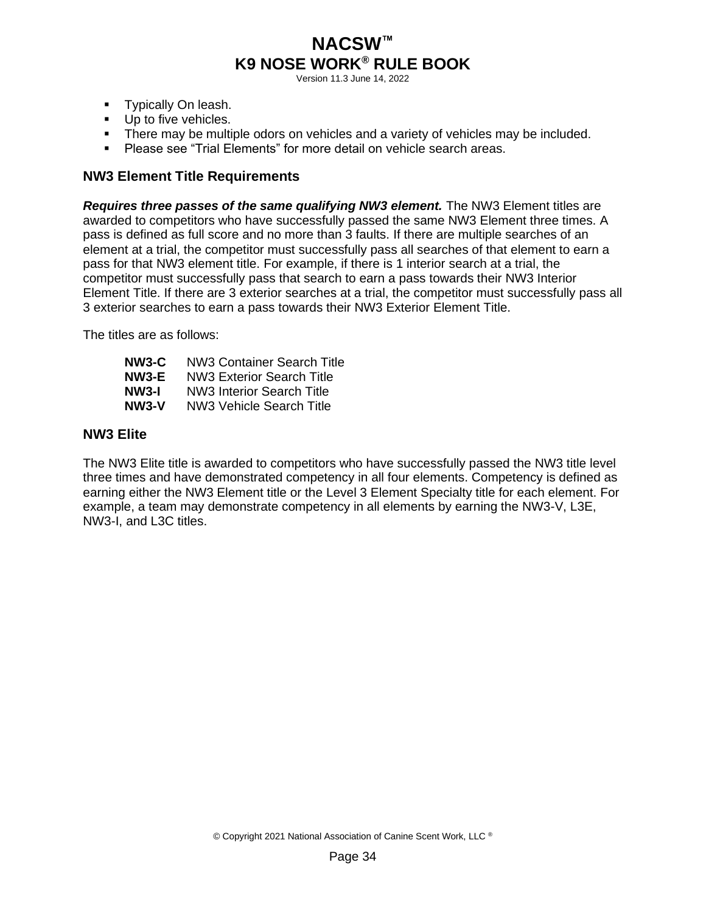- Typically On leash.
- Up to five vehicles.
- There may be multiple odors on vehicles and a variety of vehicles may be included.
- Please see "Trial Elements" for more detail on vehicle search areas.

### NW3 Element Title Requirements

***Requires three passes of the same qualifying NW3 element.*** The NW3 Element titles are awarded to competitors who have successfully passed the same NW3 Element three times. A pass is defined as full score and no more than 3 faults. If there are multiple searches of an element at a trial, the competitor must successfully pass all searches of that element to earn a pass for that NW3 element title. For example, if there is 1 interior search at a trial, the competitor must successfully pass that search to earn a pass towards their NW3 Interior Element Title. If there are 3 exterior searches at a trial, the competitor must successfully pass all 3 exterior searches to earn a pass towards their NW3 Exterior Element Title.

The titles are as follows:

**NW3-C** NW3 Container Search Title
**NW3-E** NW3 Exterior Search Title
**NW3-I** NW3 Interior Search Title
**NW3-V** NW3 Vehicle Search Title

### NW3 Elite

The NW3 Elite title is awarded to competitors who have successfully passed the NW3 title level three times and have demonstrated competency in all four elements. Competency is defined as earning either the NW3 Element title or the Level 3 Element Specialty title for each element. For example, a team may demonstrate competency in all elements by earning the NW3-V, L3E, NW3-I, and L3C titles.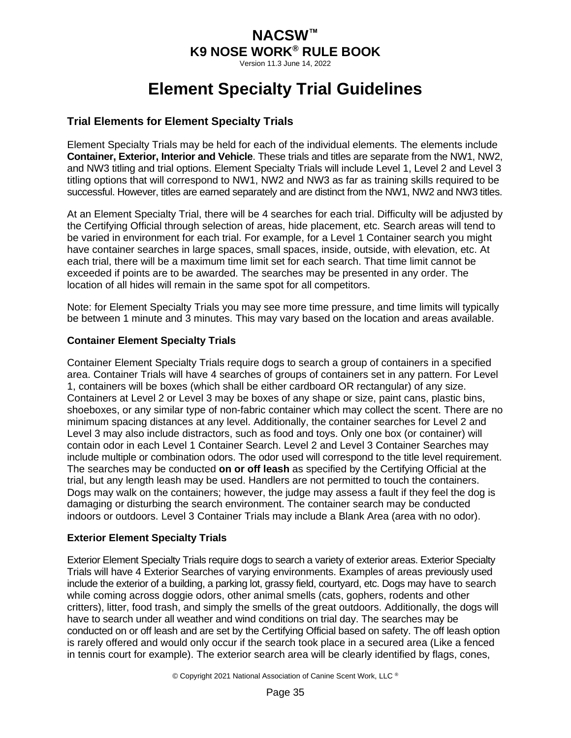# Element Specialty Trial Guidelines

### Trial Elements for Element Specialty Trials

Element Specialty Trials may be held for each of the individual elements. The elements include **Container, Exterior, Interior and Vehicle**. These trials and titles are separate from the NW1, NW2, and NW3 titling and trial options. Element Specialty Trials will include Level 1, Level 2 and Level 3 titling options that will correspond to NW1, NW2 and NW3 as far as training skills required to be successful. However, titles are earned separately and are distinct from the NW1, NW2 and NW3 titles.

At an Element Specialty Trial, there will be 4 searches for each trial. Difficulty will be adjusted by the Certifying Official through selection of areas, hide placement, etc. Search areas will tend to be varied in environment for each trial. For example, for a Level 1 Container search you might have container searches in large spaces, small spaces, inside, outside, with elevation, etc. At each trial, there will be a maximum time limit set for each search. That time limit cannot be exceeded if points are to be awarded. The searches may be presented in any order. The location of all hides will remain in the same spot for all competitors.

Note: for Element Specialty Trials you may see more time pressure, and time limits will typically be between 1 minute and 3 minutes. This may vary based on the location and areas available.

#### Container Element Specialty Trials

Container Element Specialty Trials require dogs to search a group of containers in a specified area. Container Trials will have 4 searches of groups of containers set in any pattern. For Level 1, containers will be boxes (which shall be either cardboard OR rectangular) of any size. Containers at Level 2 or Level 3 may be boxes of any shape or size, paint cans, plastic bins, shoeboxes, or any similar type of non-fabric container which may collect the scent. There are no minimum spacing distances at any level. Additionally, the container searches for Level 2 and Level 3 may also include distractors, such as food and toys. Only one box (or container) will contain odor in each Level 1 Container Search. Level 2 and Level 3 Container Searches may include multiple or combination odors. The odor used will correspond to the title level requirement. The searches may be conducted **on or off leash** as specified by the Certifying Official at the trial, but any length leash may be used. Handlers are not permitted to touch the containers. Dogs may walk on the containers; however, the judge may assess a fault if they feel the dog is damaging or disturbing the search environment. The container search may be conducted indoors or outdoors. Level 3 Container Trials may include a Blank Area (area with no odor).

#### Exterior Element Specialty Trials

Exterior Element Specialty Trials require dogs to search a variety of exterior areas. Exterior Specialty Trials will have 4 Exterior Searches of varying environments. Examples of areas previously used include the exterior of a building, a parking lot, grassy field, courtyard, etc. Dogs may have to search while coming across doggie odors, other animal smells (cats, gophers, rodents and other critters), litter, food trash, and simply the smells of the great outdoors. Additionally, the dogs will have to search under all weather and wind conditions on trial day. The searches may be conducted on or off leash and are set by the Certifying Official based on safety. The off leash option is rarely offered and would only occur if the search took place in a secured area (Like a fenced in tennis court for example). The exterior search area will be clearly identified by flags, cones,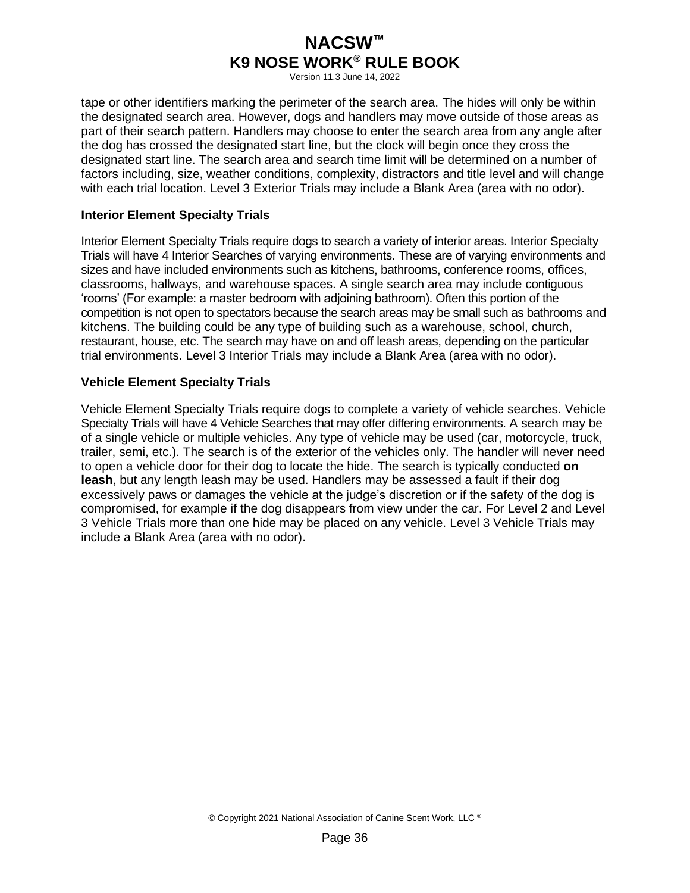tape or other identifiers marking the perimeter of the search area. The hides will only be within the designated search area. However, dogs and handlers may move outside of those areas as part of their search pattern. Handlers may choose to enter the search area from any angle after the dog has crossed the designated start line, but the clock will begin once they cross the designated start line. The search area and search time limit will be determined on a number of factors including, size, weather conditions, complexity, distractors and title level and will change with each trial location. Level 3 Exterior Trials may include a Blank Area (area with no odor).

**Interior Element Specialty Trials**

Interior Element Specialty Trials require dogs to search a variety of interior areas. Interior Specialty Trials will have 4 Interior Searches of varying environments. These are of varying environments and sizes and have included environments such as kitchens, bathrooms, conference rooms, offices, classrooms, hallways, and warehouse spaces. A single search area may include contiguous 'rooms' (For example: a master bedroom with adjoining bathroom). Often this portion of the competition is not open to spectators because the search areas may be small such as bathrooms and kitchens. The building could be any type of building such as a warehouse, school, church, restaurant, house, etc. The search may have on and off leash areas, depending on the particular trial environments. Level 3 Interior Trials may include a Blank Area (area with no odor).

**Vehicle Element Specialty Trials**

Vehicle Element Specialty Trials require dogs to complete a variety of vehicle searches. Vehicle Specialty Trials will have 4 Vehicle Searches that may offer differing environments. A search may be of a single vehicle or multiple vehicles. Any type of vehicle may be used (car, motorcycle, truck, trailer, semi, etc.). The search is of the exterior of the vehicles only. The handler will never need to open a vehicle door for their dog to locate the hide. The search is typically conducted **on leash**, but any length leash may be used. Handlers may be assessed a fault if their dog excessively paws or damages the vehicle at the judge's discretion or if the safety of the dog is compromised, for example if the dog disappears from view under the car. For Level 2 and Level 3 Vehicle Trials more than one hide may be placed on any vehicle. Level 3 Vehicle Trials may include a Blank Area (area with no odor).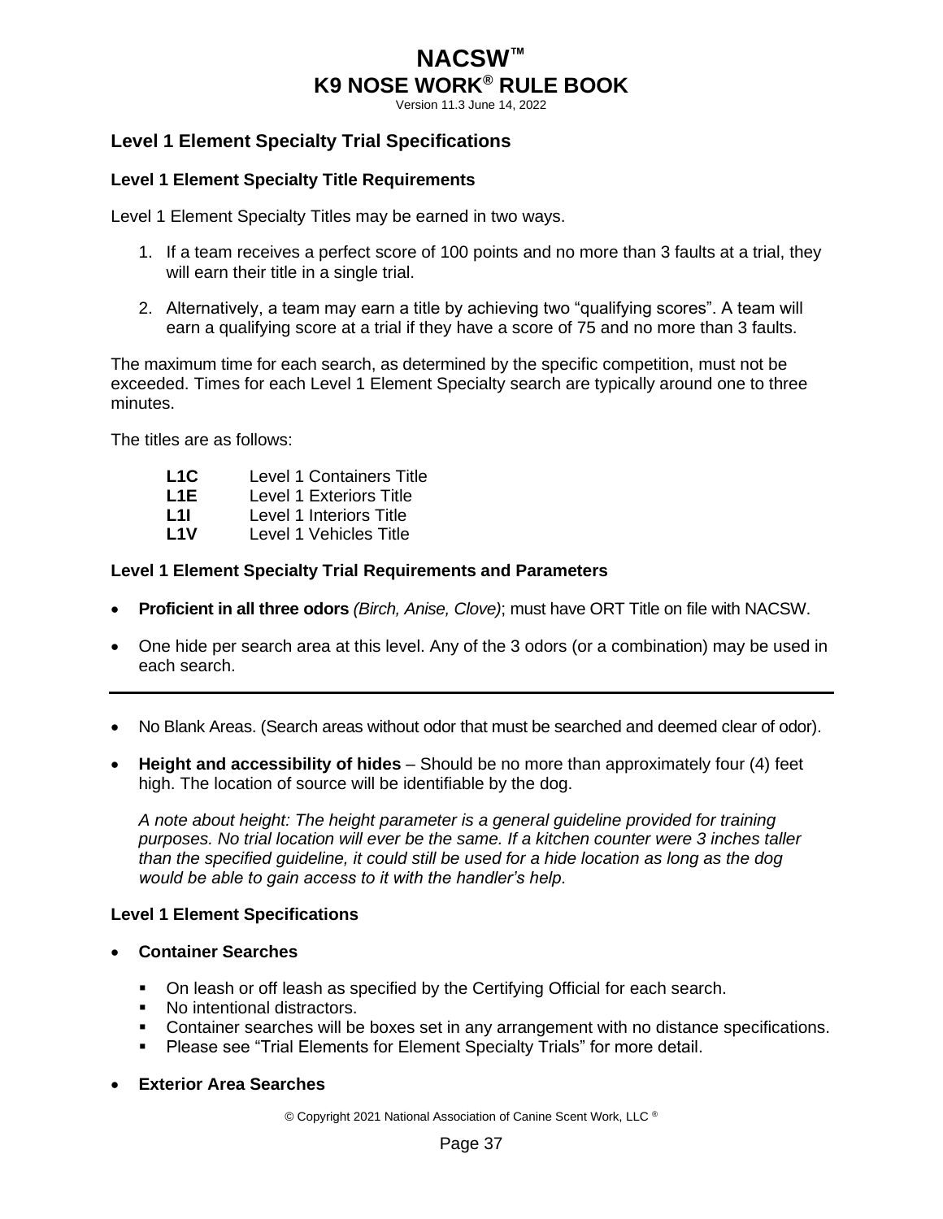## Level 1 Element Specialty Trial Specifications

### Level 1 Element Specialty Title Requirements

Level 1 Element Specialty Titles may be earned in two ways.

1. If a team receives a perfect score of 100 points and no more than 3 faults at a trial, they will earn their title in a single trial.
2. Alternatively, a team may earn a title by achieving two "qualifying scores". A team will earn a qualifying score at a trial if they have a score of 75 and no more than 3 faults.

The maximum time for each search, as determined by the specific competition, must not be exceeded. Times for each Level 1 Element Specialty search are typically around one to three minutes.

The titles are as follows:

| | |
|---|---|
| **L1C** | Level 1 Containers Title |
| **L1E** | Level 1 Exteriors Title |
| **L1I** | Level 1 Interiors Title |
| **L1V** | Level 1 Vehicles Title |

### Level 1 Element Specialty Trial Requirements and Parameters

- **Proficient in all three odors** *(Birch, Anise, Clove)*; must have ORT Title on file with NACSW.
- One hide per search area at this level. Any of the 3 odors (or a combination) may be used in each search.

---

- No Blank Areas. (Search areas without odor that must be searched and deemed clear of odor).
- **Height and accessibility of hides** – Should be no more than approximately four (4) feet high. The location of source will be identifiable by the dog.

  *A note about height: The height parameter is a general guideline provided for training purposes. No trial location will ever be the same. If a kitchen counter were 3 inches taller than the specified guideline, it could still be used for a hide location as long as the dog would be able to gain access to it with the handler's help.*

### Level 1 Element Specifications

- **Container Searches**
  - On leash or off leash as specified by the Certifying Official for each search.
  - No intentional distractors.
  - Container searches will be boxes set in any arrangement with no distance specifications.
  - Please see "Trial Elements for Element Specialty Trials" for more detail.
- **Exterior Area Searches**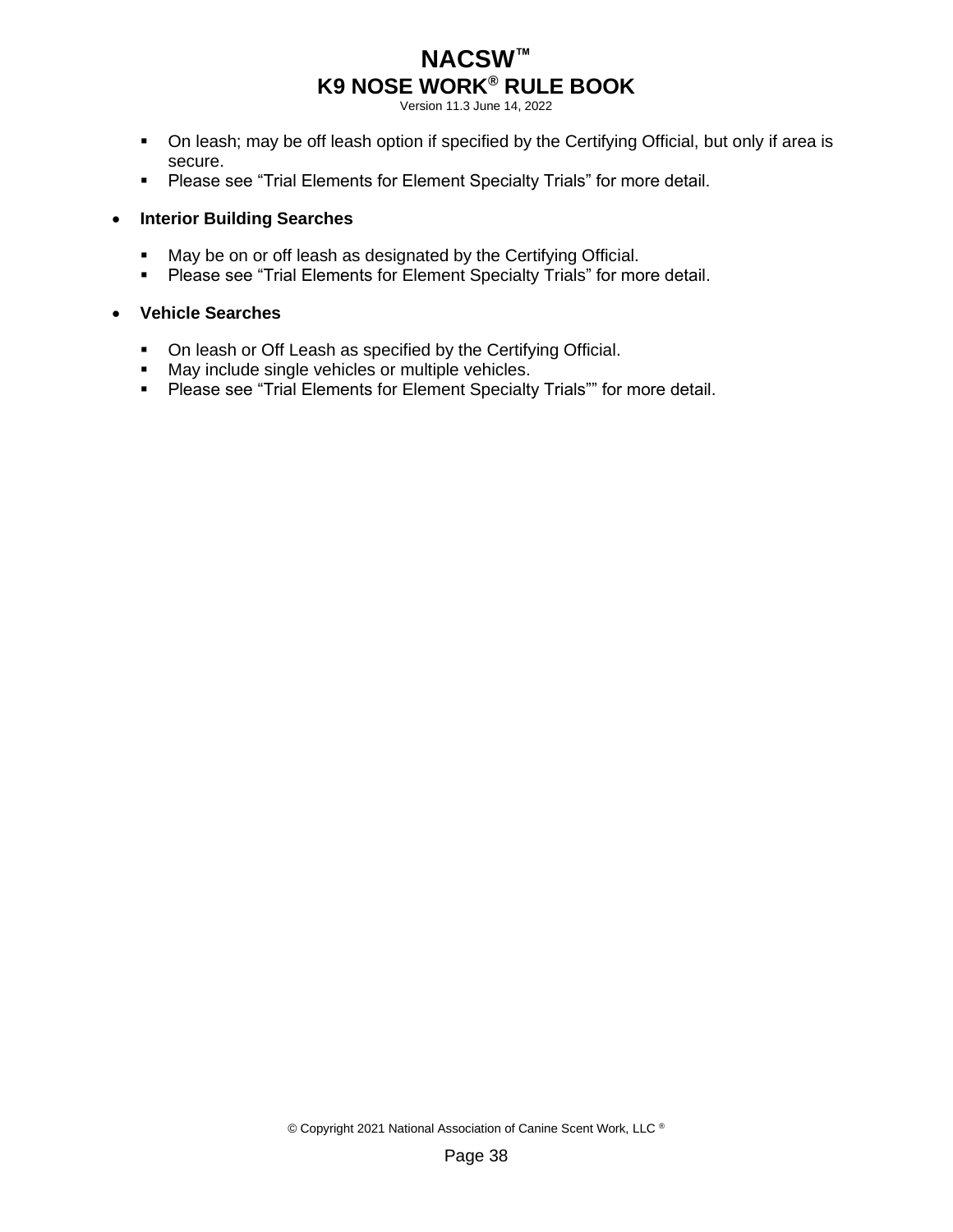- On leash; may be off leash option if specified by the Certifying Official, but only if area is secure.
  - Please see “Trial Elements for Element Specialty Trials” for more detail.

- **Interior Building Searches**

  - May be on or off leash as designated by the Certifying Official.
  - Please see “Trial Elements for Element Specialty Trials” for more detail.

- **Vehicle Searches**

  - On leash or Off Leash as specified by the Certifying Official.
  - May include single vehicles or multiple vehicles.
  - Please see “Trial Elements for Element Specialty Trials”” for more detail.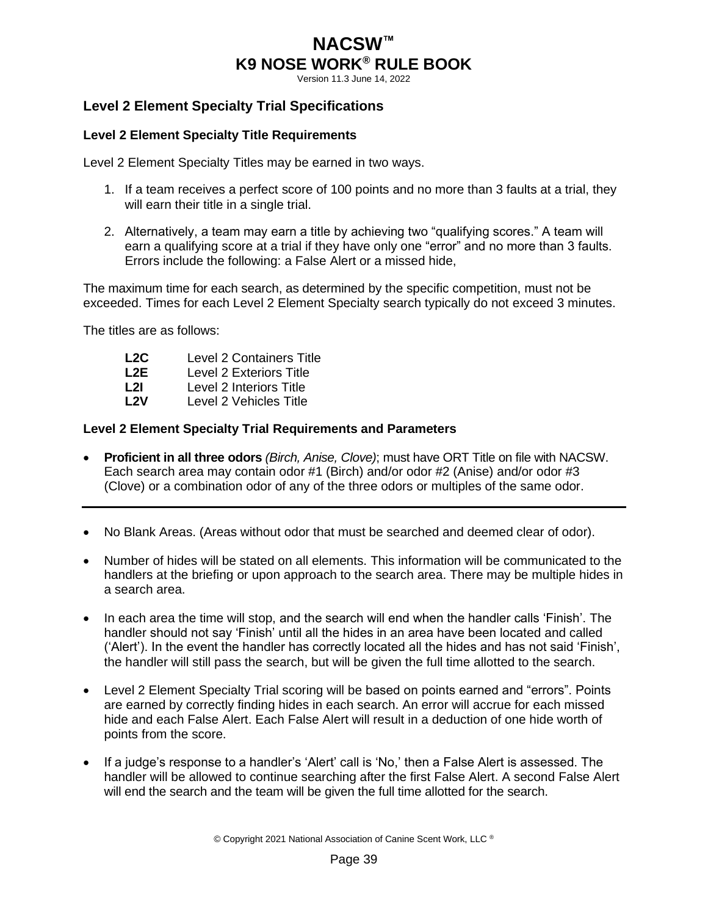## Level 2 Element Specialty Trial Specifications

### Level 2 Element Specialty Title Requirements

Level 2 Element Specialty Titles may be earned in two ways.

1. If a team receives a perfect score of 100 points and no more than 3 faults at a trial, they will earn their title in a single trial.
2. Alternatively, a team may earn a title by achieving two "qualifying scores." A team will earn a qualifying score at a trial if they have only one "error" and no more than 3 faults. Errors include the following: a False Alert or a missed hide,

The maximum time for each search, as determined by the specific competition, must not be exceeded. Times for each Level 2 Element Specialty search typically do not exceed 3 minutes.

The titles are as follows:

| | |
|---|---|
| **L2C** | Level 2 Containers Title |
| **L2E** | Level 2 Exteriors Title |
| **L2I** | Level 2 Interiors Title |
| **L2V** | Level 2 Vehicles Title |

### Level 2 Element Specialty Trial Requirements and Parameters

- **Proficient in all three odors** *(Birch, Anise, Clove)*; must have ORT Title on file with NACSW. Each search area may contain odor #1 (Birch) and/or odor #2 (Anise) and/or odor #3 (Clove) or a combination odor of any of the three odors or multiples of the same odor.

---

- No Blank Areas. (Areas without odor that must be searched and deemed clear of odor).
- Number of hides will be stated on all elements. This information will be communicated to the handlers at the briefing or upon approach to the search area. There may be multiple hides in a search area.
- In each area the time will stop, and the search will end when the handler calls 'Finish'. The handler should not say 'Finish' until all the hides in an area have been located and called ('Alert'). In the event the handler has correctly located all the hides and has not said 'Finish', the handler will still pass the search, but will be given the full time allotted to the search.
- Level 2 Element Specialty Trial scoring will be based on points earned and "errors". Points are earned by correctly finding hides in each search. An error will accrue for each missed hide and each False Alert. Each False Alert will result in a deduction of one hide worth of points from the score.
- If a judge's response to a handler's 'Alert' call is 'No,' then a False Alert is assessed. The handler will be allowed to continue searching after the first False Alert. A second False Alert will end the search and the team will be given the full time allotted for the search.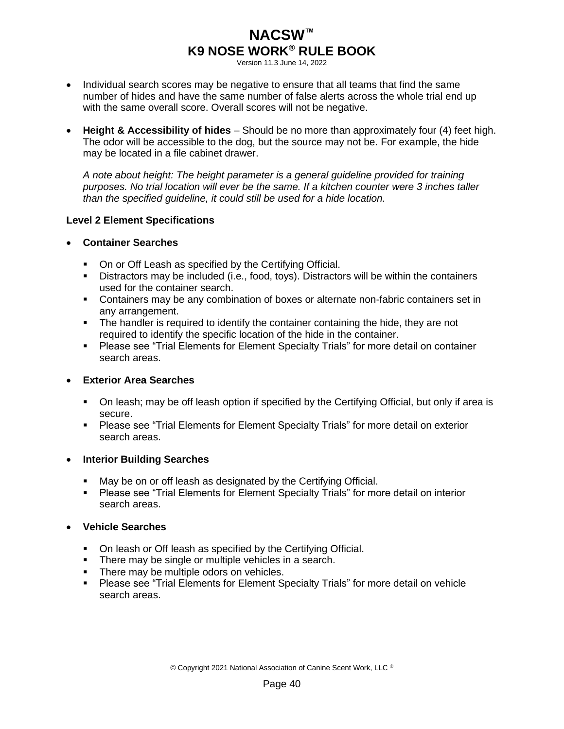- Individual search scores may be negative to ensure that all teams that find the same number of hides and have the same number of false alerts across the whole trial end up with the same overall score. Overall scores will not be negative.

- **Height & Accessibility of hides** – Should be no more than approximately four (4) feet high. The odor will be accessible to the dog, but the source may not be. For example, the hide may be located in a file cabinet drawer.

  *A note about height: The height parameter is a general guideline provided for training purposes. No trial location will ever be the same. If a kitchen counter were 3 inches taller than the specified guideline, it could still be used for a hide location.*

**Level 2 Element Specifications**

- **Container Searches**
  - On or Off Leash as specified by the Certifying Official.
  - Distractors may be included (i.e., food, toys). Distractors will be within the containers used for the container search.
  - Containers may be any combination of boxes or alternate non-fabric containers set in any arrangement.
  - The handler is required to identify the container containing the hide, they are not required to identify the specific location of the hide in the container.
  - Please see "Trial Elements for Element Specialty Trials" for more detail on container search areas.

- **Exterior Area Searches**
  - On leash; may be off leash option if specified by the Certifying Official, but only if area is secure.
  - Please see "Trial Elements for Element Specialty Trials" for more detail on exterior search areas.

- **Interior Building Searches**
  - May be on or off leash as designated by the Certifying Official.
  - Please see "Trial Elements for Element Specialty Trials" for more detail on interior search areas.

- **Vehicle Searches**
  - On leash or Off leash as specified by the Certifying Official.
  - There may be single or multiple vehicles in a search.
  - There may be multiple odors on vehicles.
  - Please see "Trial Elements for Element Specialty Trials" for more detail on vehicle search areas.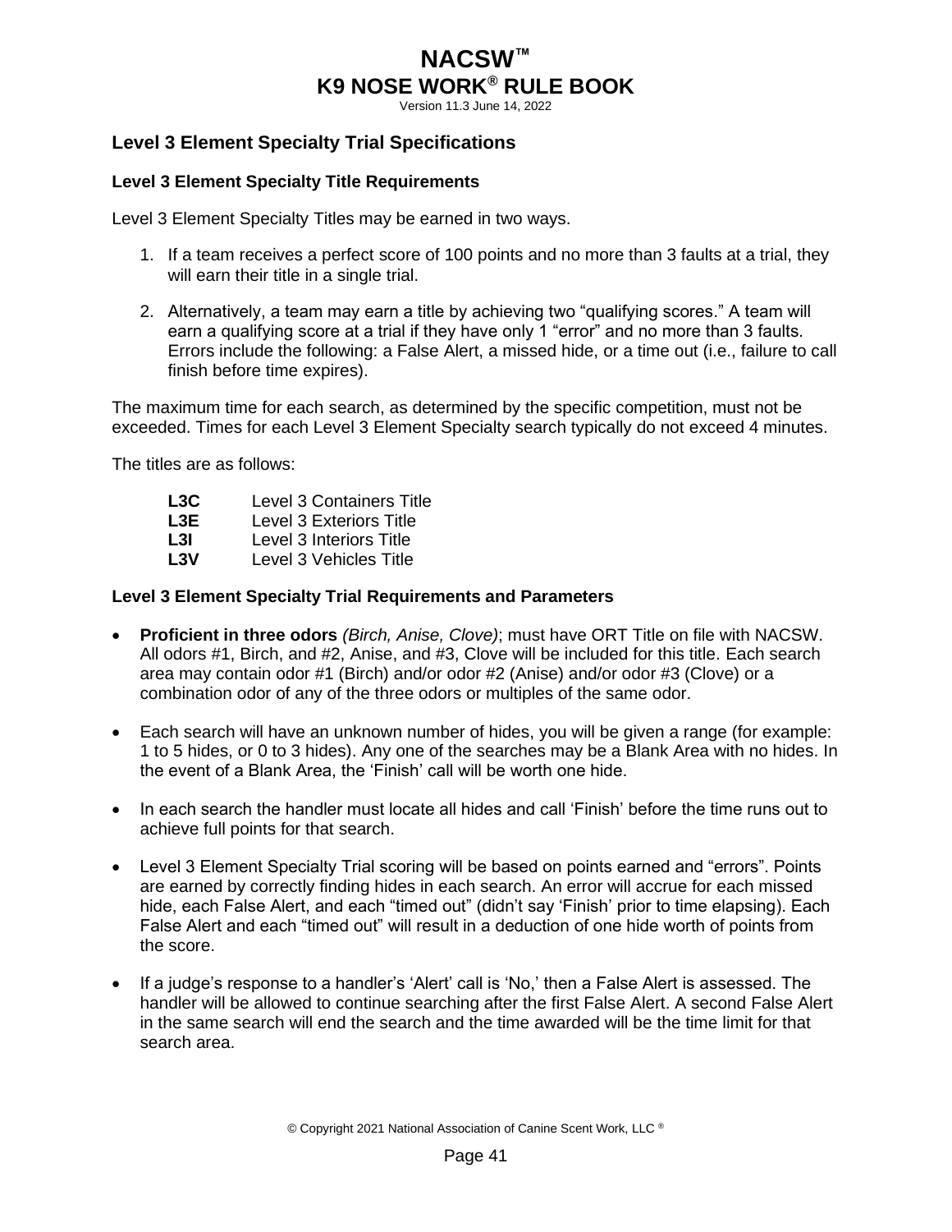## Level 3 Element Specialty Trial Specifications

### Level 3 Element Specialty Title Requirements

Level 3 Element Specialty Titles may be earned in two ways.

1. If a team receives a perfect score of 100 points and no more than 3 faults at a trial, they will earn their title in a single trial.

2. Alternatively, a team may earn a title by achieving two "qualifying scores." A team will earn a qualifying score at a trial if they have only 1 "error" and no more than 3 faults. Errors include the following: a False Alert, a missed hide, or a time out (i.e., failure to call finish before time expires).

The maximum time for each search, as determined by the specific competition, must not be exceeded. Times for each Level 3 Element Specialty search typically do not exceed 4 minutes.

The titles are as follows:

- **L3C** Level 3 Containers Title
- **L3E** Level 3 Exteriors Title
- **L3I** Level 3 Interiors Title
- **L3V** Level 3 Vehicles Title

### Level 3 Element Specialty Trial Requirements and Parameters

- **Proficient in three odors** *(Birch, Anise, Clove)*; must have ORT Title on file with NACSW. All odors #1, Birch, and #2, Anise, and #3, Clove will be included for this title. Each search area may contain odor #1 (Birch) and/or odor #2 (Anise) and/or odor #3 (Clove) or a combination odor of any of the three odors or multiples of the same odor.

- Each search will have an unknown number of hides, you will be given a range (for example: 1 to 5 hides, or 0 to 3 hides). Any one of the searches may be a Blank Area with no hides. In the event of a Blank Area, the 'Finish' call will be worth one hide.

- In each search the handler must locate all hides and call 'Finish' before the time runs out to achieve full points for that search.

- Level 3 Element Specialty Trial scoring will be based on points earned and "errors". Points are earned by correctly finding hides in each search. An error will accrue for each missed hide, each False Alert, and each "timed out" (didn't say 'Finish' prior to time elapsing). Each False Alert and each "timed out" will result in a deduction of one hide worth of points from the score.

- If a judge's response to a handler's 'Alert' call is 'No,' then a False Alert is assessed. The handler will be allowed to continue searching after the first False Alert. A second False Alert in the same search will end the search and the time awarded will be the time limit for that search area.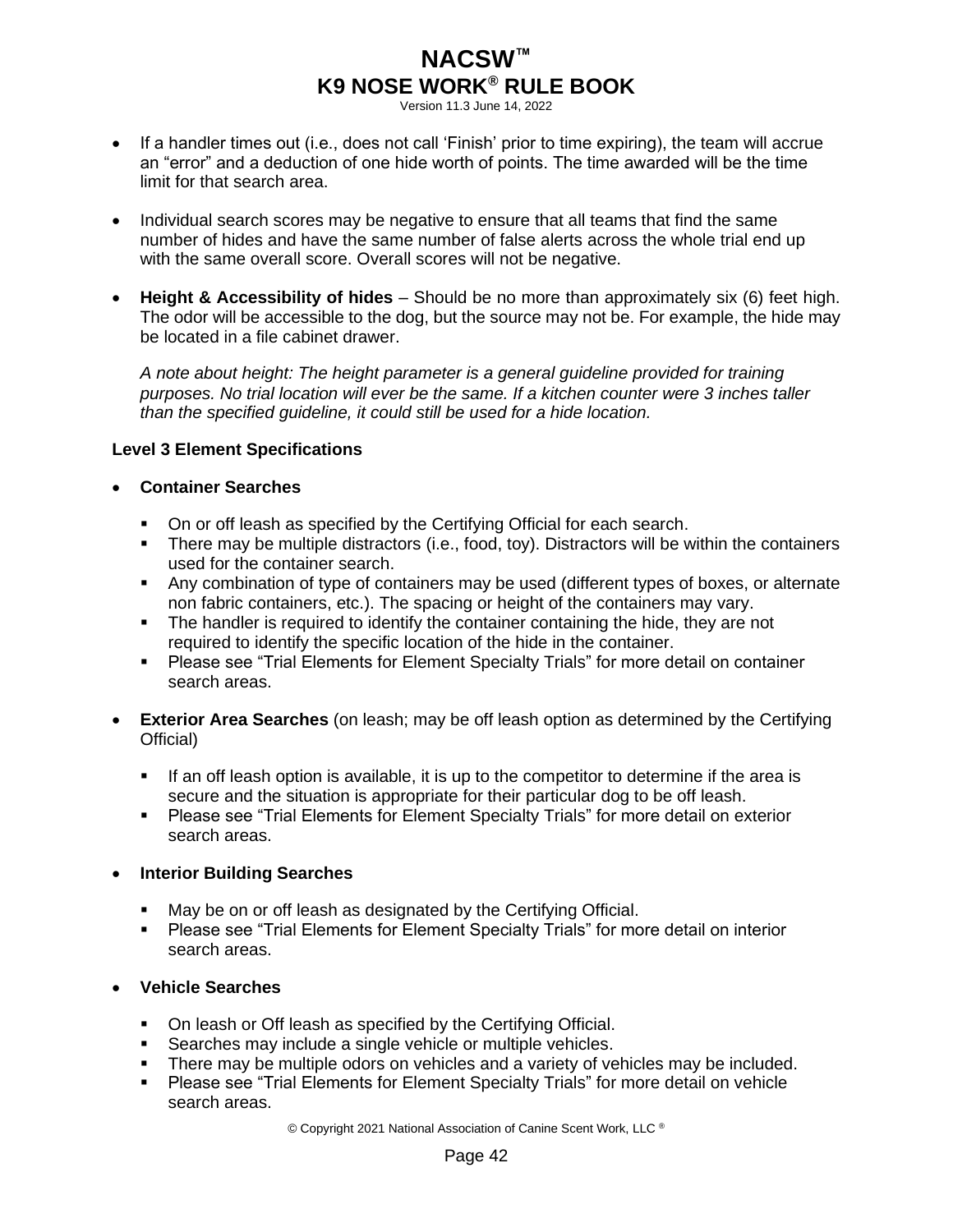- If a handler times out (i.e., does not call 'Finish' prior to time expiring), the team will accrue an "error" and a deduction of one hide worth of points. The time awarded will be the time limit for that search area.

- Individual search scores may be negative to ensure that all teams that find the same number of hides and have the same number of false alerts across the whole trial end up with the same overall score. Overall scores will not be negative.

- **Height & Accessibility of hides** – Should be no more than approximately six (6) feet high. The odor will be accessible to the dog, but the source may not be. For example, the hide may be located in a file cabinet drawer.

  *A note about height: The height parameter is a general guideline provided for training purposes. No trial location will ever be the same. If a kitchen counter were 3 inches taller than the specified guideline, it could still be used for a hide location.*

**Level 3 Element Specifications**

- **Container Searches**
  - On or off leash as specified by the Certifying Official for each search.
  - There may be multiple distractors (i.e., food, toy). Distractors will be within the containers used for the container search.
  - Any combination of type of containers may be used (different types of boxes, or alternate non fabric containers, etc.). The spacing or height of the containers may vary.
  - The handler is required to identify the container containing the hide, they are not required to identify the specific location of the hide in the container.
  - Please see "Trial Elements for Element Specialty Trials" for more detail on container search areas.

- **Exterior Area Searches** (on leash; may be off leash option as determined by the Certifying Official)
  - If an off leash option is available, it is up to the competitor to determine if the area is secure and the situation is appropriate for their particular dog to be off leash.
  - Please see "Trial Elements for Element Specialty Trials" for more detail on exterior search areas.

- **Interior Building Searches**
  - May be on or off leash as designated by the Certifying Official.
  - Please see "Trial Elements for Element Specialty Trials" for more detail on interior search areas.

- **Vehicle Searches**
  - On leash or Off leash as specified by the Certifying Official.
  - Searches may include a single vehicle or multiple vehicles.
  - There may be multiple odors on vehicles and a variety of vehicles may be included.
  - Please see "Trial Elements for Element Specialty Trials" for more detail on vehicle search areas.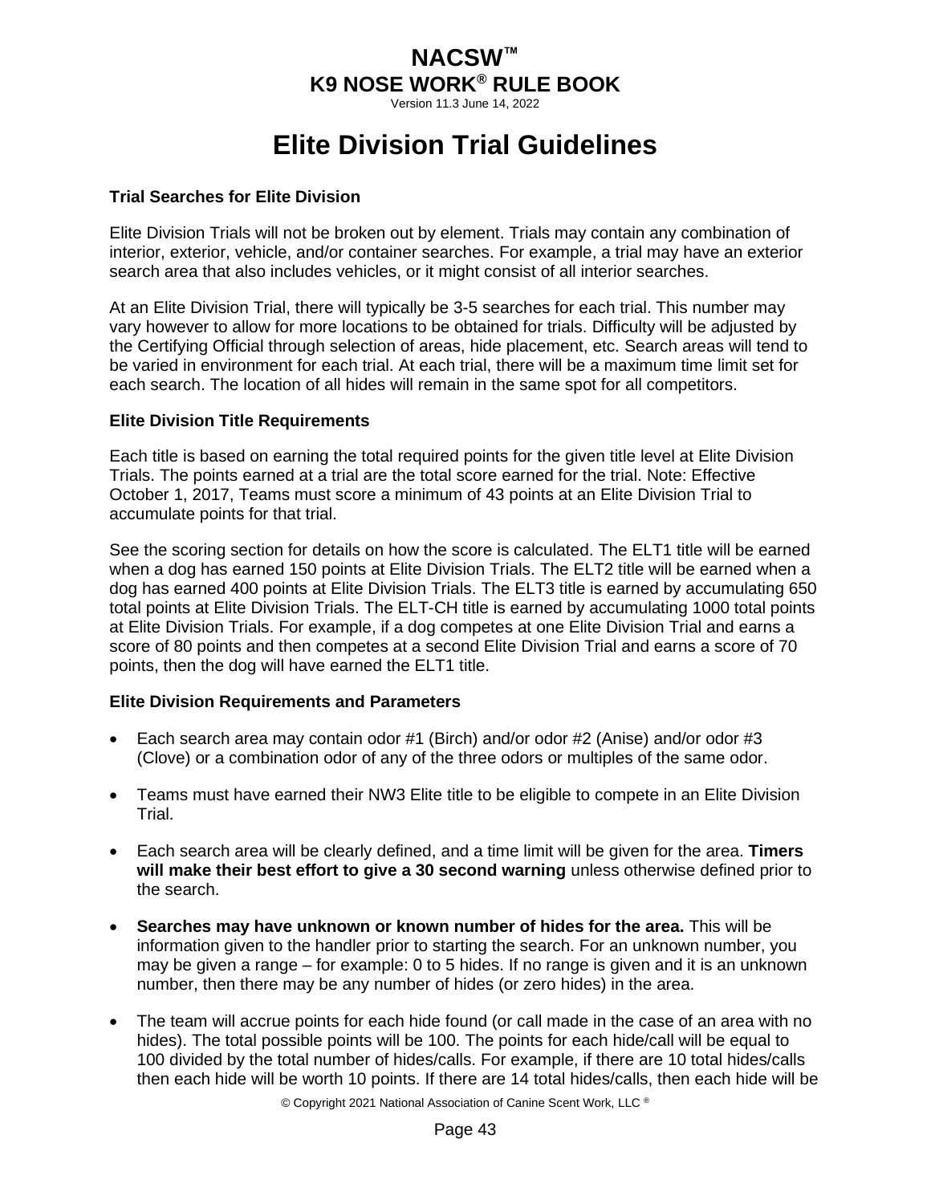# Elite Division Trial Guidelines

### Trial Searches for Elite Division

Elite Division Trials will not be broken out by element. Trials may contain any combination of interior, exterior, vehicle, and/or container searches. For example, a trial may have an exterior search area that also includes vehicles, or it might consist of all interior searches.

At an Elite Division Trial, there will typically be 3-5 searches for each trial. This number may vary however to allow for more locations to be obtained for trials. Difficulty will be adjusted by the Certifying Official through selection of areas, hide placement, etc. Search areas will tend to be varied in environment for each trial. At each trial, there will be a maximum time limit set for each search. The location of all hides will remain in the same spot for all competitors.

### Elite Division Title Requirements

Each title is based on earning the total required points for the given title level at Elite Division Trials. The points earned at a trial are the total score earned for the trial. Note: Effective October 1, 2017, Teams must score a minimum of 43 points at an Elite Division Trial to accumulate points for that trial.

See the scoring section for details on how the score is calculated. The ELT1 title will be earned when a dog has earned 150 points at Elite Division Trials. The ELT2 title will be earned when a dog has earned 400 points at Elite Division Trials. The ELT3 title is earned by accumulating 650 total points at Elite Division Trials. The ELT-CH title is earned by accumulating 1000 total points at Elite Division Trials. For example, if a dog competes at one Elite Division Trial and earns a score of 80 points and then competes at a second Elite Division Trial and earns a score of 70 points, then the dog will have earned the ELT1 title.

### Elite Division Requirements and Parameters

- Each search area may contain odor #1 (Birch) and/or odor #2 (Anise) and/or odor #3 (Clove) or a combination odor of any of the three odors or multiples of the same odor.
- Teams must have earned their NW3 Elite title to be eligible to compete in an Elite Division Trial.
- Each search area will be clearly defined, and a time limit will be given for the area. **Timers will make their best effort to give a 30 second warning** unless otherwise defined prior to the search.
- **Searches may have unknown or known number of hides for the area.** This will be information given to the handler prior to starting the search. For an unknown number, you may be given a range – for example: 0 to 5 hides. If no range is given and it is an unknown number, then there may be any number of hides (or zero hides) in the area.
- The team will accrue points for each hide found (or call made in the case of an area with no hides). The total possible points will be 100. The points for each hide/call will be equal to 100 divided by the total number of hides/calls. For example, if there are 10 total hides/calls then each hide will be worth 10 points. If there are 14 total hides/calls, then each hide will be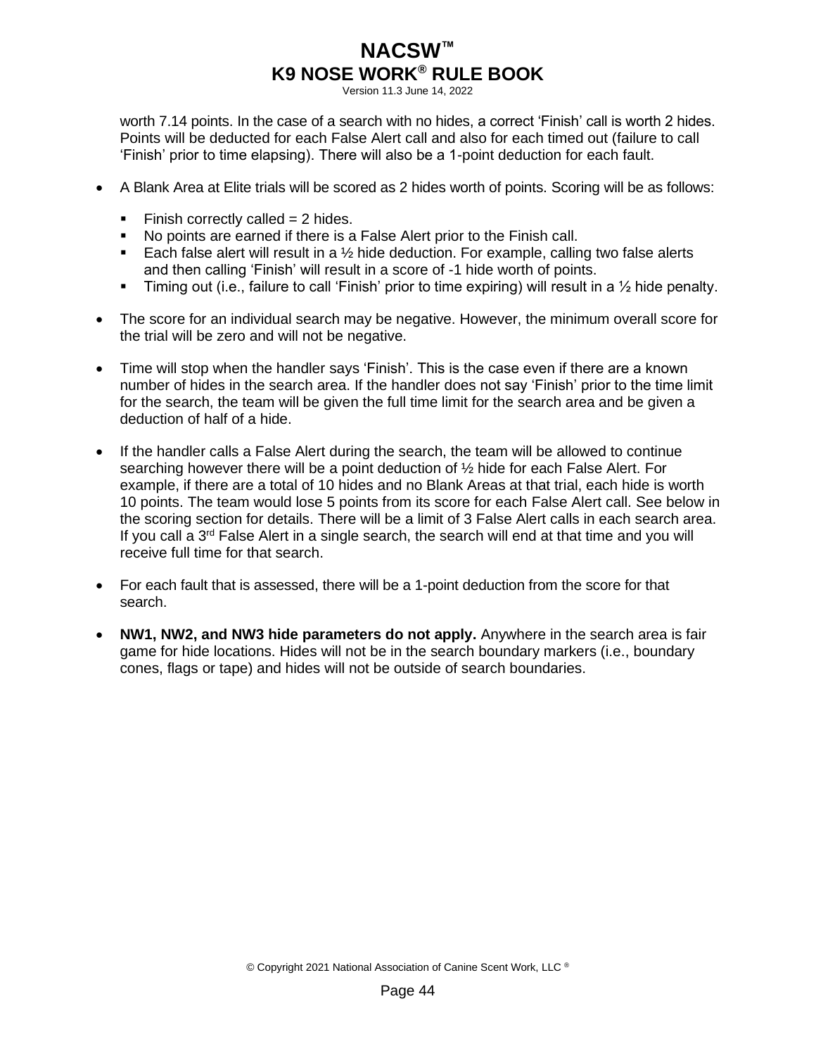worth 7.14 points. In the case of a search with no hides, a correct 'Finish' call is worth 2 hides. Points will be deducted for each False Alert call and also for each timed out (failure to call 'Finish' prior to time elapsing). There will also be a 1-point deduction for each fault.

- A Blank Area at Elite trials will be scored as 2 hides worth of points. Scoring will be as follows:
  - Finish correctly called = 2 hides.
  - No points are earned if there is a False Alert prior to the Finish call.
  - Each false alert will result in a ½ hide deduction. For example, calling two false alerts and then calling 'Finish' will result in a score of -1 hide worth of points.
  - Timing out (i.e., failure to call 'Finish' prior to time expiring) will result in a ½ hide penalty.
- The score for an individual search may be negative. However, the minimum overall score for the trial will be zero and will not be negative.
- Time will stop when the handler says 'Finish'. This is the case even if there are a known number of hides in the search area. If the handler does not say 'Finish' prior to the time limit for the search, the team will be given the full time limit for the search area and be given a deduction of half of a hide.
- If the handler calls a False Alert during the search, the team will be allowed to continue searching however there will be a point deduction of ½ hide for each False Alert. For example, if there are a total of 10 hides and no Blank Areas at that trial, each hide is worth 10 points. The team would lose 5 points from its score for each False Alert call. See below in the scoring section for details. There will be a limit of 3 False Alert calls in each search area. If you call a 3rd False Alert in a single search, the search will end at that time and you will receive full time for that search.
- For each fault that is assessed, there will be a 1-point deduction from the score for that search.
- **NW1, NW2, and NW3 hide parameters do not apply.** Anywhere in the search area is fair game for hide locations. Hides will not be in the search boundary markers (i.e., boundary cones, flags or tape) and hides will not be outside of search boundaries.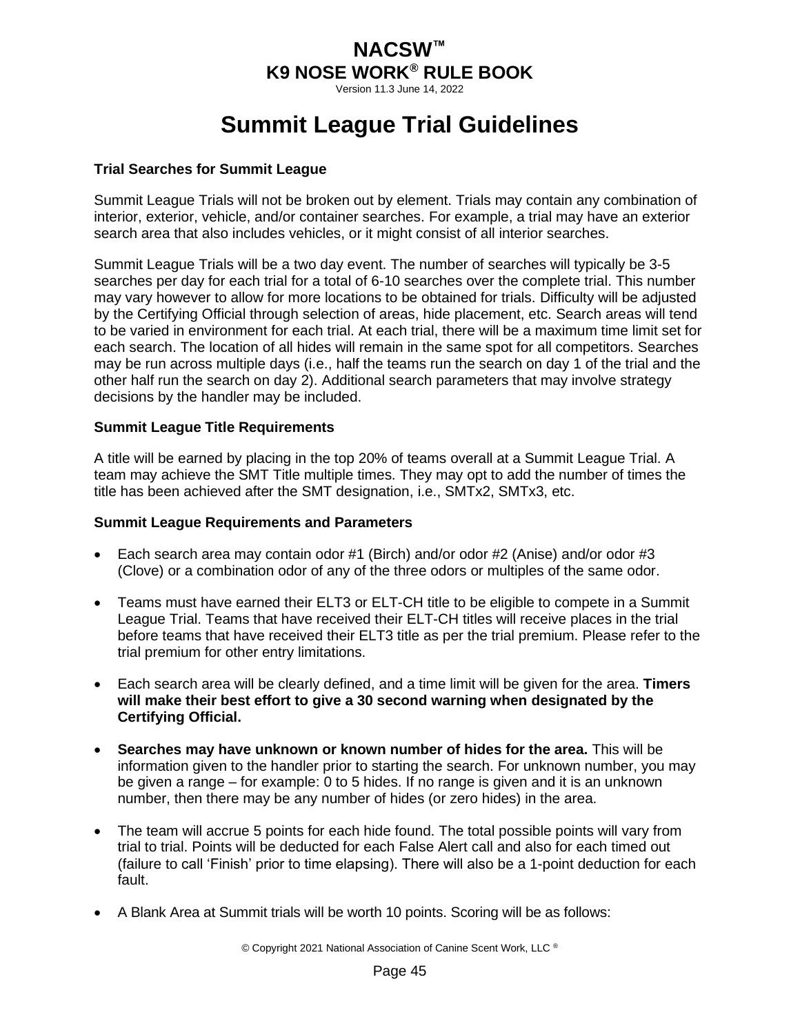# Summit League Trial Guidelines

### Trial Searches for Summit League

Summit League Trials will not be broken out by element. Trials may contain any combination of interior, exterior, vehicle, and/or container searches. For example, a trial may have an exterior search area that also includes vehicles, or it might consist of all interior searches.

Summit League Trials will be a two day event. The number of searches will typically be 3-5 searches per day for each trial for a total of 6-10 searches over the complete trial. This number may vary however to allow for more locations to be obtained for trials. Difficulty will be adjusted by the Certifying Official through selection of areas, hide placement, etc. Search areas will tend to be varied in environment for each trial. At each trial, there will be a maximum time limit set for each search. The location of all hides will remain in the same spot for all competitors. Searches may be run across multiple days (i.e., half the teams run the search on day 1 of the trial and the other half run the search on day 2). Additional search parameters that may involve strategy decisions by the handler may be included.

### Summit League Title Requirements

A title will be earned by placing in the top 20% of teams overall at a Summit League Trial. A team may achieve the SMT Title multiple times. They may opt to add the number of times the title has been achieved after the SMT designation, i.e., SMTx2, SMTx3, etc.

### Summit League Requirements and Parameters

- Each search area may contain odor #1 (Birch) and/or odor #2 (Anise) and/or odor #3 (Clove) or a combination odor of any of the three odors or multiples of the same odor.
- Teams must have earned their ELT3 or ELT-CH title to be eligible to compete in a Summit League Trial. Teams that have received their ELT-CH titles will receive places in the trial before teams that have received their ELT3 title as per the trial premium. Please refer to the trial premium for other entry limitations.
- Each search area will be clearly defined, and a time limit will be given for the area. **Timers will make their best effort to give a 30 second warning when designated by the Certifying Official.**
- **Searches may have unknown or known number of hides for the area.** This will be information given to the handler prior to starting the search. For unknown number, you may be given a range – for example: 0 to 5 hides. If no range is given and it is an unknown number, then there may be any number of hides (or zero hides) in the area.
- The team will accrue 5 points for each hide found. The total possible points will vary from trial to trial. Points will be deducted for each False Alert call and also for each timed out (failure to call 'Finish' prior to time elapsing). There will also be a 1-point deduction for each fault.
- A Blank Area at Summit trials will be worth 10 points. Scoring will be as follows: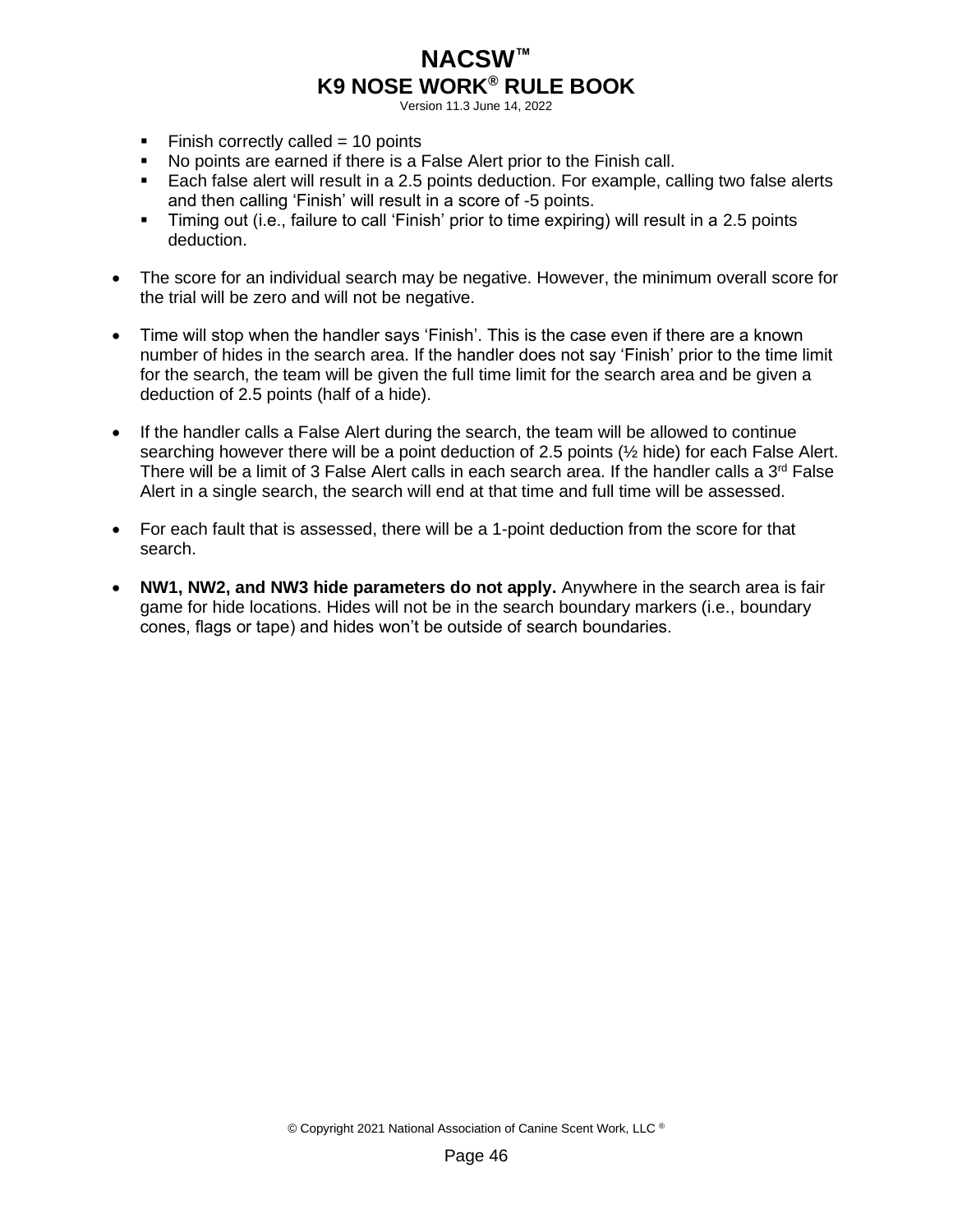- Finish correctly called = 10 points
- No points are earned if there is a False Alert prior to the Finish call.
- Each false alert will result in a 2.5 points deduction. For example, calling two false alerts and then calling 'Finish' will result in a score of -5 points.
- Timing out (i.e., failure to call 'Finish' prior to time expiring) will result in a 2.5 points deduction.

- The score for an individual search may be negative. However, the minimum overall score for the trial will be zero and will not be negative.

- Time will stop when the handler says 'Finish'. This is the case even if there are a known number of hides in the search area. If the handler does not say 'Finish' prior to the time limit for the search, the team will be given the full time limit for the search area and be given a deduction of 2.5 points (half of a hide).

- If the handler calls a False Alert during the search, the team will be allowed to continue searching however there will be a point deduction of 2.5 points (½ hide) for each False Alert. There will be a limit of 3 False Alert calls in each search area. If the handler calls a 3rd False Alert in a single search, the search will end at that time and full time will be assessed.

- For each fault that is assessed, there will be a 1-point deduction from the score for that search.

- **NW1, NW2, and NW3 hide parameters do not apply.** Anywhere in the search area is fair game for hide locations. Hides will not be in the search boundary markers (i.e., boundary cones, flags or tape) and hides won't be outside of search boundaries.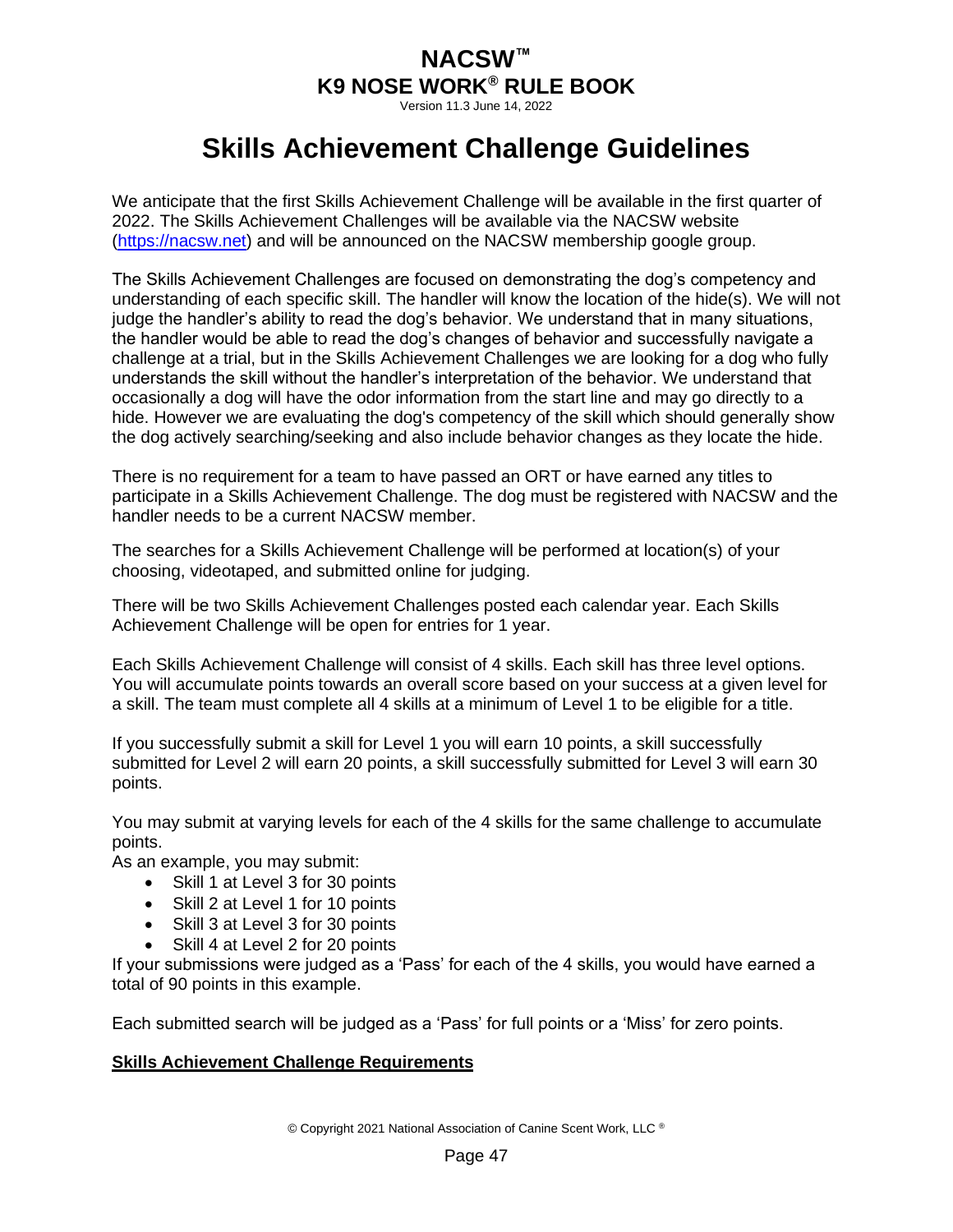# Skills Achievement Challenge Guidelines

We anticipate that the first Skills Achievement Challenge will be available in the first quarter of 2022. The Skills Achievement Challenges will be available via the NACSW website (https://nacsw.net) and will be announced on the NACSW membership google group.

The Skills Achievement Challenges are focused on demonstrating the dog's competency and understanding of each specific skill. The handler will know the location of the hide(s). We will not judge the handler's ability to read the dog's behavior. We understand that in many situations, the handler would be able to read the dog's changes of behavior and successfully navigate a challenge at a trial, but in the Skills Achievement Challenges we are looking for a dog who fully understands the skill without the handler's interpretation of the behavior. We understand that occasionally a dog will have the odor information from the start line and may go directly to a hide. However we are evaluating the dog's competency of the skill which should generally show the dog actively searching/seeking and also include behavior changes as they locate the hide.

There is no requirement for a team to have passed an ORT or have earned any titles to participate in a Skills Achievement Challenge. The dog must be registered with NACSW and the handler needs to be a current NACSW member.

The searches for a Skills Achievement Challenge will be performed at location(s) of your choosing, videotaped, and submitted online for judging.

There will be two Skills Achievement Challenges posted each calendar year. Each Skills Achievement Challenge will be open for entries for 1 year.

Each Skills Achievement Challenge will consist of 4 skills. Each skill has three level options. You will accumulate points towards an overall score based on your success at a given level for a skill. The team must complete all 4 skills at a minimum of Level 1 to be eligible for a title.

If you successfully submit a skill for Level 1 you will earn 10 points, a skill successfully submitted for Level 2 will earn 20 points, a skill successfully submitted for Level 3 will earn 30 points.

You may submit at varying levels for each of the 4 skills for the same challenge to accumulate points.

As an example, you may submit:

- Skill 1 at Level 3 for 30 points
- Skill 2 at Level 1 for 10 points
- Skill 3 at Level 3 for 30 points
- Skill 4 at Level 2 for 20 points

If your submissions were judged as a 'Pass' for each of the 4 skills, you would have earned a total of 90 points in this example.

Each submitted search will be judged as a 'Pass' for full points or a 'Miss' for zero points.

**Skills Achievement Challenge Requirements**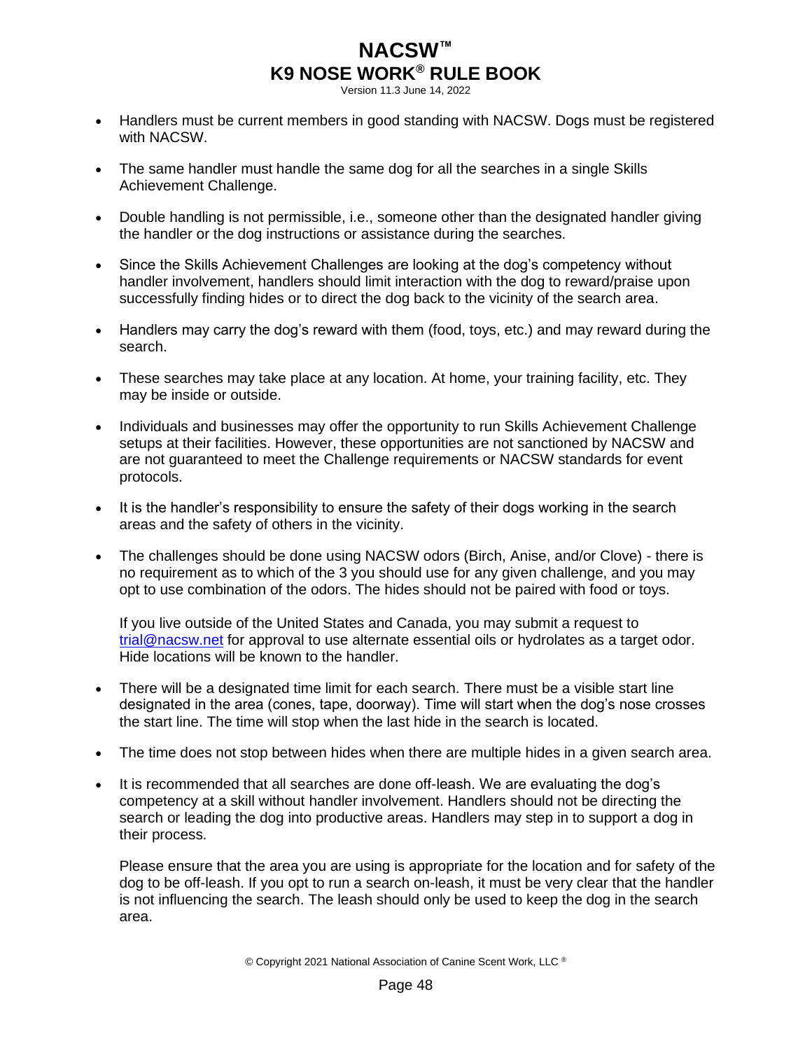- Handlers must be current members in good standing with NACSW. Dogs must be registered with NACSW.
- The same handler must handle the same dog for all the searches in a single Skills Achievement Challenge.
- Double handling is not permissible, i.e., someone other than the designated handler giving the handler or the dog instructions or assistance during the searches.
- Since the Skills Achievement Challenges are looking at the dog's competency without handler involvement, handlers should limit interaction with the dog to reward/praise upon successfully finding hides or to direct the dog back to the vicinity of the search area.
- Handlers may carry the dog's reward with them (food, toys, etc.) and may reward during the search.
- These searches may take place at any location. At home, your training facility, etc. They may be inside or outside.
- Individuals and businesses may offer the opportunity to run Skills Achievement Challenge setups at their facilities. However, these opportunities are not sanctioned by NACSW and are not guaranteed to meet the Challenge requirements or NACSW standards for event protocols.
- It is the handler's responsibility to ensure the safety of their dogs working in the search areas and the safety of others in the vicinity.
- The challenges should be done using NACSW odors (Birch, Anise, and/or Clove) - there is no requirement as to which of the 3 you should use for any given challenge, and you may opt to use combination of the odors. The hides should not be paired with food or toys.

  If you live outside of the United States and Canada, you may submit a request to trial@nacsw.net for approval to use alternate essential oils or hydrolates as a target odor. Hide locations will be known to the handler.

- There will be a designated time limit for each search. There must be a visible start line designated in the area (cones, tape, doorway). Time will start when the dog's nose crosses the start line. The time will stop when the last hide in the search is located.
- The time does not stop between hides when there are multiple hides in a given search area.
- It is recommended that all searches are done off-leash. We are evaluating the dog's competency at a skill without handler involvement. Handlers should not be directing the search or leading the dog into productive areas. Handlers may step in to support a dog in their process.

  Please ensure that the area you are using is appropriate for the location and for safety of the dog to be off-leash. If you opt to run a search on-leash, it must be very clear that the handler is not influencing the search. The leash should only be used to keep the dog in the search area.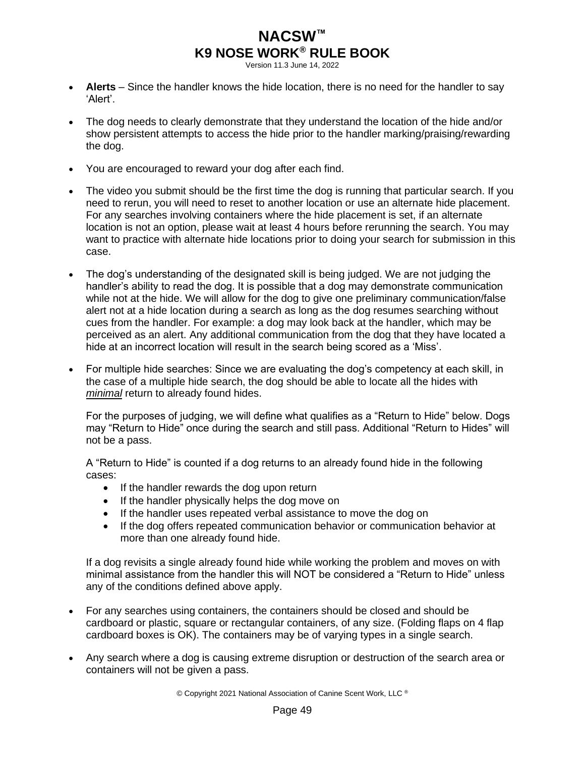- **Alerts** – Since the handler knows the hide location, there is no need for the handler to say 'Alert'.

- The dog needs to clearly demonstrate that they understand the location of the hide and/or show persistent attempts to access the hide prior to the handler marking/praising/rewarding the dog.

- You are encouraged to reward your dog after each find.

- The video you submit should be the first time the dog is running that particular search. If you need to rerun, you will need to reset to another location or use an alternate hide placement. For any searches involving containers where the hide placement is set, if an alternate location is not an option, please wait at least 4 hours before rerunning the search. You may want to practice with alternate hide locations prior to doing your search for submission in this case.

- The dog's understanding of the designated skill is being judged. We are not judging the handler's ability to read the dog. It is possible that a dog may demonstrate communication while not at the hide. We will allow for the dog to give one preliminary communication/false alert not at a hide location during a search as long as the dog resumes searching without cues from the handler. For example: a dog may look back at the handler, which may be perceived as an alert. Any additional communication from the dog that they have located a hide at an incorrect location will result in the search being scored as a 'Miss'.

- For multiple hide searches: Since we are evaluating the dog's competency at each skill, in the case of a multiple hide search, the dog should be able to locate all the hides with ***minimal*** return to already found hides.

  For the purposes of judging, we will define what qualifies as a "Return to Hide" below. Dogs may "Return to Hide" once during the search and still pass. Additional "Return to Hides" will not be a pass.

  A "Return to Hide" is counted if a dog returns to an already found hide in the following cases:
  - If the handler rewards the dog upon return
  - If the handler physically helps the dog move on
  - If the handler uses repeated verbal assistance to move the dog on
  - If the dog offers repeated communication behavior or communication behavior at more than one already found hide.

  If a dog revisits a single already found hide while working the problem and moves on with minimal assistance from the handler this will NOT be considered a "Return to Hide" unless any of the conditions defined above apply.

- For any searches using containers, the containers should be closed and should be cardboard or plastic, square or rectangular containers, of any size. (Folding flaps on 4 flap cardboard boxes is OK). The containers may be of varying types in a single search.

- Any search where a dog is causing extreme disruption or destruction of the search area or containers will not be given a pass.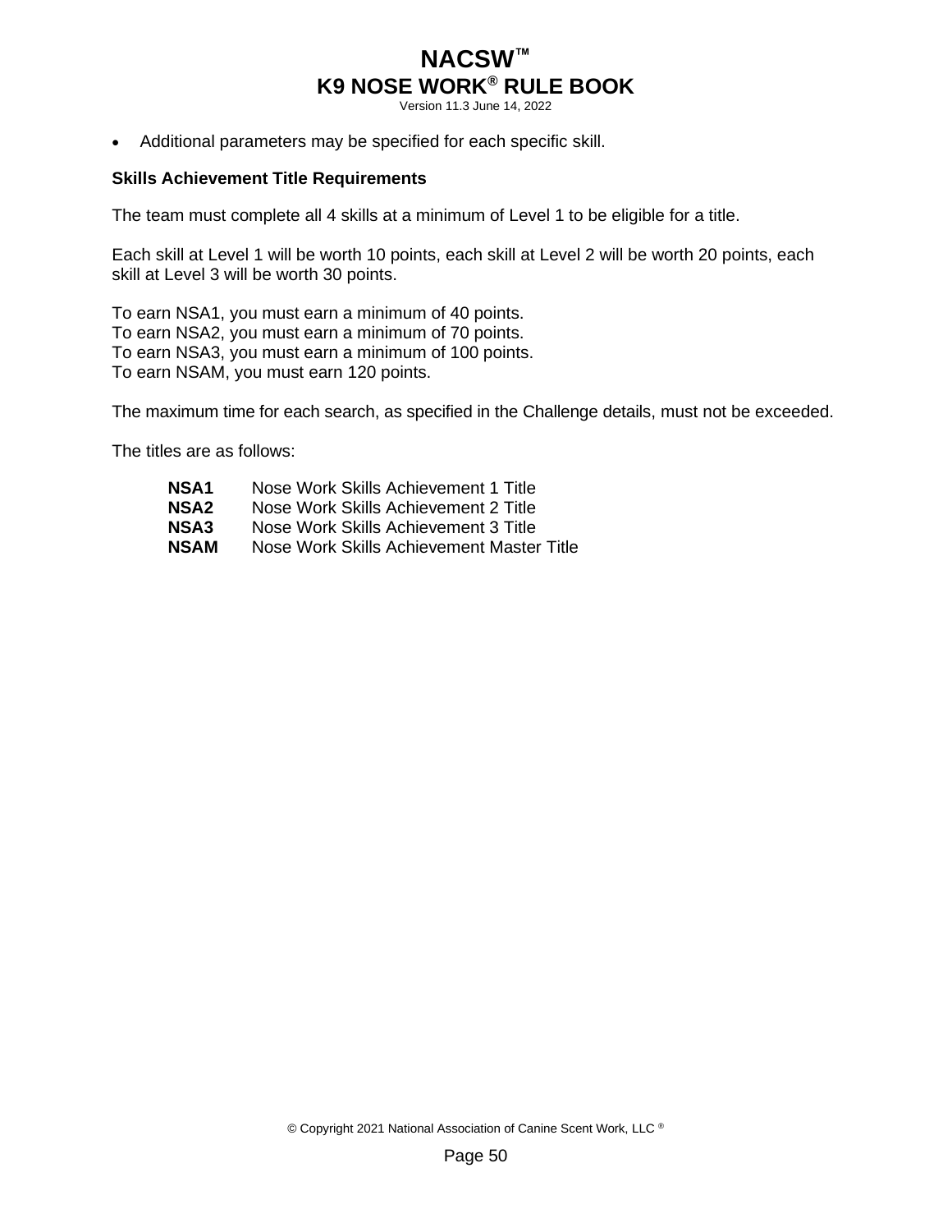- Additional parameters may be specified for each specific skill.

**Skills Achievement Title Requirements**

The team must complete all 4 skills at a minimum of Level 1 to be eligible for a title.

Each skill at Level 1 will be worth 10 points, each skill at Level 2 will be worth 20 points, each skill at Level 3 will be worth 30 points.

To earn NSA1, you must earn a minimum of 40 points.
To earn NSA2, you must earn a minimum of 70 points.
To earn NSA3, you must earn a minimum of 100 points.
To earn NSAM, you must earn 120 points.

The maximum time for each search, as specified in the Challenge details, must not be exceeded.

The titles are as follows:

| | |
|---|---|
| **NSA1** | Nose Work Skills Achievement 1 Title |
| **NSA2** | Nose Work Skills Achievement 2 Title |
| **NSA3** | Nose Work Skills Achievement 3 Title |
| **NSAM** | Nose Work Skills Achievement Master Title |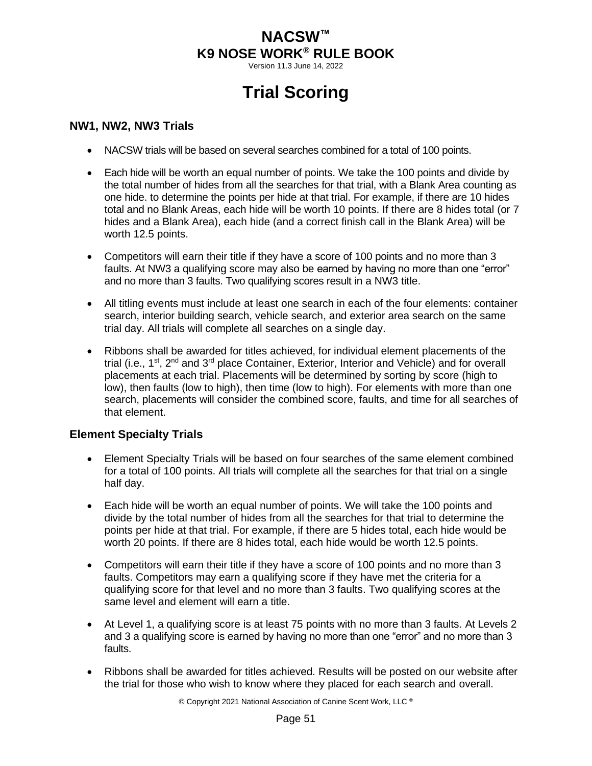# Trial Scoring

## NW1, NW2, NW3 Trials

- NACSW trials will be based on several searches combined for a total of 100 points.
- Each hide will be worth an equal number of points. We take the 100 points and divide by the total number of hides from all the searches for that trial, with a Blank Area counting as one hide. to determine the points per hide at that trial. For example, if there are 10 hides total and no Blank Areas, each hide will be worth 10 points. If there are 8 hides total (or 7 hides and a Blank Area), each hide (and a correct finish call in the Blank Area) will be worth 12.5 points.
- Competitors will earn their title if they have a score of 100 points and no more than 3 faults. At NW3 a qualifying score may also be earned by having no more than one "error" and no more than 3 faults. Two qualifying scores result in a NW3 title.
- All titling events must include at least one search in each of the four elements: container search, interior building search, vehicle search, and exterior area search on the same trial day. All trials will complete all searches on a single day.
- Ribbons shall be awarded for titles achieved, for individual element placements of the trial (i.e., 1st, 2nd and 3rd place Container, Exterior, Interior and Vehicle) and for overall placements at each trial. Placements will be determined by sorting by score (high to low), then faults (low to high), then time (low to high). For elements with more than one search, placements will consider the combined score, faults, and time for all searches of that element.

## Element Specialty Trials

- Element Specialty Trials will be based on four searches of the same element combined for a total of 100 points. All trials will complete all the searches for that trial on a single half day.
- Each hide will be worth an equal number of points. We will take the 100 points and divide by the total number of hides from all the searches for that trial to determine the points per hide at that trial. For example, if there are 5 hides total, each hide would be worth 20 points. If there are 8 hides total, each hide would be worth 12.5 points.
- Competitors will earn their title if they have a score of 100 points and no more than 3 faults. Competitors may earn a qualifying score if they have met the criteria for a qualifying score for that level and no more than 3 faults. Two qualifying scores at the same level and element will earn a title.
- At Level 1, a qualifying score is at least 75 points with no more than 3 faults. At Levels 2 and 3 a qualifying score is earned by having no more than one "error" and no more than 3 faults.
- Ribbons shall be awarded for titles achieved. Results will be posted on our website after the trial for those who wish to know where they placed for each search and overall.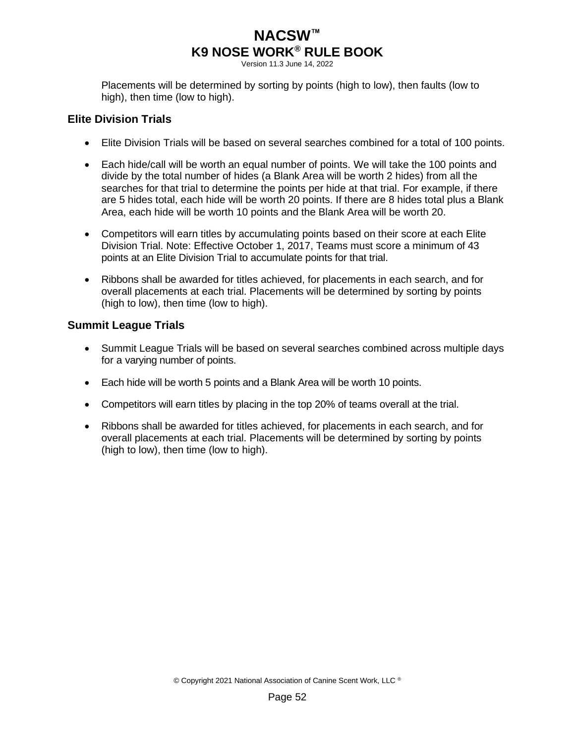Placements will be determined by sorting by points (high to low), then faults (low to high), then time (low to high).

## Elite Division Trials

- Elite Division Trials will be based on several searches combined for a total of 100 points.
- Each hide/call will be worth an equal number of points. We will take the 100 points and divide by the total number of hides (a Blank Area will be worth 2 hides) from all the searches for that trial to determine the points per hide at that trial. For example, if there are 5 hides total, each hide will be worth 20 points. If there are 8 hides total plus a Blank Area, each hide will be worth 10 points and the Blank Area will be worth 20.
- Competitors will earn titles by accumulating points based on their score at each Elite Division Trial. Note: Effective October 1, 2017, Teams must score a minimum of 43 points at an Elite Division Trial to accumulate points for that trial.
- Ribbons shall be awarded for titles achieved, for placements in each search, and for overall placements at each trial. Placements will be determined by sorting by points (high to low), then time (low to high).

## Summit League Trials

- Summit League Trials will be based on several searches combined across multiple days for a varying number of points.
- Each hide will be worth 5 points and a Blank Area will be worth 10 points.
- Competitors will earn titles by placing in the top 20% of teams overall at the trial.
- Ribbons shall be awarded for titles achieved, for placements in each search, and for overall placements at each trial. Placements will be determined by sorting by points (high to low), then time (low to high).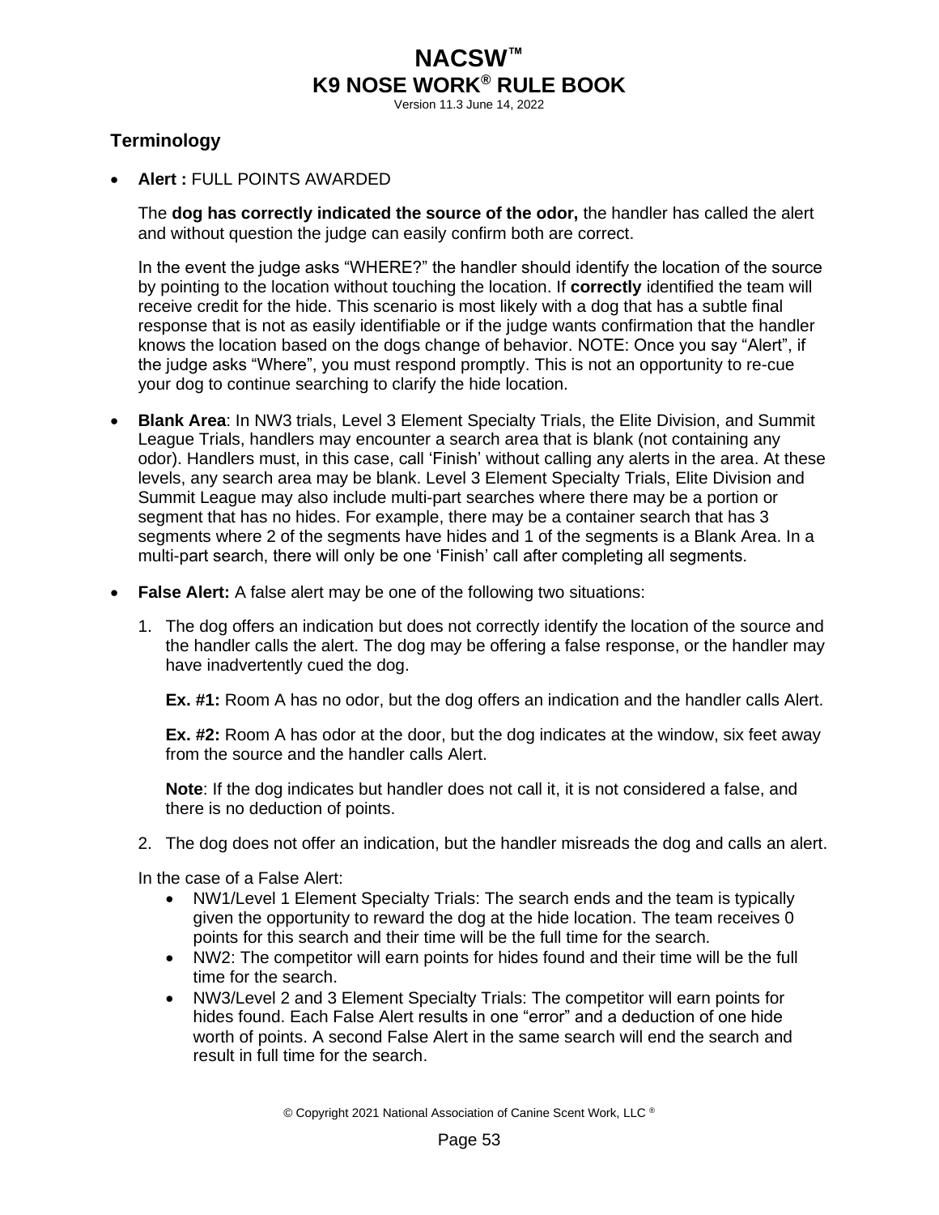## Terminology

- **Alert :** FULL POINTS AWARDED

  The **dog has correctly indicated the source of the odor,** the handler has called the alert and without question the judge can easily confirm both are correct.

  In the event the judge asks "WHERE?" the handler should identify the location of the source by pointing to the location without touching the location. If **correctly** identified the team will receive credit for the hide. This scenario is most likely with a dog that has a subtle final response that is not as easily identifiable or if the judge wants confirmation that the handler knows the location based on the dogs change of behavior. NOTE: Once you say "Alert", if the judge asks "Where", you must respond promptly. This is not an opportunity to re-cue your dog to continue searching to clarify the hide location.

- **Blank Area**: In NW3 trials, Level 3 Element Specialty Trials, the Elite Division, and Summit League Trials, handlers may encounter a search area that is blank (not containing any odor). Handlers must, in this case, call 'Finish' without calling any alerts in the area. At these levels, any search area may be blank. Level 3 Element Specialty Trials, Elite Division and Summit League may also include multi-part searches where there may be a portion or segment that has no hides. For example, there may be a container search that has 3 segments where 2 of the segments have hides and 1 of the segments is a Blank Area. In a multi-part search, there will only be one 'Finish' call after completing all segments.

- **False Alert:** A false alert may be one of the following two situations:

  1. The dog offers an indication but does not correctly identify the location of the source and the handler calls the alert. The dog may be offering a false response, or the handler may have inadvertently cued the dog.

     **Ex. #1:** Room A has no odor, but the dog offers an indication and the handler calls Alert.

     **Ex. #2:** Room A has odor at the door, but the dog indicates at the window, six feet away from the source and the handler calls Alert.

     **Note**: If the dog indicates but handler does not call it, it is not considered a false, and there is no deduction of points.

  2. The dog does not offer an indication, but the handler misreads the dog and calls an alert.

  In the case of a False Alert:

  - NW1/Level 1 Element Specialty Trials: The search ends and the team is typically given the opportunity to reward the dog at the hide location. The team receives 0 points for this search and their time will be the full time for the search.
  - NW2: The competitor will earn points for hides found and their time will be the full time for the search.
  - NW3/Level 2 and 3 Element Specialty Trials: The competitor will earn points for hides found. Each False Alert results in one "error" and a deduction of one hide worth of points. A second False Alert in the same search will end the search and result in full time for the search.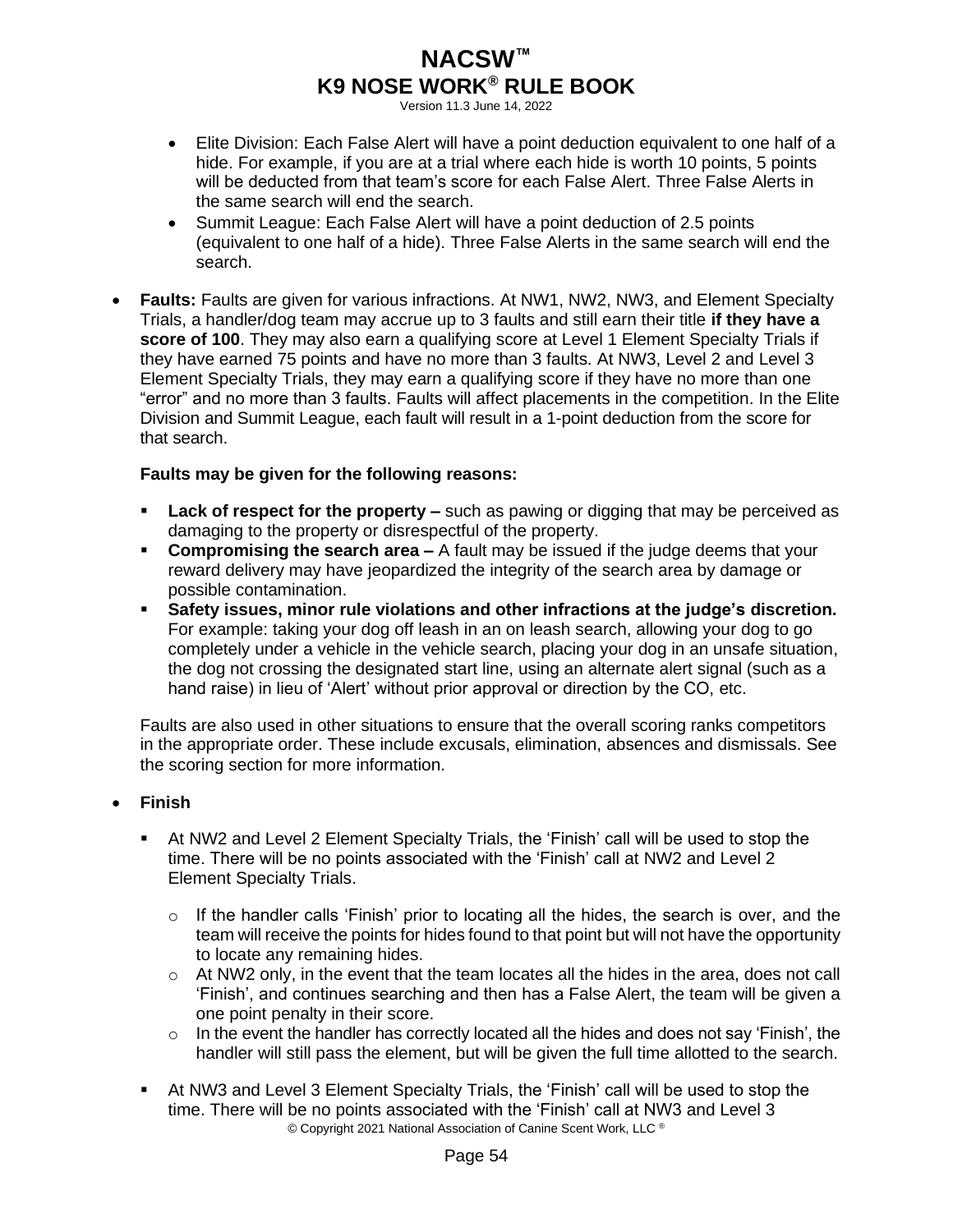- Elite Division: Each False Alert will have a point deduction equivalent to one half of a hide. For example, if you are at a trial where each hide is worth 10 points, 5 points will be deducted from that team's score for each False Alert. Three False Alerts in the same search will end the search.
- Summit League: Each False Alert will have a point deduction of 2.5 points (equivalent to one half of a hide). Three False Alerts in the same search will end the search.

- **Faults:** Faults are given for various infractions. At NW1, NW2, NW3, and Element Specialty Trials, a handler/dog team may accrue up to 3 faults and still earn their title **if they have a score of 100**. They may also earn a qualifying score at Level 1 Element Specialty Trials if they have earned 75 points and have no more than 3 faults. At NW3, Level 2 and Level 3 Element Specialty Trials, they may earn a qualifying score if they have no more than one "error" and no more than 3 faults. Faults will affect placements in the competition. In the Elite Division and Summit League, each fault will result in a 1-point deduction from the score for that search.

  **Faults may be given for the following reasons:**

  - **Lack of respect for the property –** such as pawing or digging that may be perceived as damaging to the property or disrespectful of the property.
  - **Compromising the search area –** A fault may be issued if the judge deems that your reward delivery may have jeopardized the integrity of the search area by damage or possible contamination.
  - **Safety issues, minor rule violations and other infractions at the judge's discretion.** For example: taking your dog off leash in an on leash search, allowing your dog to go completely under a vehicle in the vehicle search, placing your dog in an unsafe situation, the dog not crossing the designated start line, using an alternate alert signal (such as a hand raise) in lieu of 'Alert' without prior approval or direction by the CO, etc.

  Faults are also used in other situations to ensure that the overall scoring ranks competitors in the appropriate order. These include excusals, elimination, absences and dismissals. See the scoring section for more information.

- **Finish**

  - At NW2 and Level 2 Element Specialty Trials, the 'Finish' call will be used to stop the time. There will be no points associated with the 'Finish' call at NW2 and Level 2 Element Specialty Trials.
    - If the handler calls 'Finish' prior to locating all the hides, the search is over, and the team will receive the points for hides found to that point but will not have the opportunity to locate any remaining hides.
    - At NW2 only, in the event that the team locates all the hides in the area, does not call 'Finish', and continues searching and then has a False Alert, the team will be given a one point penalty in their score.
    - In the event the handler has correctly located all the hides and does not say 'Finish', the handler will still pass the element, but will be given the full time allotted to the search.
  - At NW3 and Level 3 Element Specialty Trials, the 'Finish' call will be used to stop the time. There will be no points associated with the 'Finish' call at NW3 and Level 3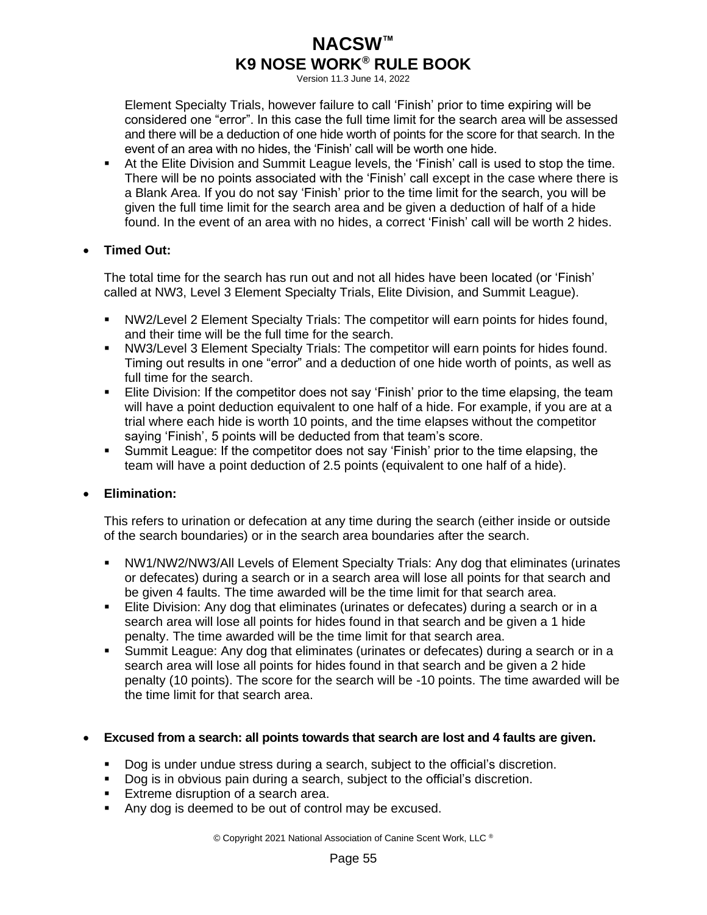Element Specialty Trials, however failure to call 'Finish' prior to time expiring will be considered one "error". In this case the full time limit for the search area will be assessed and there will be a deduction of one hide worth of points for the score for that search. In the event of an area with no hides, the 'Finish' call will be worth one hide.

  - At the Elite Division and Summit League levels, the 'Finish' call is used to stop the time. There will be no points associated with the 'Finish' call except in the case where there is a Blank Area. If you do not say 'Finish' prior to the time limit for the search, you will be given the full time limit for the search area and be given a deduction of half of a hide found. In the event of an area with no hides, a correct 'Finish' call will be worth 2 hides.

- **Timed Out:**

  The total time for the search has run out and not all hides have been located (or 'Finish' called at NW3, Level 3 Element Specialty Trials, Elite Division, and Summit League).

  - NW2/Level 2 Element Specialty Trials: The competitor will earn points for hides found, and their time will be the full time for the search.
  - NW3/Level 3 Element Specialty Trials: The competitor will earn points for hides found. Timing out results in one "error" and a deduction of one hide worth of points, as well as full time for the search.
  - Elite Division: If the competitor does not say 'Finish' prior to the time elapsing, the team will have a point deduction equivalent to one half of a hide. For example, if you are at a trial where each hide is worth 10 points, and the time elapses without the competitor saying 'Finish', 5 points will be deducted from that team's score.
  - Summit League: If the competitor does not say 'Finish' prior to the time elapsing, the team will have a point deduction of 2.5 points (equivalent to one half of a hide).

- **Elimination:**

  This refers to urination or defecation at any time during the search (either inside or outside of the search boundaries) or in the search area boundaries after the search.

  - NW1/NW2/NW3/All Levels of Element Specialty Trials: Any dog that eliminates (urinates or defecates) during a search or in a search area will lose all points for that search and be given 4 faults. The time awarded will be the time limit for that search area.
  - Elite Division: Any dog that eliminates (urinates or defecates) during a search or in a search area will lose all points for hides found in that search and be given a 1 hide penalty. The time awarded will be the time limit for that search area.
  - Summit League: Any dog that eliminates (urinates or defecates) during a search or in a search area will lose all points for hides found in that search and be given a 2 hide penalty (10 points). The score for the search will be -10 points. The time awarded will be the time limit for that search area.

- **Excused from a search: all points towards that search are lost and 4 faults are given.**

  - Dog is under undue stress during a search, subject to the official's discretion.
  - Dog is in obvious pain during a search, subject to the official's discretion.
  - Extreme disruption of a search area.
  - Any dog is deemed to be out of control may be excused.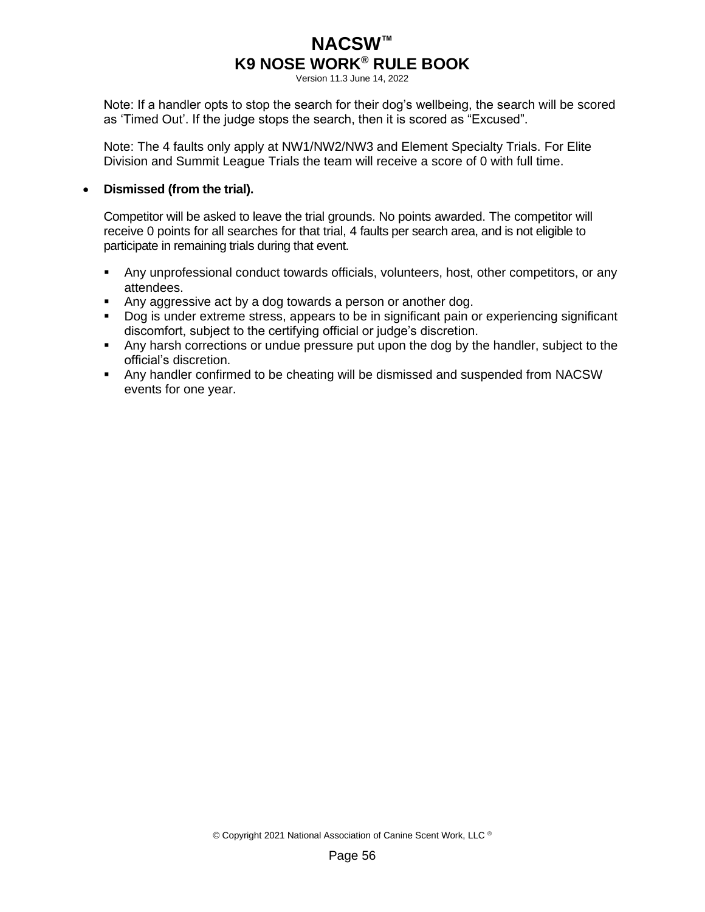Note: If a handler opts to stop the search for their dog's wellbeing, the search will be scored as 'Timed Out'. If the judge stops the search, then it is scored as "Excused".

Note: The 4 faults only apply at NW1/NW2/NW3 and Element Specialty Trials. For Elite Division and Summit League Trials the team will receive a score of 0 with full time.

- **Dismissed (from the trial).**

  Competitor will be asked to leave the trial grounds. No points awarded. The competitor will receive 0 points for all searches for that trial, 4 faults per search area, and is not eligible to participate in remaining trials during that event.

  - Any unprofessional conduct towards officials, volunteers, host, other competitors, or any attendees.
  - Any aggressive act by a dog towards a person or another dog.
  - Dog is under extreme stress, appears to be in significant pain or experiencing significant discomfort, subject to the certifying official or judge's discretion.
  - Any harsh corrections or undue pressure put upon the dog by the handler, subject to the official's discretion.
  - Any handler confirmed to be cheating will be dismissed and suspended from NACSW events for one year.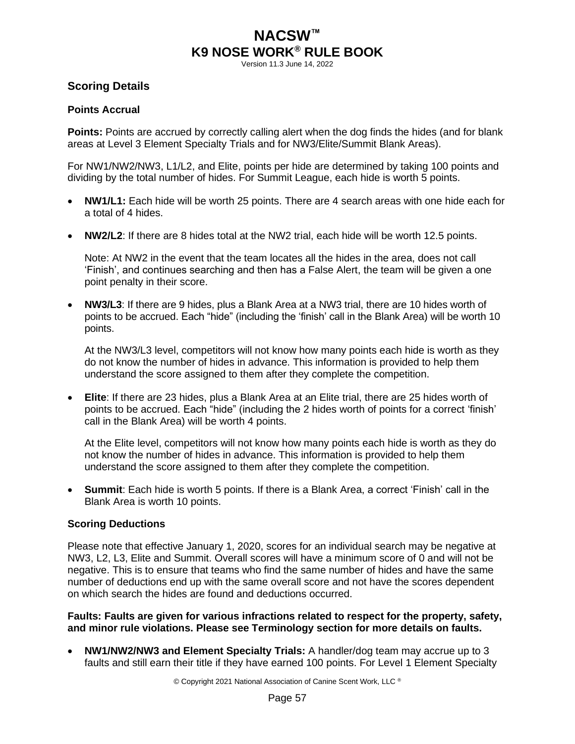## Scoring Details

### Points Accrual

**Points:** Points are accrued by correctly calling alert when the dog finds the hides (and for blank areas at Level 3 Element Specialty Trials and for NW3/Elite/Summit Blank Areas).

For NW1/NW2/NW3, L1/L2, and Elite, points per hide are determined by taking 100 points and dividing by the total number of hides. For Summit League, each hide is worth 5 points.

- **NW1/L1:** Each hide will be worth 25 points. There are 4 search areas with one hide each for a total of 4 hides.
- **NW2/L2**: If there are 8 hides total at the NW2 trial, each hide will be worth 12.5 points.

  Note: At NW2 in the event that the team locates all the hides in the area, does not call 'Finish', and continues searching and then has a False Alert, the team will be given a one point penalty in their score.

- **NW3/L3**: If there are 9 hides, plus a Blank Area at a NW3 trial, there are 10 hides worth of points to be accrued. Each "hide" (including the 'finish' call in the Blank Area) will be worth 10 points.

  At the NW3/L3 level, competitors will not know how many points each hide is worth as they do not know the number of hides in advance. This information is provided to help them understand the score assigned to them after they complete the competition.

- **Elite**: If there are 23 hides, plus a Blank Area at an Elite trial, there are 25 hides worth of points to be accrued. Each "hide" (including the 2 hides worth of points for a correct 'finish' call in the Blank Area) will be worth 4 points.

  At the Elite level, competitors will not know how many points each hide is worth as they do not know the number of hides in advance. This information is provided to help them understand the score assigned to them after they complete the competition.

- **Summit**: Each hide is worth 5 points. If there is a Blank Area, a correct 'Finish' call in the Blank Area is worth 10 points.

### Scoring Deductions

Please note that effective January 1, 2020, scores for an individual search may be negative at NW3, L2, L3, Elite and Summit. Overall scores will have a minimum score of 0 and will not be negative. This is to ensure that teams who find the same number of hides and have the same number of deductions end up with the same overall score and not have the scores dependent on which search the hides are found and deductions occurred.

**Faults: Faults are given for various infractions related to respect for the property, safety, and minor rule violations. Please see Terminology section for more details on faults.**

- **NW1/NW2/NW3 and Element Specialty Trials:** A handler/dog team may accrue up to 3 faults and still earn their title if they have earned 100 points. For Level 1 Element Specialty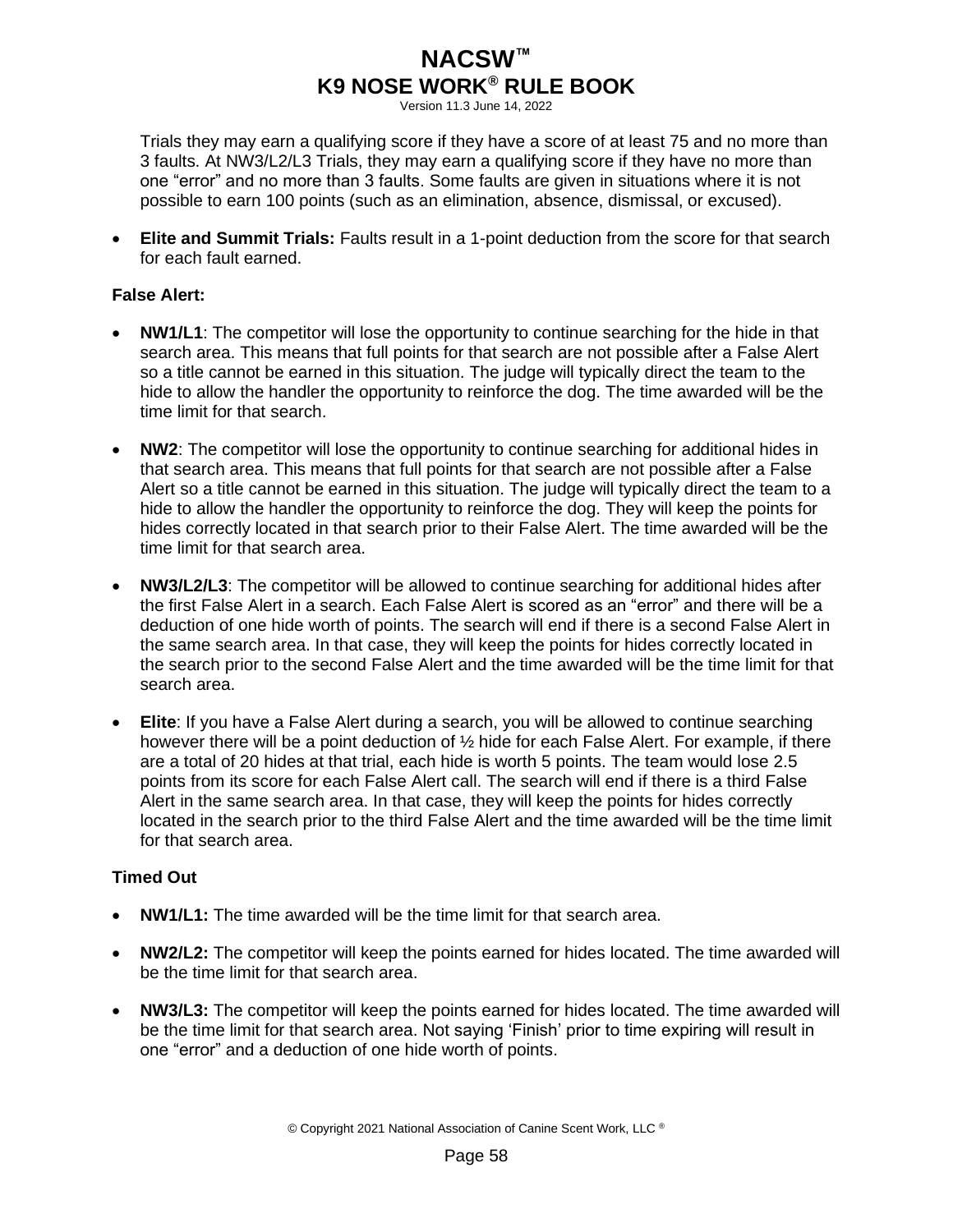Trials they may earn a qualifying score if they have a score of at least 75 and no more than 3 faults. At NW3/L2/L3 Trials, they may earn a qualifying score if they have no more than one "error" and no more than 3 faults. Some faults are given in situations where it is not possible to earn 100 points (such as an elimination, absence, dismissal, or excused).

- **Elite and Summit Trials:** Faults result in a 1-point deduction from the score for that search for each fault earned.

**False Alert:**

- **NW1/L1**: The competitor will lose the opportunity to continue searching for the hide in that search area. This means that full points for that search are not possible after a False Alert so a title cannot be earned in this situation. The judge will typically direct the team to the hide to allow the handler the opportunity to reinforce the dog. The time awarded will be the time limit for that search.

- **NW2**: The competitor will lose the opportunity to continue searching for additional hides in that search area. This means that full points for that search are not possible after a False Alert so a title cannot be earned in this situation. The judge will typically direct the team to a hide to allow the handler the opportunity to reinforce the dog. They will keep the points for hides correctly located in that search prior to their False Alert. The time awarded will be the time limit for that search area.

- **NW3/L2/L3**: The competitor will be allowed to continue searching for additional hides after the first False Alert in a search. Each False Alert is scored as an "error" and there will be a deduction of one hide worth of points. The search will end if there is a second False Alert in the same search area. In that case, they will keep the points for hides correctly located in the search prior to the second False Alert and the time awarded will be the time limit for that search area.

- **Elite**: If you have a False Alert during a search, you will be allowed to continue searching however there will be a point deduction of ½ hide for each False Alert. For example, if there are a total of 20 hides at that trial, each hide is worth 5 points. The team would lose 2.5 points from its score for each False Alert call. The search will end if there is a third False Alert in the same search area. In that case, they will keep the points for hides correctly located in the search prior to the third False Alert and the time awarded will be the time limit for that search area.

**Timed Out**

- **NW1/L1:** The time awarded will be the time limit for that search area.

- **NW2/L2:** The competitor will keep the points earned for hides located. The time awarded will be the time limit for that search area.

- **NW3/L3:** The competitor will keep the points earned for hides located. The time awarded will be the time limit for that search area. Not saying 'Finish' prior to time expiring will result in one "error" and a deduction of one hide worth of points.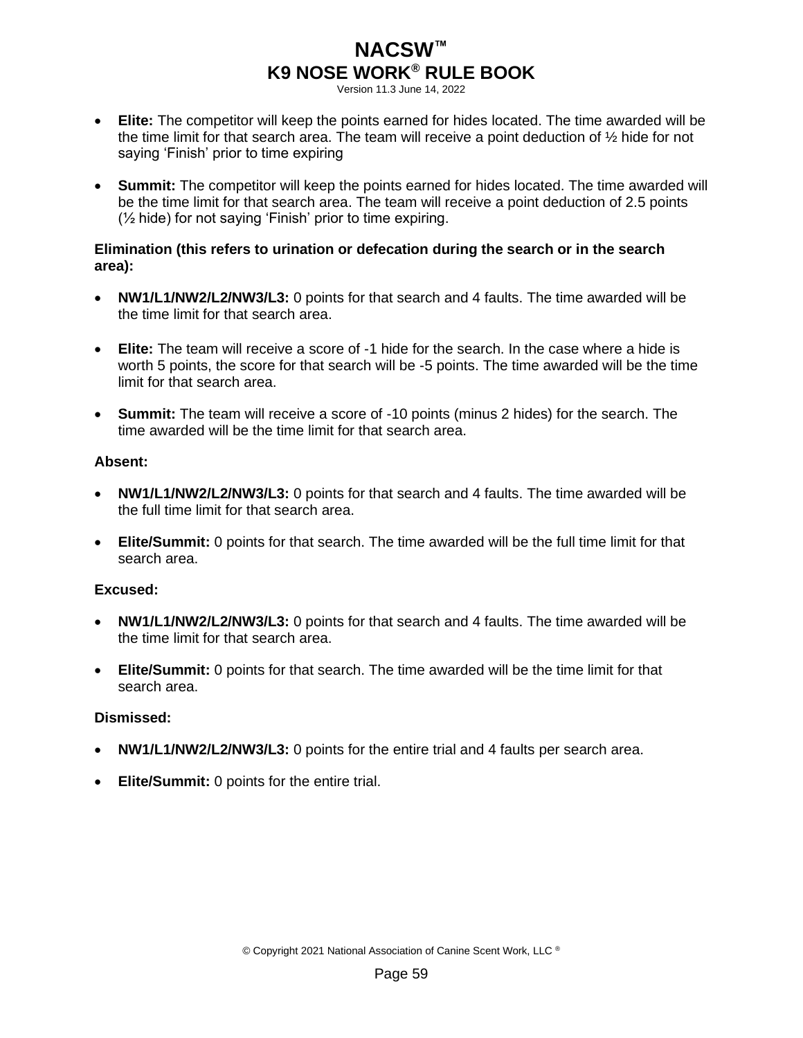- **Elite:** The competitor will keep the points earned for hides located. The time awarded will be the time limit for that search area. The team will receive a point deduction of ½ hide for not saying 'Finish' prior to time expiring

- **Summit:** The competitor will keep the points earned for hides located. The time awarded will be the time limit for that search area. The team will receive a point deduction of 2.5 points (½ hide) for not saying 'Finish' prior to time expiring.

**Elimination (this refers to urination or defecation during the search or in the search area):**

- **NW1/L1/NW2/L2/NW3/L3:** 0 points for that search and 4 faults. The time awarded will be the time limit for that search area.

- **Elite:** The team will receive a score of -1 hide for the search. In the case where a hide is worth 5 points, the score for that search will be -5 points. The time awarded will be the time limit for that search area.

- **Summit:** The team will receive a score of -10 points (minus 2 hides) for the search. The time awarded will be the time limit for that search area.

**Absent:**

- **NW1/L1/NW2/L2/NW3/L3:** 0 points for that search and 4 faults. The time awarded will be the full time limit for that search area.

- **Elite/Summit:** 0 points for that search. The time awarded will be the full time limit for that search area.

**Excused:**

- **NW1/L1/NW2/L2/NW3/L3:** 0 points for that search and 4 faults. The time awarded will be the time limit for that search area.

- **Elite/Summit:** 0 points for that search. The time awarded will be the time limit for that search area.

**Dismissed:**

- **NW1/L1/NW2/L2/NW3/L3:** 0 points for the entire trial and 4 faults per search area.

- **Elite/Summit:** 0 points for the entire trial.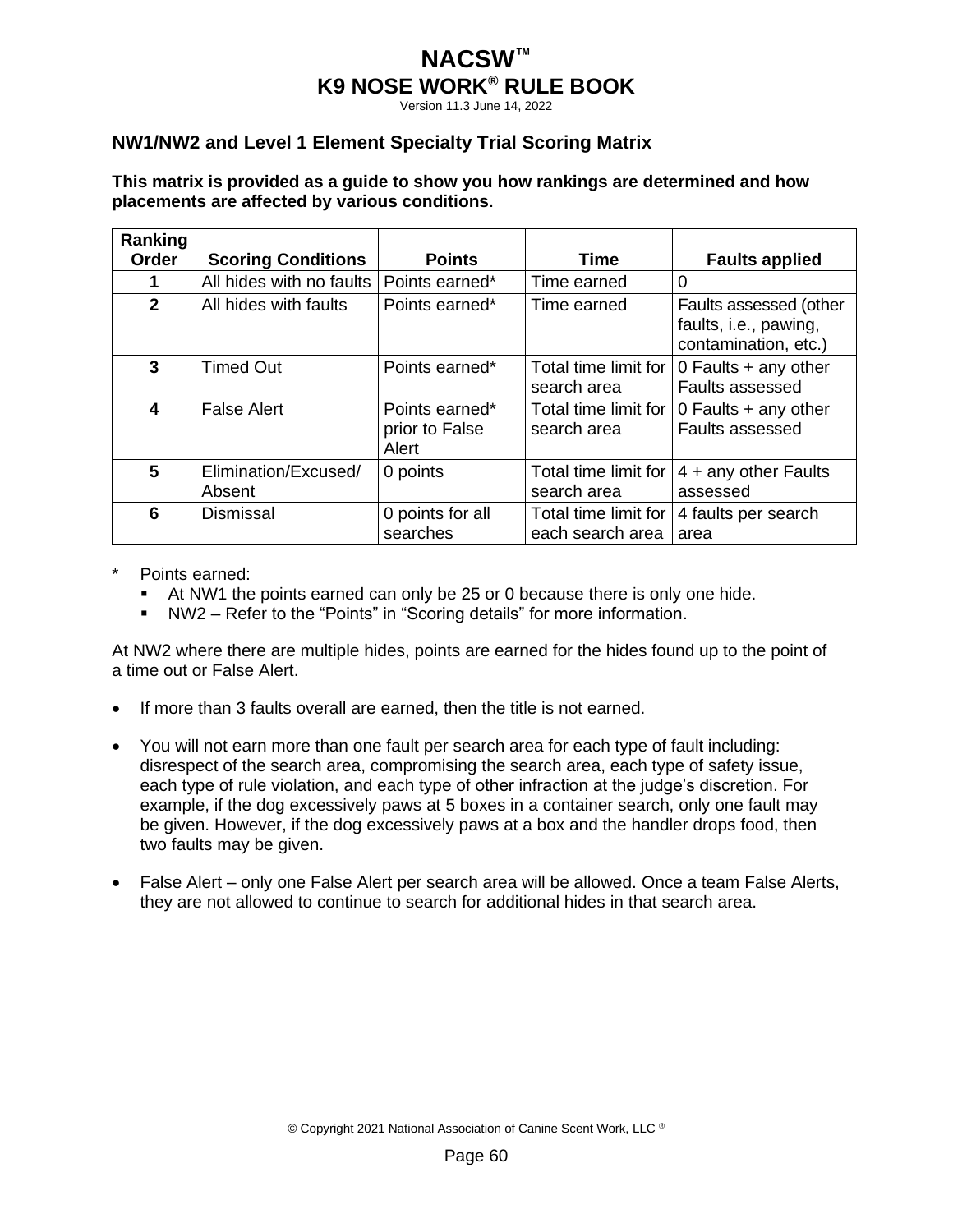## NW1/NW2 and Level 1 Element Specialty Trial Scoring Matrix

**This matrix is provided as a guide to show you how rankings are determined and how placements are affected by various conditions.**

| Ranking Order | Scoring Conditions | Points | Time | Faults applied |
|---|---|---|---|---|
| 1 | All hides with no faults | Points earned* | Time earned | 0 |
| 2 | All hides with faults | Points earned* | Time earned | Faults assessed (other faults, i.e., pawing, contamination, etc.) |
| 3 | Timed Out | Points earned* | Total time limit for search area | 0 Faults + any other Faults assessed |
| 4 | False Alert | Points earned* prior to False Alert | Total time limit for search area | 0 Faults + any other Faults assessed |
| 5 | Elimination/Excused/ Absent | 0 points | Total time limit for search area | 4 + any other Faults assessed |
| 6 | Dismissal | 0 points for all searches | Total time limit for each search area | 4 faults per search area |

\* Points earned:

- At NW1 the points earned can only be 25 or 0 because there is only one hide.
- NW2 – Refer to the “Points” in “Scoring details” for more information.

At NW2 where there are multiple hides, points are earned for the hides found up to the point of a time out or False Alert.

- If more than 3 faults overall are earned, then the title is not earned.
- You will not earn more than one fault per search area for each type of fault including: disrespect of the search area, compromising the search area, each type of safety issue, each type of rule violation, and each type of other infraction at the judge’s discretion. For example, if the dog excessively paws at 5 boxes in a container search, only one fault may be given. However, if the dog excessively paws at a box and the handler drops food, then two faults may be given.
- False Alert – only one False Alert per search area will be allowed. Once a team False Alerts, they are not allowed to continue to search for additional hides in that search area.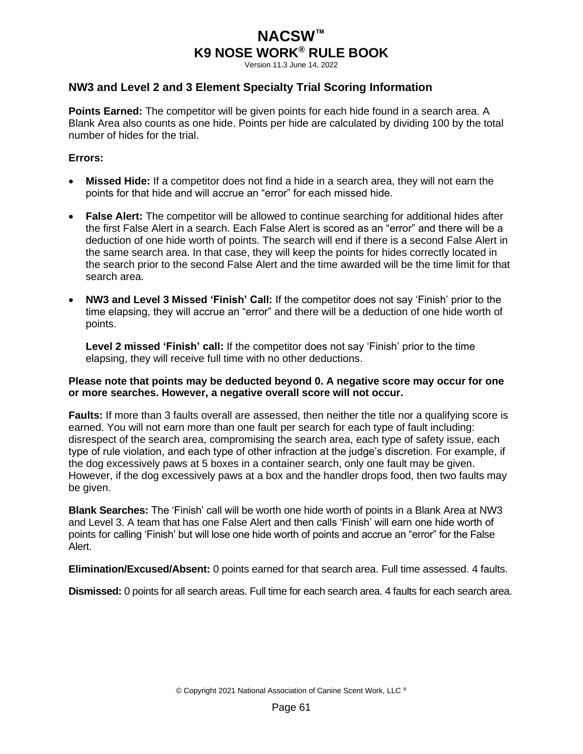## NW3 and Level 2 and 3 Element Specialty Trial Scoring Information

**Points Earned:** The competitor will be given points for each hide found in a search area. A Blank Area also counts as one hide. Points per hide are calculated by dividing 100 by the total number of hides for the trial.

**Errors:**

- **Missed Hide:** If a competitor does not find a hide in a search area, they will not earn the points for that hide and will accrue an "error" for each missed hide.
- **False Alert:** The competitor will be allowed to continue searching for additional hides after the first False Alert in a search. Each False Alert is scored as an "error" and there will be a deduction of one hide worth of points. The search will end if there is a second False Alert in the same search area. In that case, they will keep the points for hides correctly located in the search prior to the second False Alert and the time awarded will be the time limit for that search area.
- **NW3 and Level 3 Missed 'Finish' Call:** If the competitor does not say 'Finish' prior to the time elapsing, they will accrue an "error" and there will be a deduction of one hide worth of points.

  **Level 2 missed 'Finish' call:** If the competitor does not say 'Finish' prior to the time elapsing, they will receive full time with no other deductions.

**Please note that points may be deducted beyond 0. A negative score may occur for one or more searches. However, a negative overall score will not occur.**

**Faults:** If more than 3 faults overall are assessed, then neither the title nor a qualifying score is earned. You will not earn more than one fault per search for each type of fault including: disrespect of the search area, compromising the search area, each type of safety issue, each type of rule violation, and each type of other infraction at the judge's discretion. For example, if the dog excessively paws at 5 boxes in a container search, only one fault may be given. However, if the dog excessively paws at a box and the handler drops food, then two faults may be given.

**Blank Searches:** The 'Finish' call will be worth one hide worth of points in a Blank Area at NW3 and Level 3. A team that has one False Alert and then calls 'Finish' will earn one hide worth of points for calling 'Finish' but will lose one hide worth of points and accrue an "error" for the False Alert.

**Elimination/Excused/Absent:** 0 points earned for that search area. Full time assessed. 4 faults.

**Dismissed:** 0 points for all search areas. Full time for each search area. 4 faults for each search area.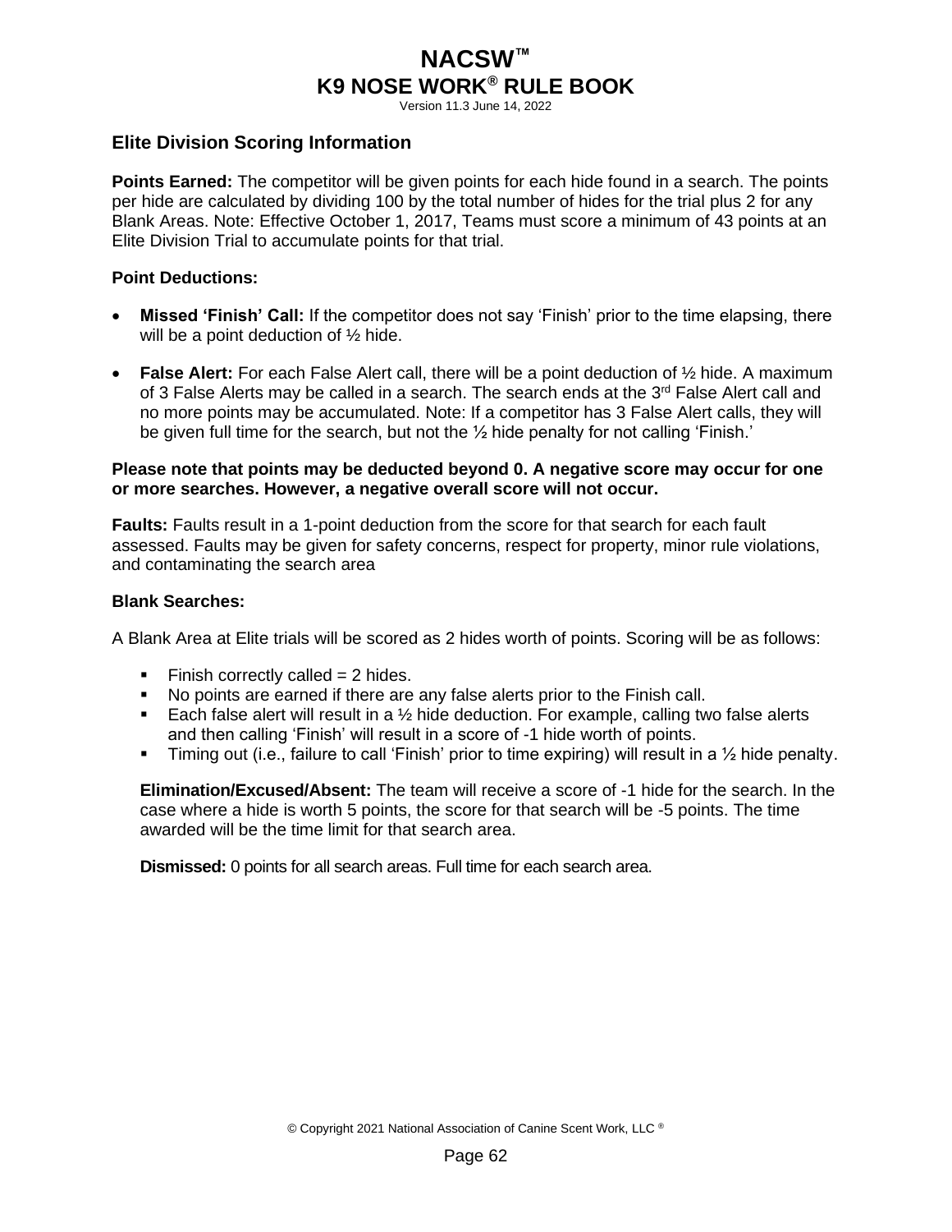## Elite Division Scoring Information

**Points Earned:** The competitor will be given points for each hide found in a search. The points per hide are calculated by dividing 100 by the total number of hides for the trial plus 2 for any Blank Areas. Note: Effective October 1, 2017, Teams must score a minimum of 43 points at an Elite Division Trial to accumulate points for that trial.

**Point Deductions:**

- **Missed 'Finish' Call:** If the competitor does not say 'Finish' prior to the time elapsing, there will be a point deduction of ½ hide.
- **False Alert:** For each False Alert call, there will be a point deduction of ½ hide. A maximum of 3 False Alerts may be called in a search. The search ends at the 3rd False Alert call and no more points may be accumulated. Note: If a competitor has 3 False Alert calls, they will be given full time for the search, but not the ½ hide penalty for not calling 'Finish.'

**Please note that points may be deducted beyond 0. A negative score may occur for one or more searches. However, a negative overall score will not occur.**

**Faults:** Faults result in a 1-point deduction from the score for that search for each fault assessed. Faults may be given for safety concerns, respect for property, minor rule violations, and contaminating the search area

**Blank Searches:**

A Blank Area at Elite trials will be scored as 2 hides worth of points. Scoring will be as follows:

- Finish correctly called = 2 hides.
- No points are earned if there are any false alerts prior to the Finish call.
- Each false alert will result in a ½ hide deduction. For example, calling two false alerts and then calling 'Finish' will result in a score of -1 hide worth of points.
- Timing out (i.e., failure to call 'Finish' prior to time expiring) will result in a ½ hide penalty.

**Elimination/Excused/Absent:** The team will receive a score of -1 hide for the search. In the case where a hide is worth 5 points, the score for that search will be -5 points. The time awarded will be the time limit for that search area.

**Dismissed:** 0 points for all search areas. Full time for each search area.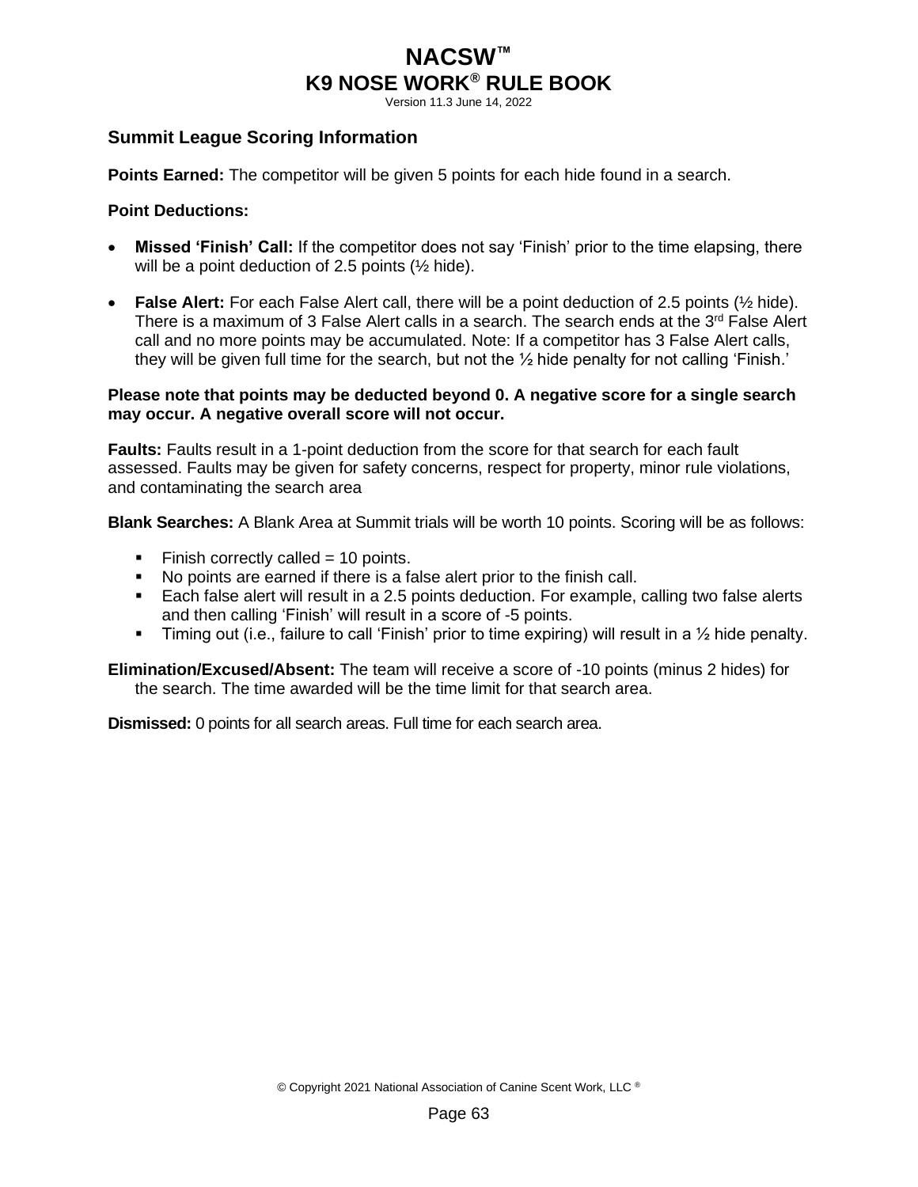## Summit League Scoring Information

**Points Earned:** The competitor will be given 5 points for each hide found in a search.

**Point Deductions:**

- **Missed 'Finish' Call:** If the competitor does not say 'Finish' prior to the time elapsing, there will be a point deduction of 2.5 points (½ hide).
- **False Alert:** For each False Alert call, there will be a point deduction of 2.5 points (½ hide). There is a maximum of 3 False Alert calls in a search. The search ends at the 3rd False Alert call and no more points may be accumulated. Note: If a competitor has 3 False Alert calls, they will be given full time for the search, but not the ½ hide penalty for not calling 'Finish.'

**Please note that points may be deducted beyond 0. A negative score for a single search may occur. A negative overall score will not occur.**

**Faults:** Faults result in a 1-point deduction from the score for that search for each fault assessed. Faults may be given for safety concerns, respect for property, minor rule violations, and contaminating the search area

**Blank Searches:** A Blank Area at Summit trials will be worth 10 points. Scoring will be as follows:

- Finish correctly called = 10 points.
- No points are earned if there is a false alert prior to the finish call.
- Each false alert will result in a 2.5 points deduction. For example, calling two false alerts and then calling 'Finish' will result in a score of -5 points.
- Timing out (i.e., failure to call 'Finish' prior to time expiring) will result in a ½ hide penalty.

**Elimination/Excused/Absent:** The team will receive a score of -10 points (minus 2 hides) for the search. The time awarded will be the time limit for that search area.

**Dismissed:** 0 points for all search areas. Full time for each search area.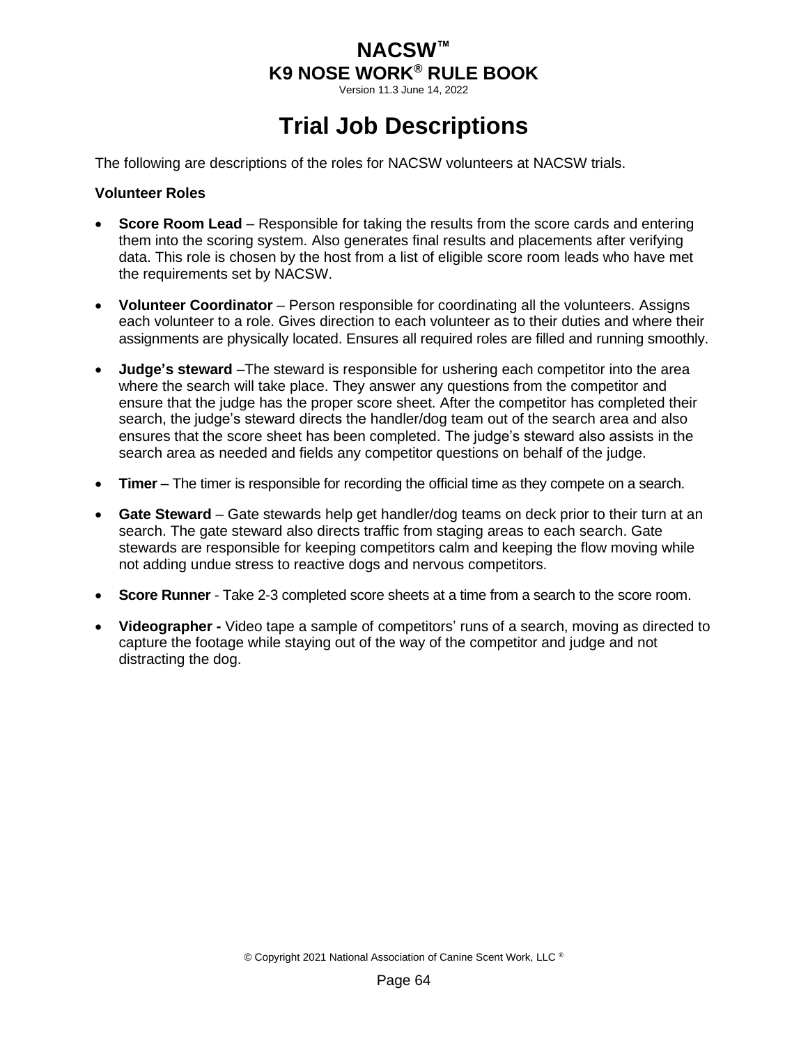# Trial Job Descriptions

The following are descriptions of the roles for NACSW volunteers at NACSW trials.

**Volunteer Roles**

- **Score Room Lead** – Responsible for taking the results from the score cards and entering them into the scoring system. Also generates final results and placements after verifying data. This role is chosen by the host from a list of eligible score room leads who have met the requirements set by NACSW.
- **Volunteer Coordinator** – Person responsible for coordinating all the volunteers. Assigns each volunteer to a role. Gives direction to each volunteer as to their duties and where their assignments are physically located. Ensures all required roles are filled and running smoothly.
- **Judge's steward** –The steward is responsible for ushering each competitor into the area where the search will take place. They answer any questions from the competitor and ensure that the judge has the proper score sheet. After the competitor has completed their search, the judge's steward directs the handler/dog team out of the search area and also ensures that the score sheet has been completed. The judge's steward also assists in the search area as needed and fields any competitor questions on behalf of the judge.
- **Timer** – The timer is responsible for recording the official time as they compete on a search.
- **Gate Steward** – Gate stewards help get handler/dog teams on deck prior to their turn at an search. The gate steward also directs traffic from staging areas to each search. Gate stewards are responsible for keeping competitors calm and keeping the flow moving while not adding undue stress to reactive dogs and nervous competitors.
- **Score Runner** - Take 2-3 completed score sheets at a time from a search to the score room.
- **Videographer -** Video tape a sample of competitors' runs of a search, moving as directed to capture the footage while staying out of the way of the competitor and judge and not distracting the dog.